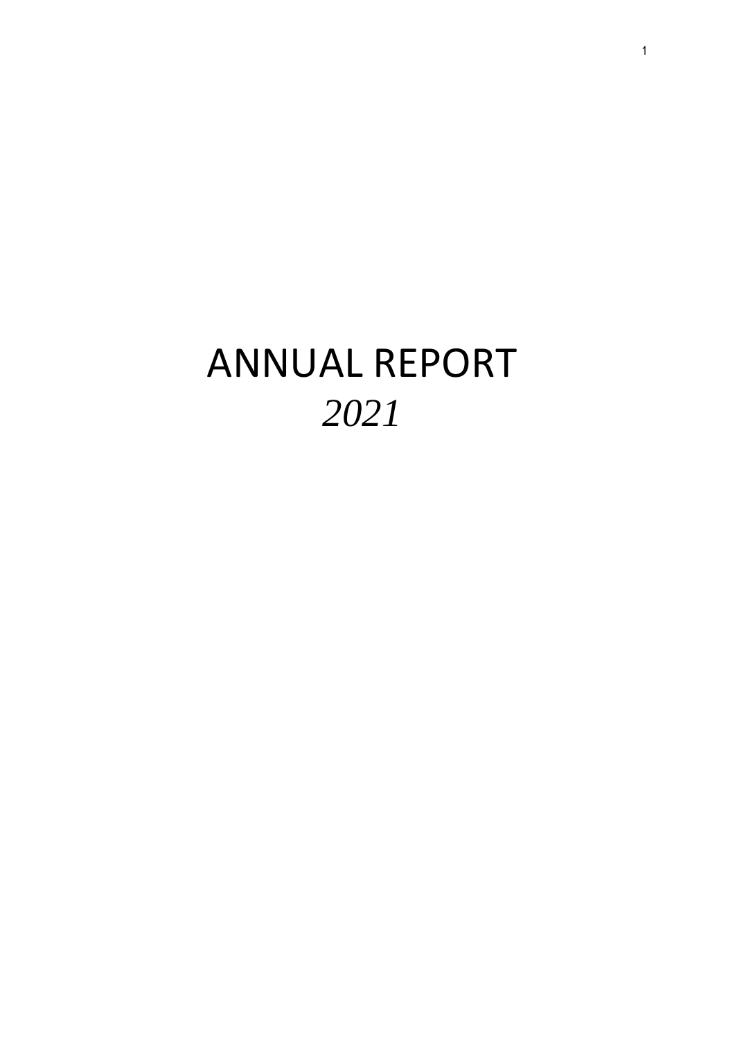# ANNUAL REPORT

*2021*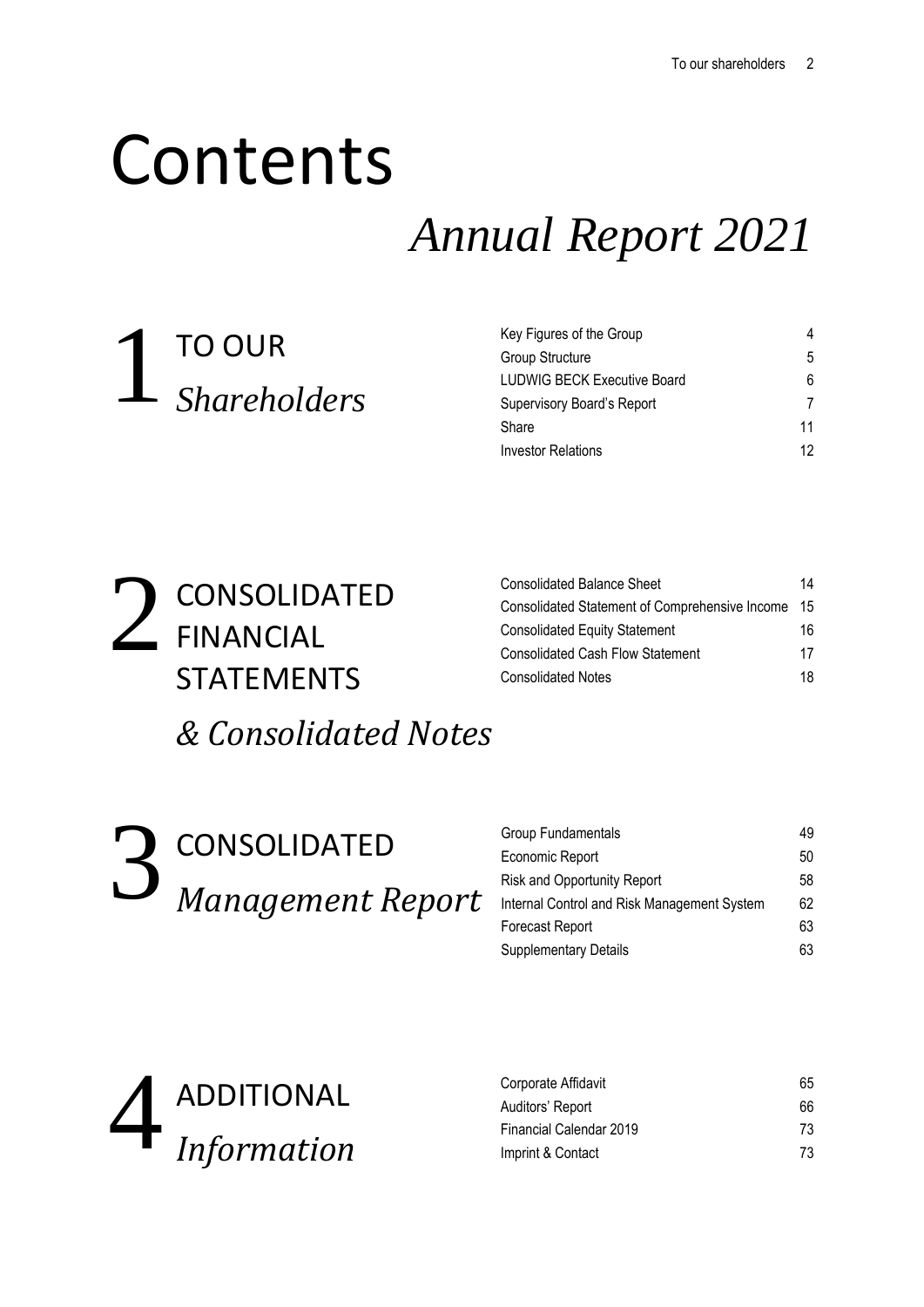# Contents

## *Annual Report 2021*

## 1 TO OUR *Shareholders*

| | |
|---|---|
| Key Figures of the Group | 4 |
| Group Structure | 5 |
| LUDWIG BECK Executive Board | 6 |
| Supervisory Board's Report | 7 |
| Share | 11 |
| Investor Relations | 12 |

## 2 CONSOLIDATED FINANCIAL STATEMENTS *& Consolidated Notes*

| | |
|---|---|
| Consolidated Balance Sheet | 14 |
| Consolidated Statement of Comprehensive Income | 15 |
| Consolidated Equity Statement | 16 |
| Consolidated Cash Flow Statement | 17 |
| Consolidated Notes | 18 |

## 3 CONSOLIDATED *Management Report*

| | |
|---|---|
| Group Fundamentals | 49 |
| Economic Report | 50 |
| Risk and Opportunity Report | 58 |
| Internal Control and Risk Management System | 62 |
| Forecast Report | 63 |
| Supplementary Details | 63 |

## 4 ADDITIONAL *Information*

| | |
|---|---|
| Corporate Affidavit | 65 |
| Auditors' Report | 66 |
| Financial Calendar 2019 | 73 |
| Imprint & Contact | 73 |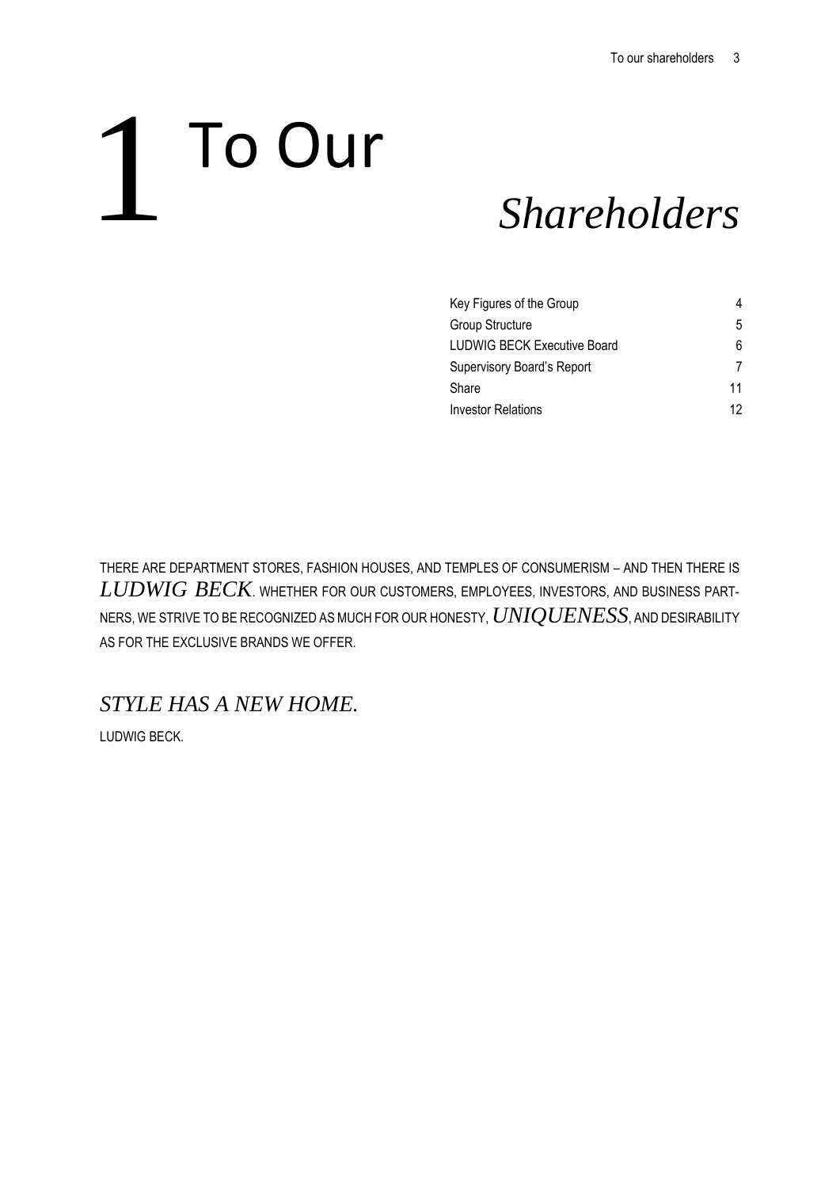# 1 To Our *Shareholders*

| | |
|---|---|
| Key Figures of the Group | 4 |
| Group Structure | 5 |
| LUDWIG BECK Executive Board | 6 |
| Supervisory Board's Report | 7 |
| Share | 11 |
| Investor Relations | 12 |

THERE ARE DEPARTMENT STORES, FASHION HOUSES, AND TEMPLES OF CONSUMERISM – AND THEN THERE IS *LUDWIG BECK*. WHETHER FOR OUR CUSTOMERS, EMPLOYEES, INVESTORS, AND BUSINESS PARTNERS, WE STRIVE TO BE RECOGNIZED AS MUCH FOR OUR HONESTY, *UNIQUENESS*, AND DESIRABILITY AS FOR THE EXCLUSIVE BRANDS WE OFFER.

*STYLE HAS A NEW HOME.*

LUDWIG BECK.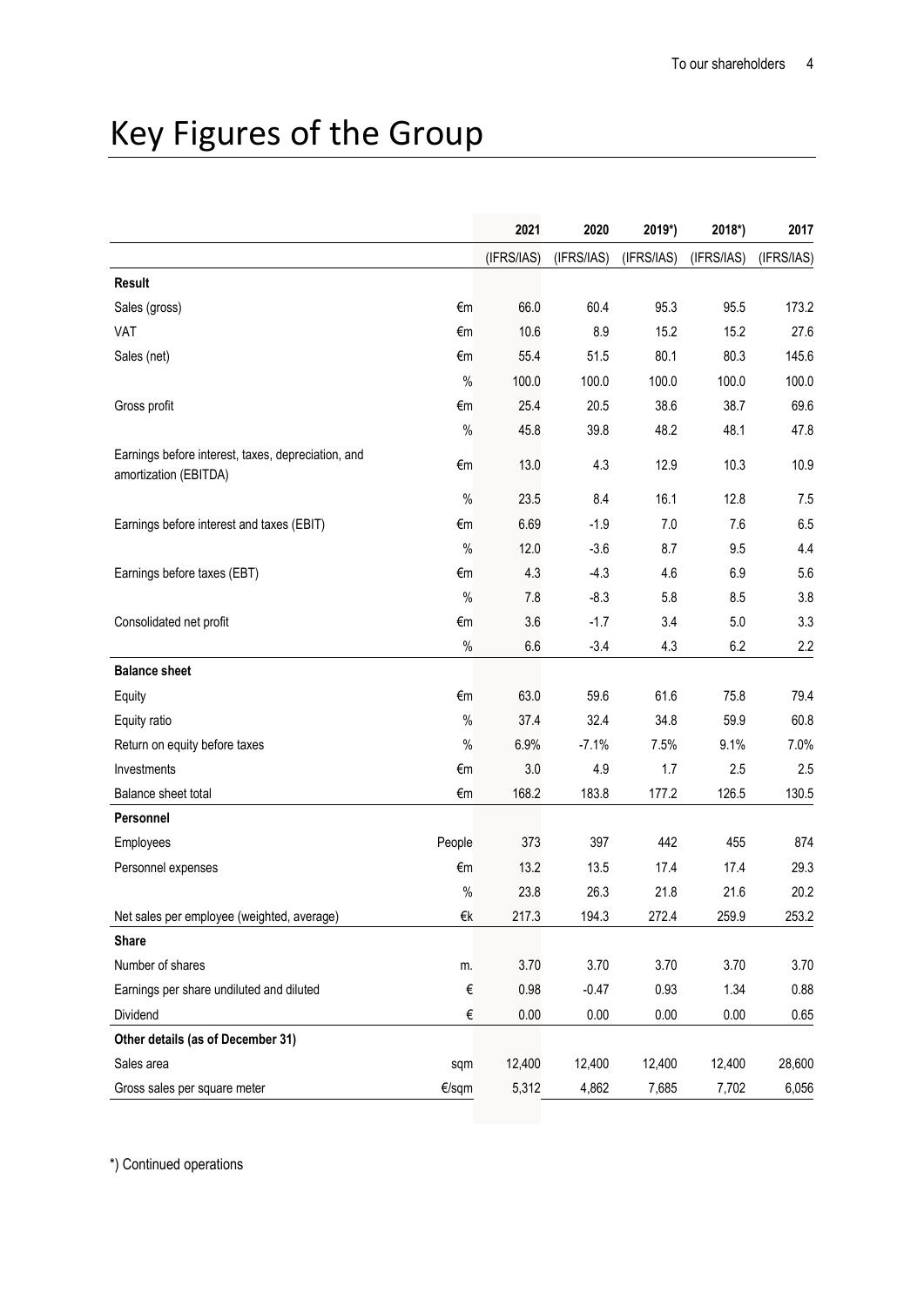# Key Figures of the Group

| | | 2021 | 2020 | 2019*) | 2018*) | 2017 |
|---|---|---|---|---|---|---|
| | | (IFRS/IAS) | (IFRS/IAS) | (IFRS/IAS) | (IFRS/IAS) | (IFRS/IAS) |
| **Result** | | | | | | |
| Sales (gross) | €m | 66.0 | 60.4 | 95.3 | 95.5 | 173.2 |
| VAT | €m | 10.6 | 8.9 | 15.2 | 15.2 | 27.6 |
| Sales (net) | €m | 55.4 | 51.5 | 80.1 | 80.3 | 145.6 |
| | % | 100.0 | 100.0 | 100.0 | 100.0 | 100.0 |
| Gross profit | €m | 25.4 | 20.5 | 38.6 | 38.7 | 69.6 |
| | % | 45.8 | 39.8 | 48.2 | 48.1 | 47.8 |
| Earnings before interest, taxes, depreciation, and amortization (EBITDA) | €m | 13.0 | 4.3 | 12.9 | 10.3 | 10.9 |
| | % | 23.5 | 8.4 | 16.1 | 12.8 | 7.5 |
| Earnings before interest and taxes (EBIT) | €m | 6.69 | -1.9 | 7.0 | 7.6 | 6.5 |
| | % | 12.0 | -3.6 | 8.7 | 9.5 | 4.4 |
| Earnings before taxes (EBT) | €m | 4.3 | -4.3 | 4.6 | 6.9 | 5.6 |
| | % | 7.8 | -8.3 | 5.8 | 8.5 | 3.8 |
| Consolidated net profit | €m | 3.6 | -1.7 | 3.4 | 5.0 | 3.3 |
| | % | 6.6 | -3.4 | 4.3 | 6.2 | 2.2 |
| **Balance sheet** | | | | | | |
| Equity | €m | 63.0 | 59.6 | 61.6 | 75.8 | 79.4 |
| Equity ratio | % | 37.4 | 32.4 | 34.8 | 59.9 | 60.8 |
| Return on equity before taxes | % | 6.9% | -7.1% | 7.5% | 9.1% | 7.0% |
| Investments | €m | 3.0 | 4.9 | 1.7 | 2.5 | 2.5 |
| Balance sheet total | €m | 168.2 | 183.8 | 177.2 | 126.5 | 130.5 |
| **Personnel** | | | | | | |
| Employees | People | 373 | 397 | 442 | 455 | 874 |
| Personnel expenses | €m | 13.2 | 13.5 | 17.4 | 17.4 | 29.3 |
| | % | 23.8 | 26.3 | 21.8 | 21.6 | 20.2 |
| Net sales per employee (weighted, average) | €k | 217.3 | 194.3 | 272.4 | 259.9 | 253.2 |
| **Share** | | | | | | |
| Number of shares | m. | 3.70 | 3.70 | 3.70 | 3.70 | 3.70 |
| Earnings per share undiluted and diluted | € | 0.98 | -0.47 | 0.93 | 1.34 | 0.88 |
| Dividend | € | 0.00 | 0.00 | 0.00 | 0.00 | 0.65 |
| **Other details (as of December 31)** | | | | | | |
| Sales area | sqm | 12,400 | 12,400 | 12,400 | 12,400 | 28,600 |
| Gross sales per square meter | €/sqm | 5,312 | 4,862 | 7,685 | 7,702 | 6,056 |

*) Continued operations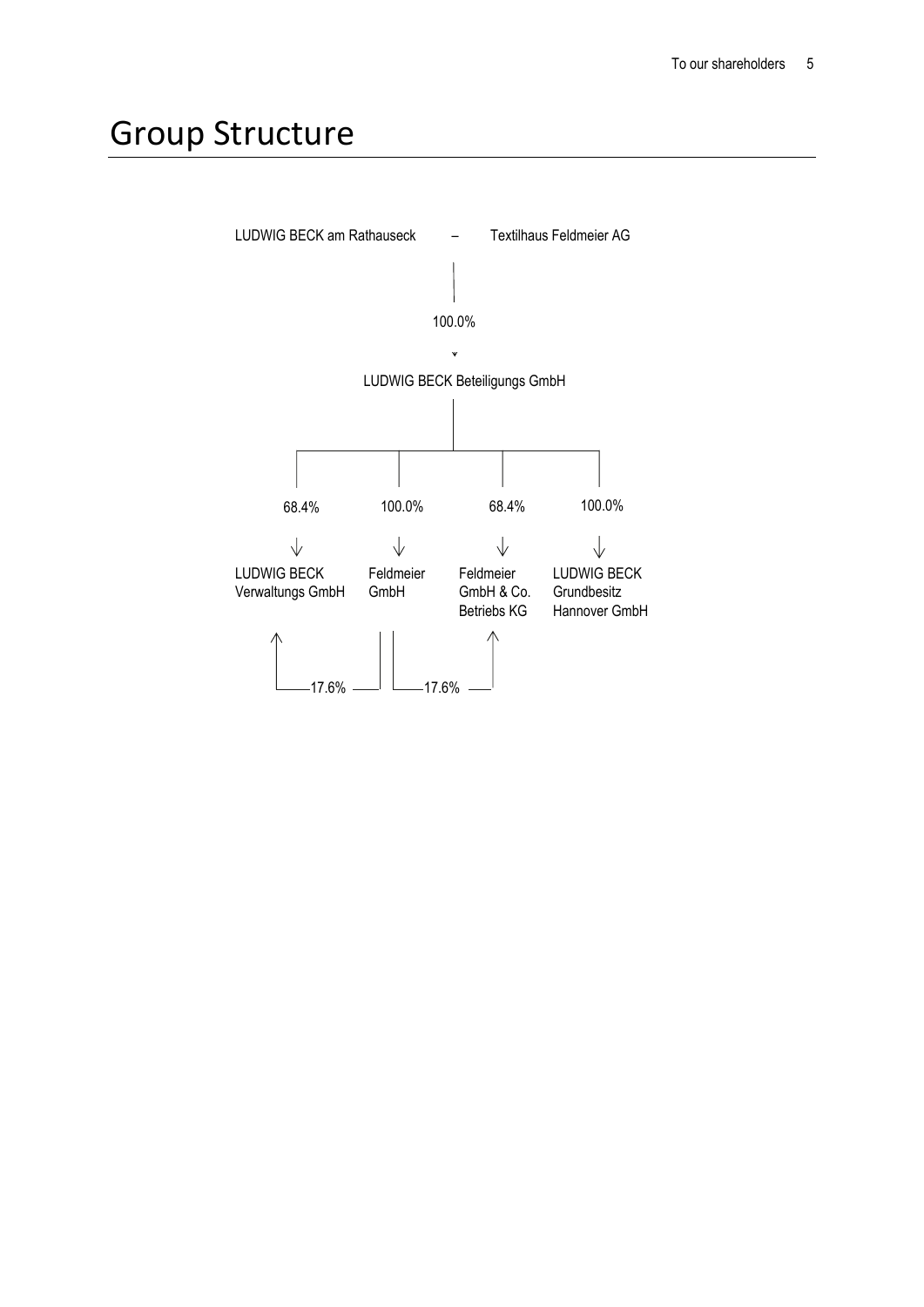# Group Structure

LUDWIG BECK am Rathauseck – Textilhaus Feldmeier AG

100.0%

LUDWIG BECK Beteiligungs GmbH

68.4% → LUDWIG BECK Verwaltungs GmbH

100.0% → Feldmeier GmbH

68.4% → Feldmeier GmbH & Co. Betriebs KG

100.0% → LUDWIG BECK Grundbesitz Hannover GmbH

Feldmeier GmbH → LUDWIG BECK Verwaltungs GmbH: 17.6%

Feldmeier GmbH → Feldmeier GmbH & Co. Betriebs KG: 17.6%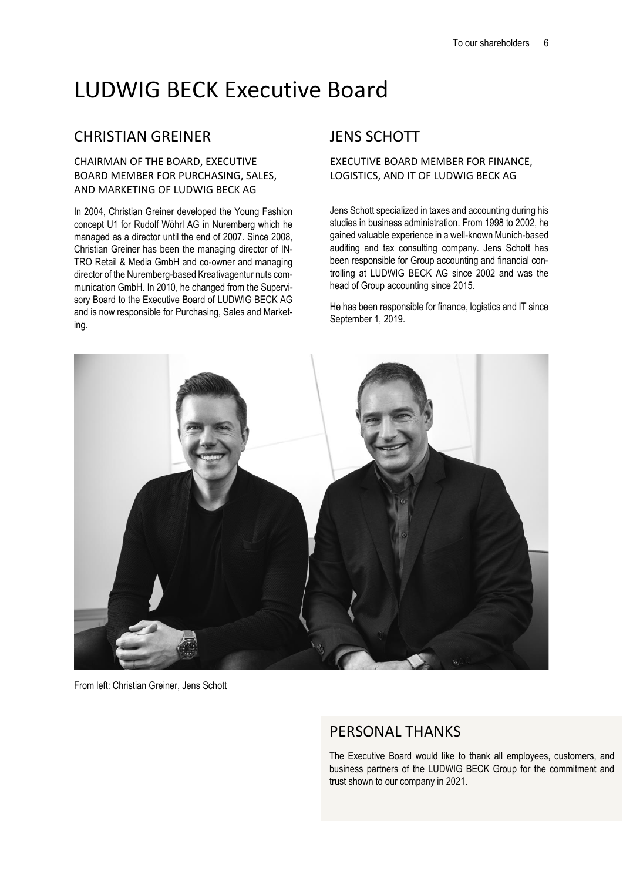# LUDWIG BECK Executive Board

## CHRISTIAN GREINER

### CHAIRMAN OF THE BOARD, EXECUTIVE BOARD MEMBER FOR PURCHASING, SALES, AND MARKETING OF LUDWIG BECK AG

In 2004, Christian Greiner developed the Young Fashion concept U1 for Rudolf Wöhrl AG in Nuremberg which he managed as a director until the end of 2007. Since 2008, Christian Greiner has been the managing director of INTRO Retail & Media GmbH and co-owner and managing director of the Nuremberg-based Kreativagentur nuts communication GmbH. In 2010, he changed from the Supervisory Board to the Executive Board of LUDWIG BECK AG and is now responsible for Purchasing, Sales and Marketing.

## JENS SCHOTT

### EXECUTIVE BOARD MEMBER FOR FINANCE, LOGISTICS, AND IT OF LUDWIG BECK AG

Jens Schott specialized in taxes and accounting during his studies in business administration. From 1998 to 2002, he gained valuable experience in a well-known Munich-based auditing and tax consulting company. Jens Schott has been responsible for Group accounting and financial controlling at LUDWIG BECK AG since 2002 and was the head of Group accounting since 2015.

He has been responsible for finance, logistics and IT since September 1, 2019.

From left: Christian Greiner, Jens Schott

## PERSONAL THANKS

The Executive Board would like to thank all employees, customers, and business partners of the LUDWIG BECK Group for the commitment and trust shown to our company in 2021.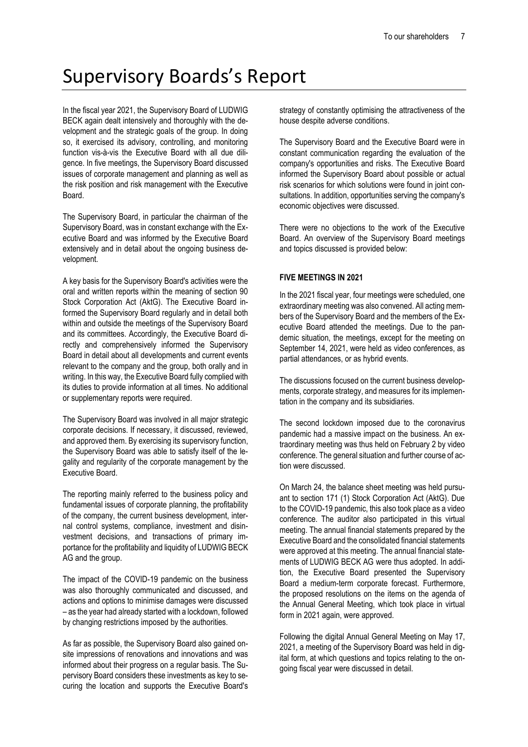# Supervisory Boards's Report

In the fiscal year 2021, the Supervisory Board of LUDWIG BECK again dealt intensively and thoroughly with the development and the strategic goals of the group. In doing so, it exercised its advisory, controlling, and monitoring function vis-à-vis the Executive Board with all due diligence. In five meetings, the Supervisory Board discussed issues of corporate management and planning as well as the risk position and risk management with the Executive Board.

The Supervisory Board, in particular the chairman of the Supervisory Board, was in constant exchange with the Executive Board and was informed by the Executive Board extensively and in detail about the ongoing business development.

A key basis for the Supervisory Board's activities were the oral and written reports within the meaning of section 90 Stock Corporation Act (AktG). The Executive Board informed the Supervisory Board regularly and in detail both within and outside the meetings of the Supervisory Board and its committees. Accordingly, the Executive Board directly and comprehensively informed the Supervisory Board in detail about all developments and current events relevant to the company and the group, both orally and in writing. In this way, the Executive Board fully complied with its duties to provide information at all times. No additional or supplementary reports were required.

The Supervisory Board was involved in all major strategic corporate decisions. If necessary, it discussed, reviewed, and approved them. By exercising its supervisory function, the Supervisory Board was able to satisfy itself of the legality and regularity of the corporate management by the Executive Board.

The reporting mainly referred to the business policy and fundamental issues of corporate planning, the profitability of the company, the current business development, internal control systems, compliance, investment and disinvestment decisions, and transactions of primary importance for the profitability and liquidity of LUDWIG BECK AG and the group.

The impact of the COVID-19 pandemic on the business was also thoroughly communicated and discussed, and actions and options to minimise damages were discussed – as the year had already started with a lockdown, followed by changing restrictions imposed by the authorities.

As far as possible, the Supervisory Board also gained on-site impressions of renovations and innovations and was informed about their progress on a regular basis. The Supervisory Board considers these investments as key to securing the location and supports the Executive Board's strategy of constantly optimising the attractiveness of the house despite adverse conditions.

The Supervisory Board and the Executive Board were in constant communication regarding the evaluation of the company's opportunities and risks. The Executive Board informed the Supervisory Board about possible or actual risk scenarios for which solutions were found in joint consultations. In addition, opportunities serving the company's economic objectives were discussed.

There were no objections to the work of the Executive Board. An overview of the Supervisory Board meetings and topics discussed is provided below:

**FIVE MEETINGS IN 2021**

In the 2021 fiscal year, four meetings were scheduled, one extraordinary meeting was also convened. All acting members of the Supervisory Board and the members of the Executive Board attended the meetings. Due to the pandemic situation, the meetings, except for the meeting on September 14, 2021, were held as video conferences, as partial attendances, or as hybrid events.

The discussions focused on the current business developments, corporate strategy, and measures for its implementation in the company and its subsidiaries.

The second lockdown imposed due to the coronavirus pandemic had a massive impact on the business. An extraordinary meeting was thus held on February 2 by video conference. The general situation and further course of action were discussed.

On March 24, the balance sheet meeting was held pursuant to section 171 (1) Stock Corporation Act (AktG). Due to the COVID-19 pandemic, this also took place as a video conference. The auditor also participated in this virtual meeting. The annual financial statements prepared by the Executive Board and the consolidated financial statements were approved at this meeting. The annual financial statements of LUDWIG BECK AG were thus adopted. In addition, the Executive Board presented the Supervisory Board a medium-term corporate forecast. Furthermore, the proposed resolutions on the items on the agenda of the Annual General Meeting, which took place in virtual form in 2021 again, were approved.

Following the digital Annual General Meeting on May 17, 2021, a meeting of the Supervisory Board was held in digital form, at which questions and topics relating to the ongoing fiscal year were discussed in detail.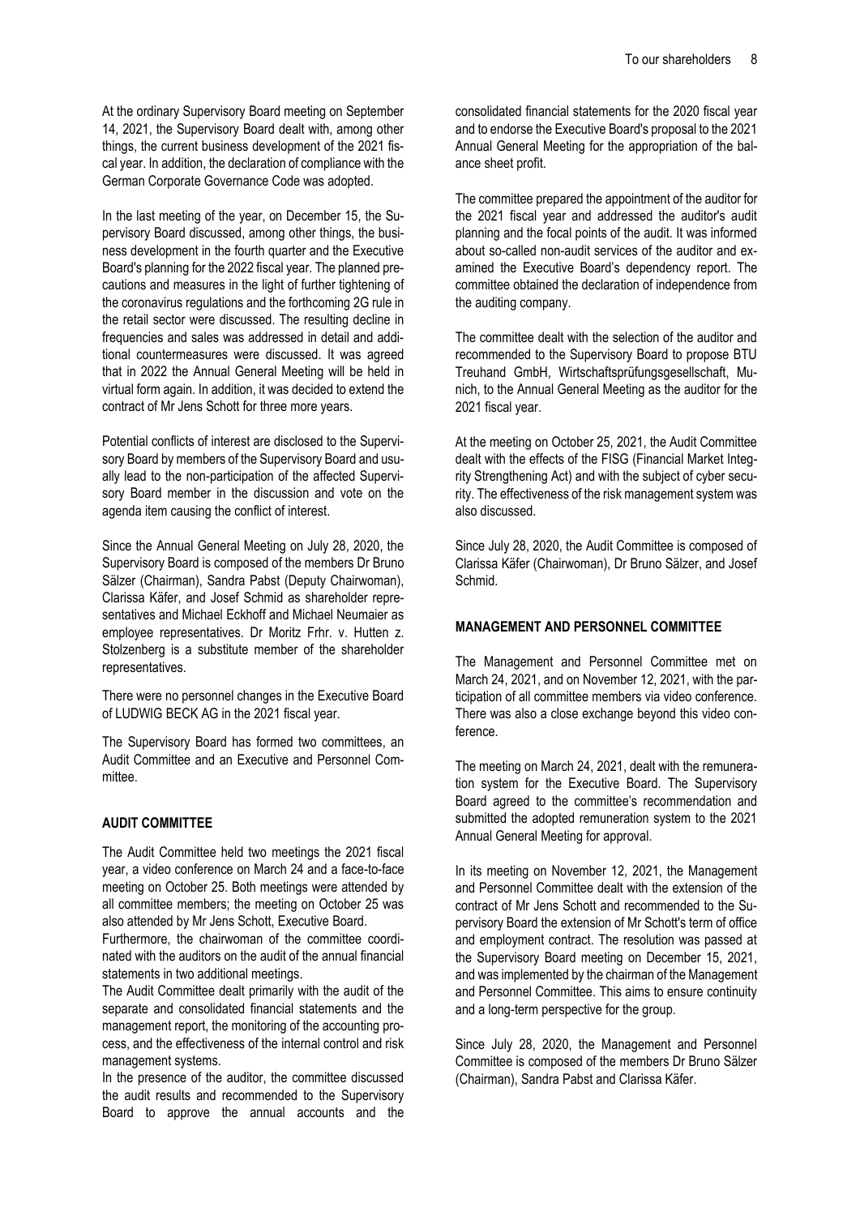At the ordinary Supervisory Board meeting on September 14, 2021, the Supervisory Board dealt with, among other things, the current business development of the 2021 fiscal year. In addition, the declaration of compliance with the German Corporate Governance Code was adopted.

In the last meeting of the year, on December 15, the Supervisory Board discussed, among other things, the business development in the fourth quarter and the Executive Board's planning for the 2022 fiscal year. The planned precautions and measures in the light of further tightening of the coronavirus regulations and the forthcoming 2G rule in the retail sector were discussed. The resulting decline in frequencies and sales was addressed in detail and additional countermeasures were discussed. It was agreed that in 2022 the Annual General Meeting will be held in virtual form again. In addition, it was decided to extend the contract of Mr Jens Schott for three more years.

Potential conflicts of interest are disclosed to the Supervisory Board by members of the Supervisory Board and usually lead to the non-participation of the affected Supervisory Board member in the discussion and vote on the agenda item causing the conflict of interest.

Since the Annual General Meeting on July 28, 2020, the Supervisory Board is composed of the members Dr Bruno Sälzer (Chairman), Sandra Pabst (Deputy Chairwoman), Clarissa Käfer, and Josef Schmid as shareholder representatives and Michael Eckhoff and Michael Neumaier as employee representatives. Dr Moritz Frhr. v. Hutten z. Stolzenberg is a substitute member of the shareholder representatives.

There were no personnel changes in the Executive Board of LUDWIG BECK AG in the 2021 fiscal year.

The Supervisory Board has formed two committees, an Audit Committee and an Executive and Personnel Committee.

## AUDIT COMMITTEE

The Audit Committee held two meetings the 2021 fiscal year, a video conference on March 24 and a face-to-face meeting on October 25. Both meetings were attended by all committee members; the meeting on October 25 was also attended by Mr Jens Schott, Executive Board.

Furthermore, the chairwoman of the committee coordinated with the auditors on the audit of the annual financial statements in two additional meetings.

The Audit Committee dealt primarily with the audit of the separate and consolidated financial statements and the management report, the monitoring of the accounting process, and the effectiveness of the internal control and risk management systems.

In the presence of the auditor, the committee discussed the audit results and recommended to the Supervisory Board to approve the annual accounts and the consolidated financial statements for the 2020 fiscal year and to endorse the Executive Board's proposal to the 2021 Annual General Meeting for the appropriation of the balance sheet profit.

The committee prepared the appointment of the auditor for the 2021 fiscal year and addressed the auditor's audit planning and the focal points of the audit. It was informed about so-called non-audit services of the auditor and examined the Executive Board's dependency report. The committee obtained the declaration of independence from the auditing company.

The committee dealt with the selection of the auditor and recommended to the Supervisory Board to propose BTU Treuhand GmbH, Wirtschaftsprüfungsgesellschaft, Munich, to the Annual General Meeting as the auditor for the 2021 fiscal year.

At the meeting on October 25, 2021, the Audit Committee dealt with the effects of the FISG (Financial Market Integrity Strengthening Act) and with the subject of cyber security. The effectiveness of the risk management system was also discussed.

Since July 28, 2020, the Audit Committee is composed of Clarissa Käfer (Chairwoman), Dr Bruno Sälzer, and Josef Schmid.

## MANAGEMENT AND PERSONNEL COMMITTEE

The Management and Personnel Committee met on March 24, 2021, and on November 12, 2021, with the participation of all committee members via video conference. There was also a close exchange beyond this video conference.

The meeting on March 24, 2021, dealt with the remuneration system for the Executive Board. The Supervisory Board agreed to the committee's recommendation and submitted the adopted remuneration system to the 2021 Annual General Meeting for approval.

In its meeting on November 12, 2021, the Management and Personnel Committee dealt with the extension of the contract of Mr Jens Schott and recommended to the Supervisory Board the extension of Mr Schott's term of office and employment contract. The resolution was passed at the Supervisory Board meeting on December 15, 2021, and was implemented by the chairman of the Management and Personnel Committee. This aims to ensure continuity and a long-term perspective for the group.

Since July 28, 2020, the Management and Personnel Committee is composed of the members Dr Bruno Sälzer (Chairman), Sandra Pabst and Clarissa Käfer.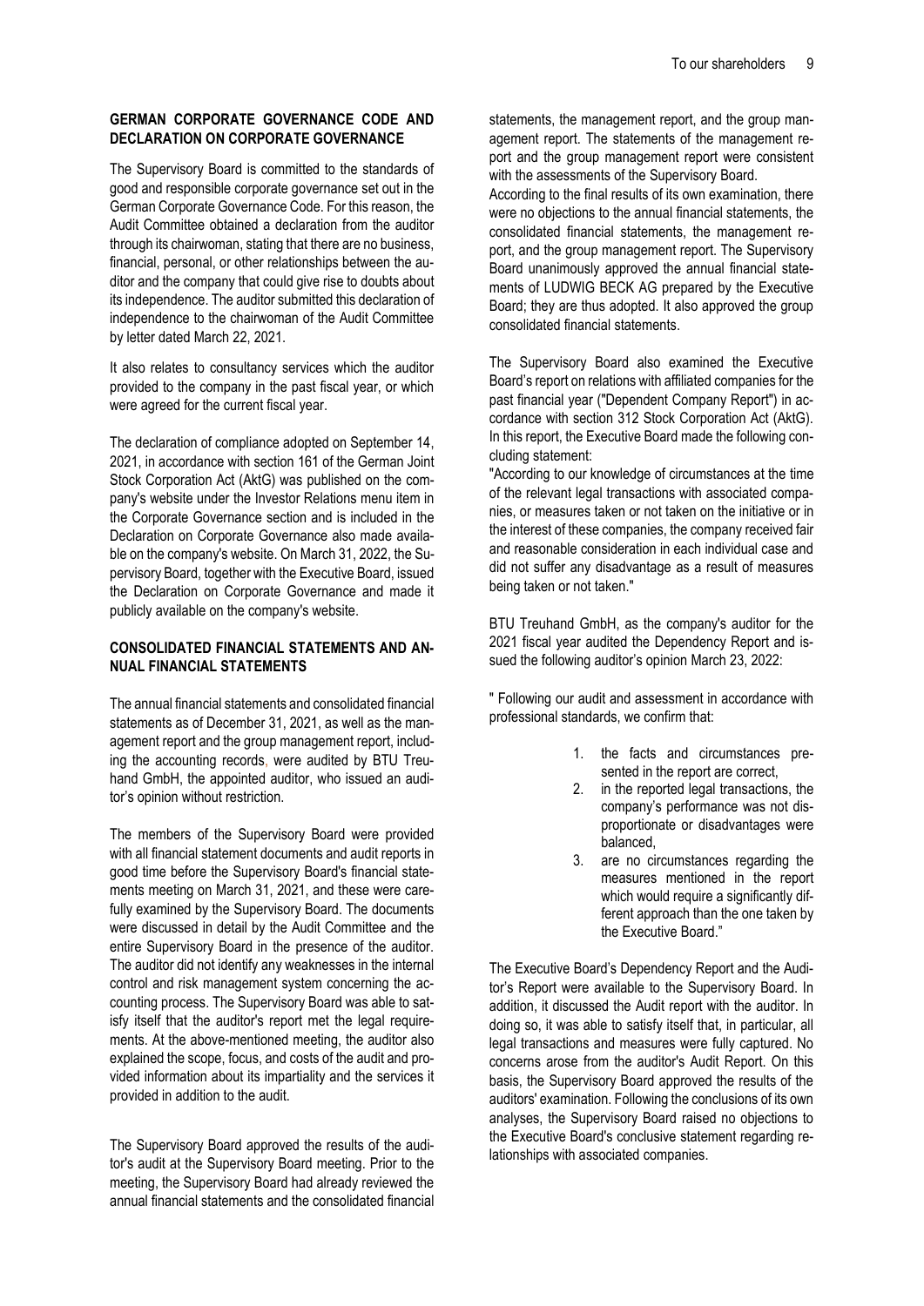## GERMAN CORPORATE GOVERNANCE CODE AND DECLARATION ON CORPORATE GOVERNANCE

The Supervisory Board is committed to the standards of good and responsible corporate governance set out in the German Corporate Governance Code. For this reason, the Audit Committee obtained a declaration from the auditor through its chairwoman, stating that there are no business, financial, personal, or other relationships between the auditor and the company that could give rise to doubts about its independence. The auditor submitted this declaration of independence to the chairwoman of the Audit Committee by letter dated March 22, 2021.

It also relates to consultancy services which the auditor provided to the company in the past fiscal year, or which were agreed for the current fiscal year.

The declaration of compliance adopted on September 14, 2021, in accordance with section 161 of the German Joint Stock Corporation Act (AktG) was published on the company's website under the Investor Relations menu item in the Corporate Governance section and is included in the Declaration on Corporate Governance also made available on the company's website. On March 31, 2022, the Supervisory Board, together with the Executive Board, issued the Declaration on Corporate Governance and made it publicly available on the company's website.

## CONSOLIDATED FINANCIAL STATEMENTS AND ANNUAL FINANCIAL STATEMENTS

The annual financial statements and consolidated financial statements as of December 31, 2021, as well as the management report and the group management report, including the accounting records, were audited by BTU Treuhand GmbH, the appointed auditor, who issued an auditor's opinion without restriction.

The members of the Supervisory Board were provided with all financial statement documents and audit reports in good time before the Supervisory Board's financial statements meeting on March 31, 2021, and these were carefully examined by the Supervisory Board. The documents were discussed in detail by the Audit Committee and the entire Supervisory Board in the presence of the auditor. The auditor did not identify any weaknesses in the internal control and risk management system concerning the accounting process. The Supervisory Board was able to satisfy itself that the auditor's report met the legal requirements. At the above-mentioned meeting, the auditor also explained the scope, focus, and costs of the audit and provided information about its impartiality and the services it provided in addition to the audit.

The Supervisory Board approved the results of the auditor's audit at the Supervisory Board meeting. Prior to the meeting, the Supervisory Board had already reviewed the annual financial statements and the consolidated financial statements, the management report, and the group management report. The statements of the management report and the group management report were consistent with the assessments of the Supervisory Board.
According to the final results of its own examination, there were no objections to the annual financial statements, the consolidated financial statements, the management report, and the group management report. The Supervisory Board unanimously approved the annual financial statements of LUDWIG BECK AG prepared by the Executive Board; they are thus adopted. It also approved the group consolidated financial statements.

The Supervisory Board also examined the Executive Board's report on relations with affiliated companies for the past financial year ("Dependent Company Report") in accordance with section 312 Stock Corporation Act (AktG). In this report, the Executive Board made the following concluding statement:
"According to our knowledge of circumstances at the time of the relevant legal transactions with associated companies, or measures taken or not taken on the initiative or in the interest of these companies, the company received fair and reasonable consideration in each individual case and did not suffer any disadvantage as a result of measures being taken or not taken."

BTU Treuhand GmbH, as the company's auditor for the 2021 fiscal year audited the Dependency Report and issued the following auditor's opinion March 23, 2022:

" Following our audit and assessment in accordance with professional standards, we confirm that:

1. the facts and circumstances presented in the report are correct,
2. in the reported legal transactions, the company's performance was not disproportionate or disadvantages were balanced,
3. are no circumstances regarding the measures mentioned in the report which would require a significantly different approach than the one taken by the Executive Board."

The Executive Board's Dependency Report and the Auditor's Report were available to the Supervisory Board. In addition, it discussed the Audit report with the auditor. In doing so, it was able to satisfy itself that, in particular, all legal transactions and measures were fully captured. No concerns arose from the auditor's Audit Report. On this basis, the Supervisory Board approved the results of the auditors' examination. Following the conclusions of its own analyses, the Supervisory Board raised no objections to the Executive Board's conclusive statement regarding relationships with associated companies.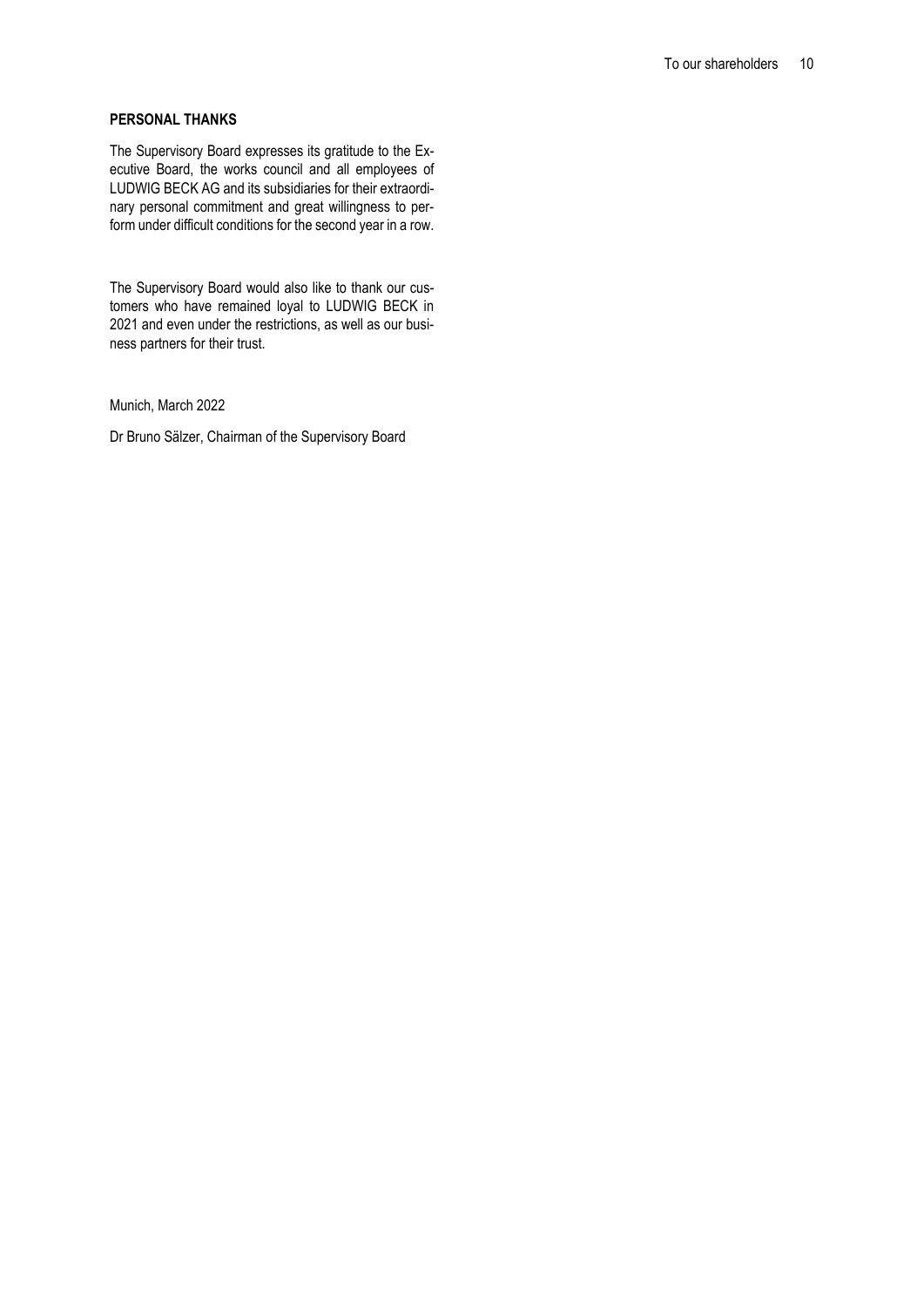**PERSONAL THANKS**

The Supervisory Board expresses its gratitude to the Executive Board, the works council and all employees of LUDWIG BECK AG and its subsidiaries for their extraordinary personal commitment and great willingness to perform under difficult conditions for the second year in a row.

The Supervisory Board would also like to thank our customers who have remained loyal to LUDWIG BECK in 2021 and even under the restrictions, as well as our business partners for their trust.

Munich, March 2022

Dr Bruno Sälzer, Chairman of the Supervisory Board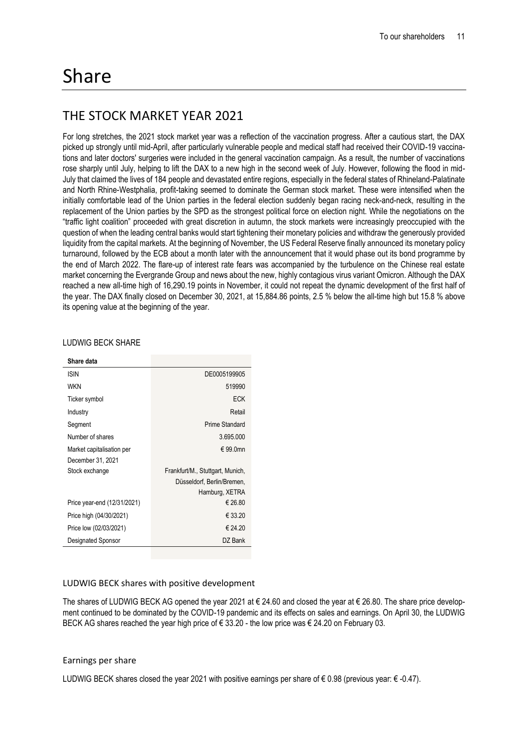# Share

## THE STOCK MARKET YEAR 2021

For long stretches, the 2021 stock market year was a reflection of the vaccination progress. After a cautious start, the DAX picked up strongly until mid-April, after particularly vulnerable people and medical staff had received their COVID-19 vaccinations and later doctors' surgeries were included in the general vaccination campaign. As a result, the number of vaccinations rose sharply until July, helping to lift the DAX to a new high in the second week of July. However, following the flood in mid-July that claimed the lives of 184 people and devastated entire regions, especially in the federal states of Rhineland-Palatinate and North Rhine-Westphalia, profit-taking seemed to dominate the German stock market. These were intensified when the initially comfortable lead of the Union parties in the federal election suddenly began racing neck-and-neck, resulting in the replacement of the Union parties by the SPD as the strongest political force on election night. While the negotiations on the "traffic light coalition" proceeded with great discretion in autumn, the stock markets were increasingly preoccupied with the question of when the leading central banks would start tightening their monetary policies and withdraw the generously provided liquidity from the capital markets. At the beginning of November, the US Federal Reserve finally announced its monetary policy turnaround, followed by the ECB about a month later with the announcement that it would phase out its bond programme by the end of March 2022. The flare-up of interest rate fears was accompanied by the turbulence on the Chinese real estate market concerning the Evergrande Group and news about the new, highly contagious virus variant Omicron. Although the DAX reached a new all-time high of 16,290.19 points in November, it could not repeat the dynamic development of the first half of the year. The DAX finally closed on December 30, 2021, at 15,884.86 points, 2.5 % below the all-time high but 15.8 % above its opening value at the beginning of the year.

LUDWIG BECK SHARE

| Share data | |
|---|---|
| ISIN | DE0005199905 |
| WKN | 519990 |
| Ticker symbol | ECK |
| Industry | Retail |
| Segment | Prime Standard |
| Number of shares | 3.695.000 |
| Market capitalisation per December 31, 2021 | € 99.0mn |
| Stock exchange | Frankfurt/M., Stuttgart, Munich, Düsseldorf, Berlin/Bremen, Hamburg, XETRA |
| Price year-end (12/31/2021) | € 26.80 |
| Price high (04/30/2021) | € 33.20 |
| Price low (02/03/2021) | € 24.20 |
| Designated Sponsor | DZ Bank |

### LUDWIG BECK shares with positive development

The shares of LUDWIG BECK AG opened the year 2021 at € 24.60 and closed the year at € 26.80. The share price development continued to be dominated by the COVID-19 pandemic and its effects on sales and earnings. On April 30, the LUDWIG BECK AG shares reached the year high price of € 33.20 - the low price was € 24.20 on February 03.

### Earnings per share

LUDWIG BECK shares closed the year 2021 with positive earnings per share of € 0.98 (previous year: € -0.47).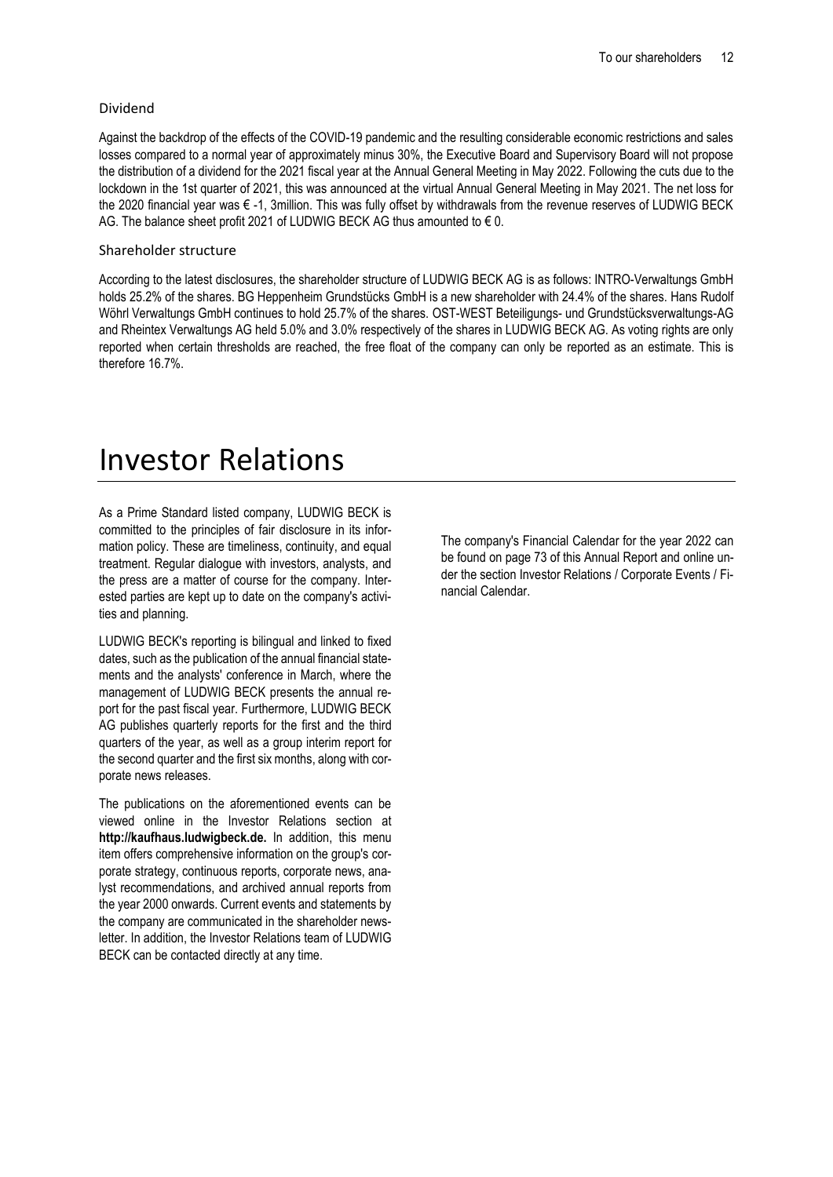### Dividend

Against the backdrop of the effects of the COVID-19 pandemic and the resulting considerable economic restrictions and sales losses compared to a normal year of approximately minus 30%, the Executive Board and Supervisory Board will not propose the distribution of a dividend for the 2021 fiscal year at the Annual General Meeting in May 2022. Following the cuts due to the lockdown in the 1st quarter of 2021, this was announced at the virtual Annual General Meeting in May 2021. The net loss for the 2020 financial year was € -1, 3million. This was fully offset by withdrawals from the revenue reserves of LUDWIG BECK AG. The balance sheet profit 2021 of LUDWIG BECK AG thus amounted to € 0.

### Shareholder structure

According to the latest disclosures, the shareholder structure of LUDWIG BECK AG is as follows: INTRO-Verwaltungs GmbH holds 25.2% of the shares. BG Heppenheim Grundstücks GmbH is a new shareholder with 24.4% of the shares. Hans Rudolf Wöhrl Verwaltungs GmbH continues to hold 25.7% of the shares. OST-WEST Beteiligungs- und Grundstücksverwaltungs-AG and Rheintex Verwaltungs AG held 5.0% and 3.0% respectively of the shares in LUDWIG BECK AG. As voting rights are only reported when certain thresholds are reached, the free float of the company can only be reported as an estimate. This is therefore 16.7%.

# Investor Relations

As a Prime Standard listed company, LUDWIG BECK is committed to the principles of fair disclosure in its information policy. These are timeliness, continuity, and equal treatment. Regular dialogue with investors, analysts, and the press are a matter of course for the company. Interested parties are kept up to date on the company's activities and planning.

LUDWIG BECK's reporting is bilingual and linked to fixed dates, such as the publication of the annual financial statements and the analysts' conference in March, where the management of LUDWIG BECK presents the annual report for the past fiscal year. Furthermore, LUDWIG BECK AG publishes quarterly reports for the first and the third quarters of the year, as well as a group interim report for the second quarter and the first six months, along with corporate news releases.

The publications on the aforementioned events can be viewed online in the Investor Relations section at **http://kaufhaus.ludwigbeck.de.** In addition, this menu item offers comprehensive information on the group's corporate strategy, continuous reports, corporate news, analyst recommendations, and archived annual reports from the year 2000 onwards. Current events and statements by the company are communicated in the shareholder newsletter. In addition, the Investor Relations team of LUDWIG BECK can be contacted directly at any time.

The company's Financial Calendar for the year 2022 can be found on page 73 of this Annual Report and online under the section Investor Relations / Corporate Events / Financial Calendar.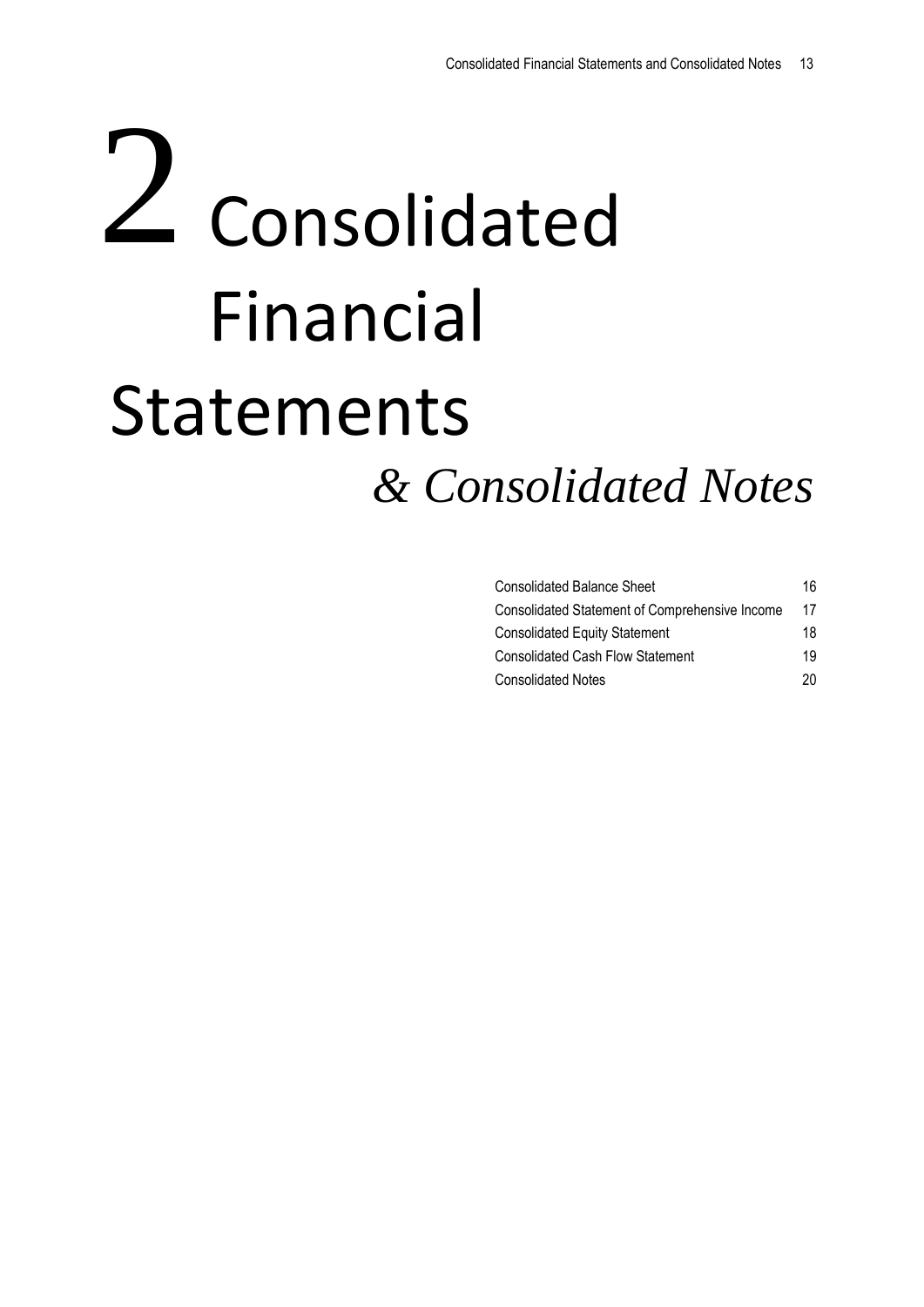# 2 Consolidated Financial Statements

*& Consolidated Notes*

| | |
|---|---|
| Consolidated Balance Sheet | 16 |
| Consolidated Statement of Comprehensive Income | 17 |
| Consolidated Equity Statement | 18 |
| Consolidated Cash Flow Statement | 19 |
| Consolidated Notes | 20 |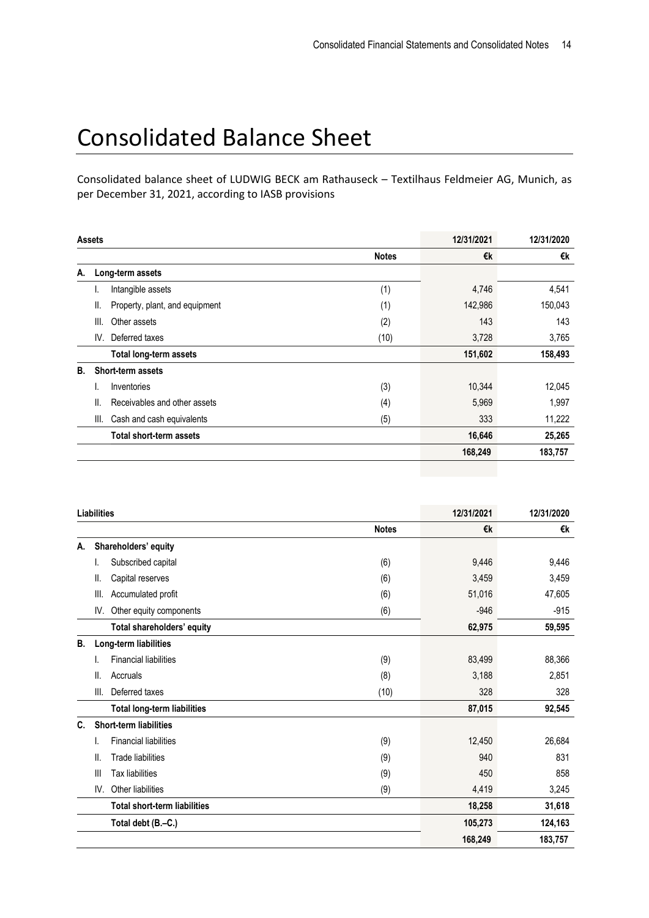# Consolidated Balance Sheet

Consolidated balance sheet of LUDWIG BECK am Rathauseck – Textilhaus Feldmeier AG, Munich, as per December 31, 2021, according to IASB provisions

| Assets | | | 12/31/2021 | 12/31/2020 |
|---|---|---|---|---|
| | | **Notes** | **€k** | **€k** |
| **A.** | **Long-term assets** | | | |
| | I. Intangible assets | (1) | 4,746 | 4,541 |
| | II. Property, plant, and equipment | (1) | 142,986 | 150,043 |
| | III. Other assets | (2) | 143 | 143 |
| | IV. Deferred taxes | (10) | 3,728 | 3,765 |
| | **Total long-term assets** | | **151,602** | **158,493** |
| **B.** | **Short-term assets** | | | |
| | I. Inventories | (3) | 10,344 | 12,045 |
| | II. Receivables and other assets | (4) | 5,969 | 1,997 |
| | III. Cash and cash equivalents | (5) | 333 | 11,222 |
| | **Total short-term assets** | | **16,646** | **25,265** |
| | | | **168,249** | **183,757** |

| Liabilities | | | 12/31/2021 | 12/31/2020 |
|---|---|---|---|---|
| | | **Notes** | **€k** | **€k** |
| **A.** | **Shareholders' equity** | | | |
| | I. Subscribed capital | (6) | 9,446 | 9,446 |
| | II. Capital reserves | (6) | 3,459 | 3,459 |
| | III. Accumulated profit | (6) | 51,016 | 47,605 |
| | IV. Other equity components | (6) | -946 | -915 |
| | **Total shareholders' equity** | | **62,975** | **59,595** |
| **B.** | **Long-term liabilities** | | | |
| | I. Financial liabilities | (9) | 83,499 | 88,366 |
| | II. Accruals | (8) | 3,188 | 2,851 |
| | III. Deferred taxes | (10) | 328 | 328 |
| | **Total long-term liabilities** | | **87,015** | **92,545** |
| **C.** | **Short-term liabilities** | | | |
| | I. Financial liabilities | (9) | 12,450 | 26,684 |
| | II. Trade liabilities | (9) | 940 | 831 |
| | III Tax liabilities | (9) | 450 | 858 |
| | IV. Other liabilities | (9) | 4,419 | 3,245 |
| | **Total short-term liabilities** | | **18,258** | **31,618** |
| | **Total debt (B.–C.)** | | **105,273** | **124,163** |
| | | | **168,249** | **183,757** |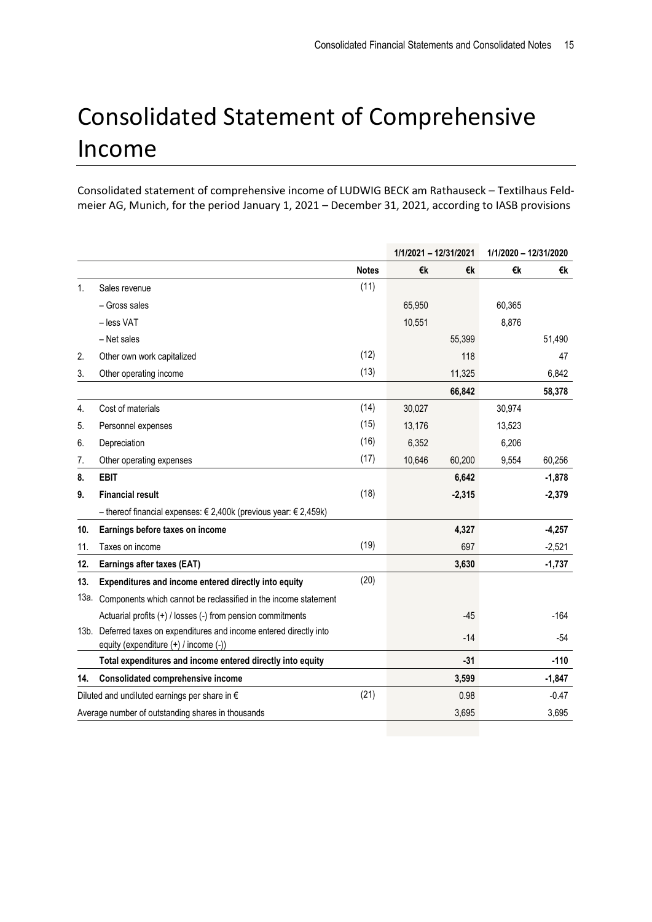# Consolidated Statement of Comprehensive Income

Consolidated statement of comprehensive income of LUDWIG BECK am Rathauseck – Textilhaus Feldmeier AG, Munich, for the period January 1, 2021 – December 31, 2021, according to IASB provisions

| | | | 1/1/2021 – 12/31/2021 | | 1/1/2020 – 12/31/2020 | |
|---|---|---|---|---|---|---|
| | | **Notes** | **€k** | **€k** | **€k** | **€k** |
| 1. | Sales revenue | (11) | | | | |
| | – Gross sales | | 65,950 | | 60,365 | |
| | – less VAT | | 10,551 | | 8,876 | |
| | – Net sales | | | 55,399 | | 51,490 |
| 2. | Other own work capitalized | (12) | | 118 | | 47 |
| 3. | Other operating income | (13) | | 11,325 | | 6,842 |
| | | | | **66,842** | | **58,378** |
| 4. | Cost of materials | (14) | 30,027 | | 30,974 | |
| 5. | Personnel expenses | (15) | 13,176 | | 13,523 | |
| 6. | Depreciation | (16) | 6,352 | | 6,206 | |
| 7. | Other operating expenses | (17) | 10,646 | 60,200 | 9,554 | 60,256 |
| **8.** | **EBIT** | | | **6,642** | | **-1,878** |
| **9.** | **Financial result** | (18) | | **-2,315** | | **-2,379** |
| | – thereof financial expenses: € 2,400k (previous year: € 2,459k) | | | | | |
| **10.** | **Earnings before taxes on income** | | | **4,327** | | **-4,257** |
| 11. | Taxes on income | (19) | | 697 | | -2,521 |
| **12.** | **Earnings after taxes (EAT)** | | | **3,630** | | **-1,737** |
| **13.** | **Expenditures and income entered directly into equity** | (20) | | | | |
| 13a. | Components which cannot be reclassified in the income statement | | | | | |
| | Actuarial profits (+) / losses (-) from pension commitments | | | -45 | | -164 |
| 13b. | Deferred taxes on expenditures and income entered directly into equity (expenditure (+) / income (-)) | | | -14 | | -54 |
| | **Total expenditures and income entered directly into equity** | | | **-31** | | **-110** |
| **14.** | **Consolidated comprehensive income** | | | **3,599** | | **-1,847** |
| | Diluted and undiluted earnings per share in € | (21) | | 0.98 | | -0.47 |
| | Average number of outstanding shares in thousands | | | 3,695 | | 3,695 |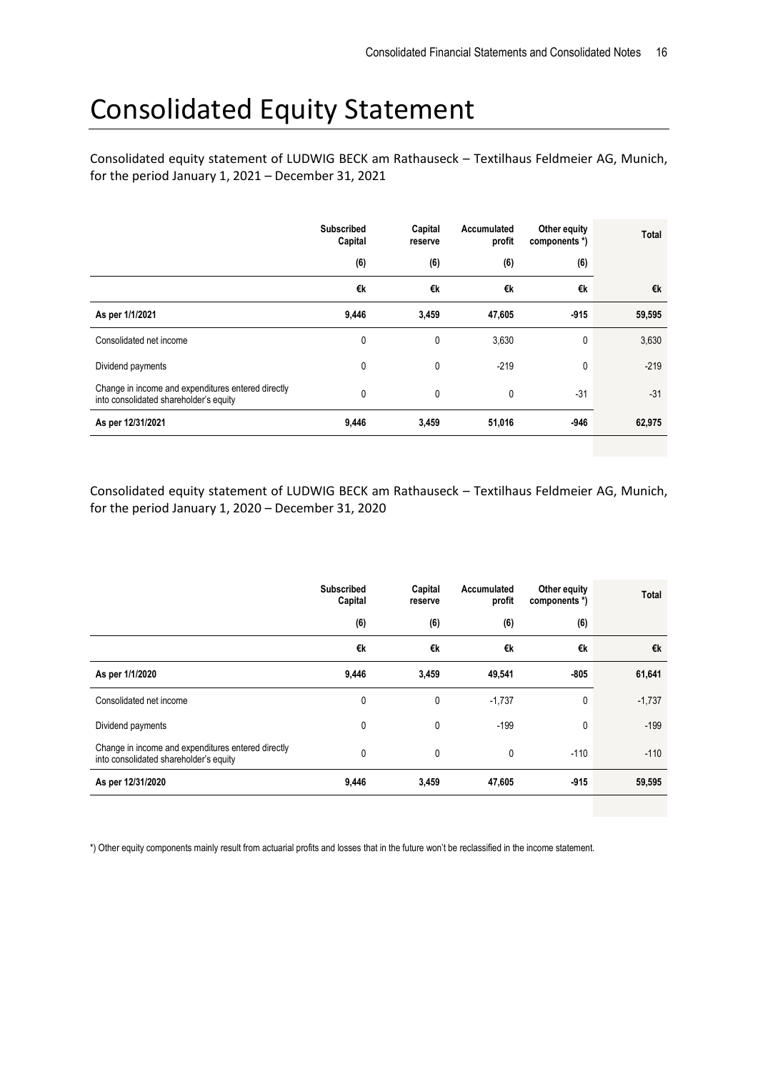# Consolidated Equity Statement

Consolidated equity statement of LUDWIG BECK am Rathauseck – Textilhaus Feldmeier AG, Munich, for the period January 1, 2021 – December 31, 2021

| | Subscribed Capital | Capital reserve | Accumulated profit | Other equity components *) | Total |
|---|---|---|---|---|---|
| | (6) | (6) | (6) | (6) | |
| | €k | €k | €k | €k | €k |
| **As per 1/1/2021** | **9,446** | **3,459** | **47,605** | **-915** | **59,595** |
| Consolidated net income | 0 | 0 | 3,630 | 0 | 3,630 |
| Dividend payments | 0 | 0 | -219 | 0 | -219 |
| Change in income and expenditures entered directly into consolidated shareholder's equity | 0 | 0 | 0 | -31 | -31 |
| **As per 12/31/2021** | **9,446** | **3,459** | **51,016** | **-946** | **62,975** |

Consolidated equity statement of LUDWIG BECK am Rathauseck – Textilhaus Feldmeier AG, Munich, for the period January 1, 2020 – December 31, 2020

| | Subscribed Capital | Capital reserve | Accumulated profit | Other equity components *) | Total |
|---|---|---|---|---|---|
| | (6) | (6) | (6) | (6) | |
| | €k | €k | €k | €k | €k |
| **As per 1/1/2020** | **9,446** | **3,459** | **49,541** | **-805** | **61,641** |
| Consolidated net income | 0 | 0 | -1,737 | 0 | -1,737 |
| Dividend payments | 0 | 0 | -199 | 0 | -199 |
| Change in income and expenditures entered directly into consolidated shareholder's equity | 0 | 0 | 0 | -110 | -110 |
| **As per 12/31/2020** | **9,446** | **3,459** | **47,605** | **-915** | **59,595** |

*) Other equity components mainly result from actuarial profits and losses that in the future won't be reclassified in the income statement.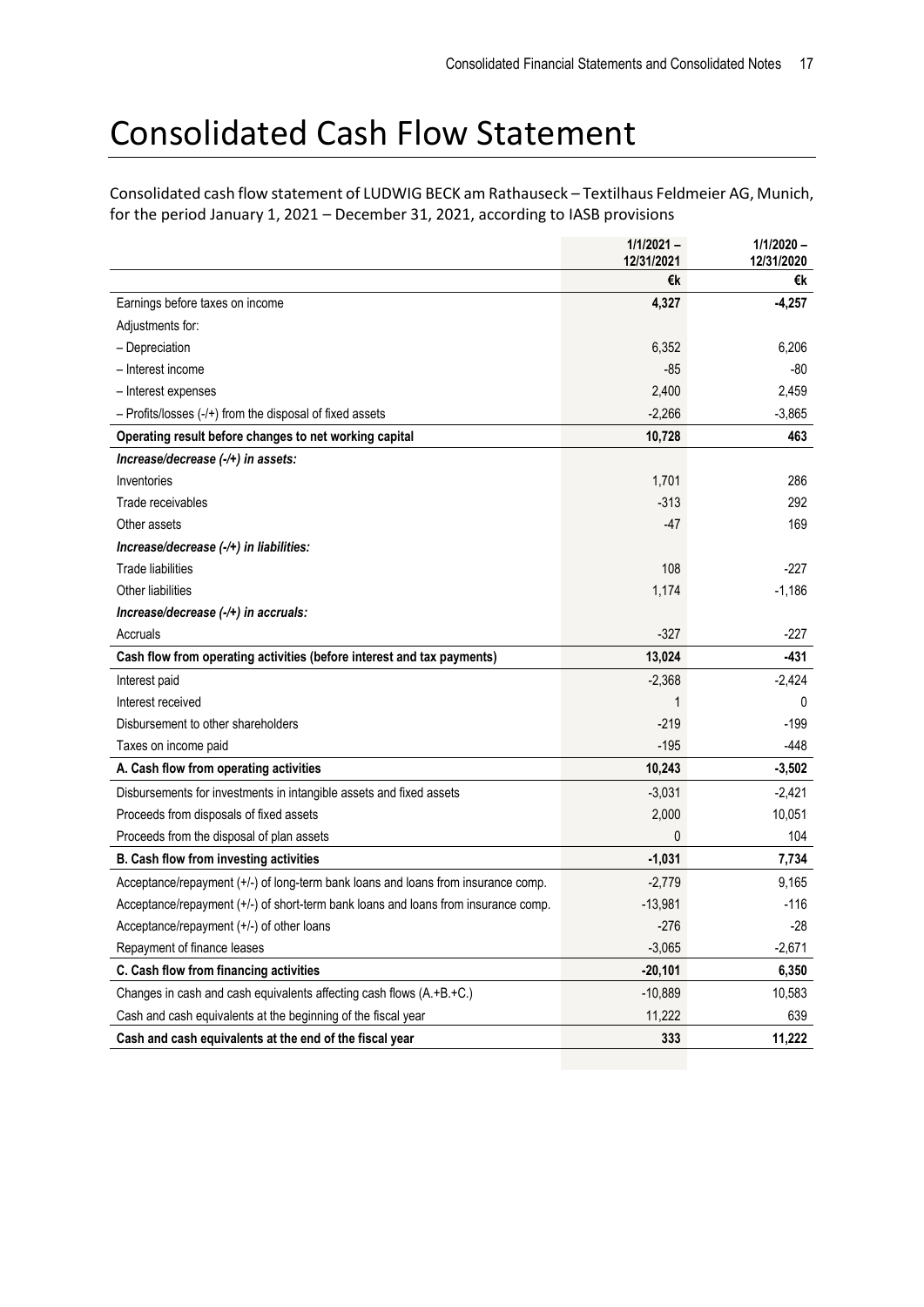# Consolidated Cash Flow Statement

Consolidated cash flow statement of LUDWIG BECK am Rathauseck – Textilhaus Feldmeier AG, Munich, for the period January 1, 2021 – December 31, 2021, according to IASB provisions

| | 1/1/2021 – 12/31/2021 | 1/1/2020 – 12/31/2020 |
|---|---|---|
| | **€k** | **€k** |
| Earnings before taxes on income | **4,327** | **-4,257** |
| Adjustments for: | | |
| – Depreciation | 6,352 | 6,206 |
| – Interest income | -85 | -80 |
| – Interest expenses | 2,400 | 2,459 |
| – Profits/losses (-/+) from the disposal of fixed assets | -2,266 | -3,865 |
| **Operating result before changes to net working capital** | **10,728** | **463** |
| ***Increase/decrease (-/+) in assets:*** | | |
| Inventories | 1,701 | 286 |
| Trade receivables | -313 | 292 |
| Other assets | -47 | 169 |
| ***Increase/decrease (-/+) in liabilities:*** | | |
| Trade liabilities | 108 | -227 |
| Other liabilities | 1,174 | -1,186 |
| ***Increase/decrease (-/+) in accruals:*** | | |
| Accruals | -327 | -227 |
| **Cash flow from operating activities (before interest and tax payments)** | **13,024** | **-431** |
| Interest paid | -2,368 | -2,424 |
| Interest received | 1 | 0 |
| Disbursement to other shareholders | -219 | -199 |
| Taxes on income paid | -195 | -448 |
| **A. Cash flow from operating activities** | **10,243** | **-3,502** |
| Disbursements for investments in intangible assets and fixed assets | -3,031 | -2,421 |
| Proceeds from disposals of fixed assets | 2,000 | 10,051 |
| Proceeds from the disposal of plan assets | 0 | 104 |
| **B. Cash flow from investing activities** | **-1,031** | **7,734** |
| Acceptance/repayment (+/-) of long-term bank loans and loans from insurance comp. | -2,779 | 9,165 |
| Acceptance/repayment (+/-) of short-term bank loans and loans from insurance comp. | -13,981 | -116 |
| Acceptance/repayment (+/-) of other loans | -276 | -28 |
| Repayment of finance leases | -3,065 | -2,671 |
| **C. Cash flow from financing activities** | **-20,101** | **6,350** |
| Changes in cash and cash equivalents affecting cash flows (A.+B.+C.) | -10,889 | 10,583 |
| Cash and cash equivalents at the beginning of the fiscal year | 11,222 | 639 |
| **Cash and cash equivalents at the end of the fiscal year** | **333** | **11,222** |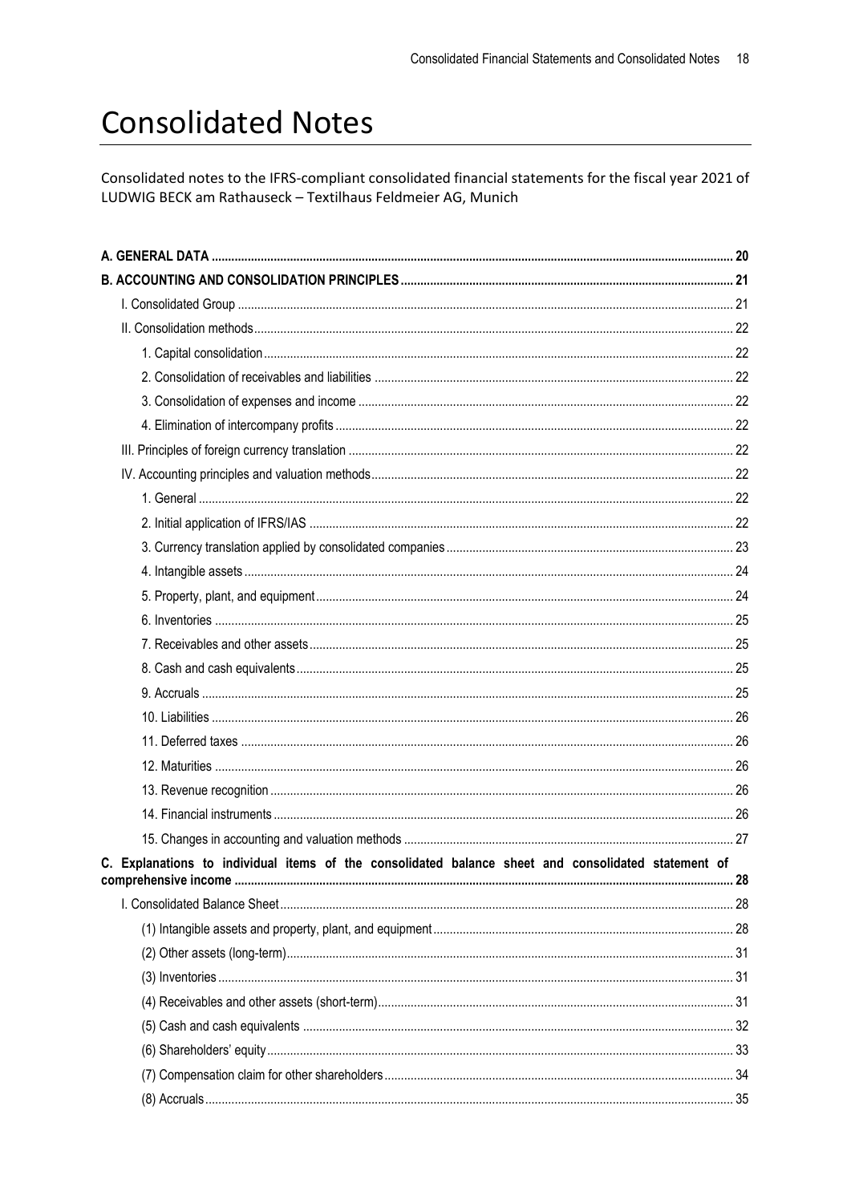# Consolidated Notes

Consolidated notes to the IFRS-compliant consolidated financial statements for the fiscal year 2021 of LUDWIG BECK am Rathauseck – Textilhaus Feldmeier AG, Munich

**A. GENERAL DATA** ..... **20**

**B. ACCOUNTING AND CONSOLIDATION PRINCIPLES** ..... **21**

- I. Consolidated Group ..... 21
- II. Consolidation methods ..... 22
  - 1. Capital consolidation ..... 22
  - 2. Consolidation of receivables and liabilities ..... 22
  - 3. Consolidation of expenses and income ..... 22
  - 4. Elimination of intercompany profits ..... 22
- III. Principles of foreign currency translation ..... 22
- IV. Accounting principles and valuation methods ..... 22
  - 1. General ..... 22
  - 2. Initial application of IFRS/IAS ..... 22
  - 3. Currency translation applied by consolidated companies ..... 23
  - 4. Intangible assets ..... 24
  - 5. Property, plant, and equipment ..... 24
  - 6. Inventories ..... 25
  - 7. Receivables and other assets ..... 25
  - 8. Cash and cash equivalents ..... 25
  - 9. Accruals ..... 25
  - 10. Liabilities ..... 26
  - 11. Deferred taxes ..... 26
  - 12. Maturities ..... 26
  - 13. Revenue recognition ..... 26
  - 14. Financial instruments ..... 26
  - 15. Changes in accounting and valuation methods ..... 27

**C. Explanations to individual items of the consolidated balance sheet and consolidated statement of comprehensive income** ..... **28**

- I. Consolidated Balance Sheet ..... 28
  - (1) Intangible assets and property, plant, and equipment ..... 28
  - (2) Other assets (long-term) ..... 31
  - (3) Inventories ..... 31
  - (4) Receivables and other assets (short-term) ..... 31
  - (5) Cash and cash equivalents ..... 32
  - (6) Shareholders' equity ..... 33
  - (7) Compensation claim for other shareholders ..... 34
  - (8) Accruals ..... 35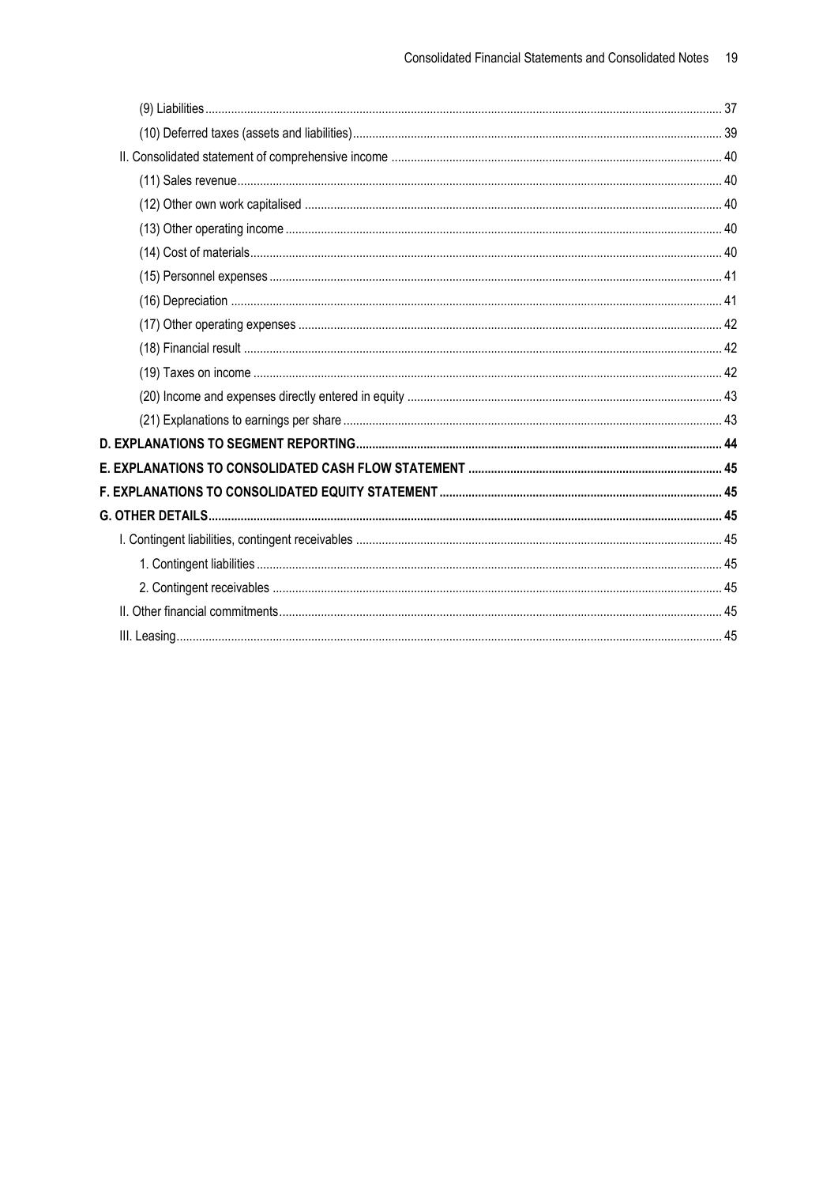(9) Liabilities ..... 37

(10) Deferred taxes (assets and liabilities) ..... 39

II. Consolidated statement of comprehensive income ..... 40

(11) Sales revenue ..... 40

(12) Other own work capitalised ..... 40

(13) Other operating income ..... 40

(14) Cost of materials ..... 40

(15) Personnel expenses ..... 41

(16) Depreciation ..... 41

(17) Other operating expenses ..... 42

(18) Financial result ..... 42

(19) Taxes on income ..... 42

(20) Income and expenses directly entered in equity ..... 43

(21) Explanations to earnings per share ..... 43

**D. EXPLANATIONS TO SEGMENT REPORTING ..... 44**

**E. EXPLANATIONS TO CONSOLIDATED CASH FLOW STATEMENT ..... 45**

**F. EXPLANATIONS TO CONSOLIDATED EQUITY STATEMENT ..... 45**

**G. OTHER DETAILS ..... 45**

I. Contingent liabilities, contingent receivables ..... 45

1. Contingent liabilities ..... 45

2. Contingent receivables ..... 45

II. Other financial commitments ..... 45

III. Leasing ..... 45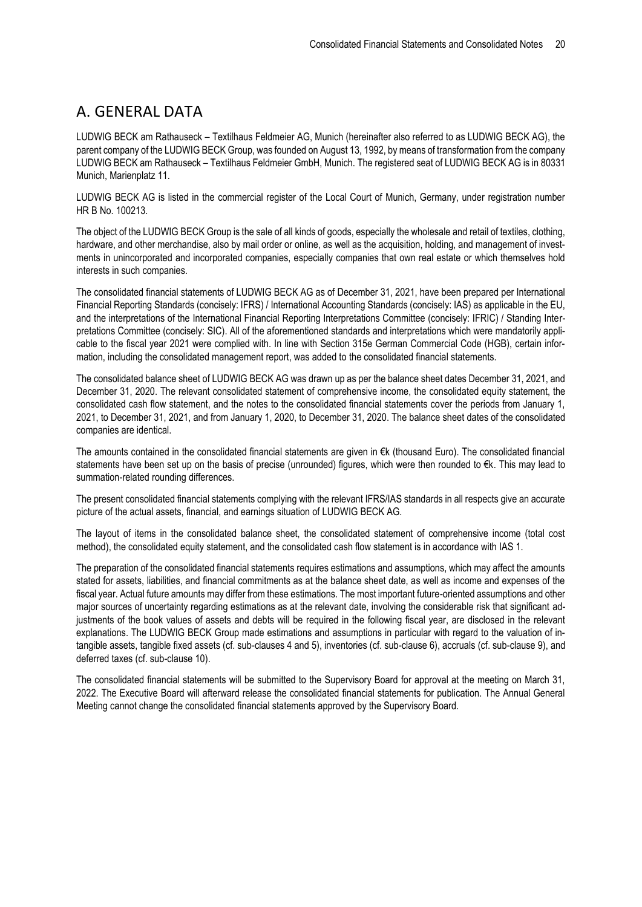# A. GENERAL DATA

LUDWIG BECK am Rathauseck – Textilhaus Feldmeier AG, Munich (hereinafter also referred to as LUDWIG BECK AG), the parent company of the LUDWIG BECK Group, was founded on August 13, 1992, by means of transformation from the company LUDWIG BECK am Rathauseck – Textilhaus Feldmeier GmbH, Munich. The registered seat of LUDWIG BECK AG is in 80331 Munich, Marienplatz 11.

LUDWIG BECK AG is listed in the commercial register of the Local Court of Munich, Germany, under registration number HR B No. 100213.

The object of the LUDWIG BECK Group is the sale of all kinds of goods, especially the wholesale and retail of textiles, clothing, hardware, and other merchandise, also by mail order or online, as well as the acquisition, holding, and management of investments in unincorporated and incorporated companies, especially companies that own real estate or which themselves hold interests in such companies.

The consolidated financial statements of LUDWIG BECK AG as of December 31, 2021, have been prepared per International Financial Reporting Standards (concisely: IFRS) / International Accounting Standards (concisely: IAS) as applicable in the EU, and the interpretations of the International Financial Reporting Interpretations Committee (concisely: IFRIC) / Standing Interpretations Committee (concisely: SIC). All of the aforementioned standards and interpretations which were mandatorily applicable to the fiscal year 2021 were complied with. In line with Section 315e German Commercial Code (HGB), certain information, including the consolidated management report, was added to the consolidated financial statements.

The consolidated balance sheet of LUDWIG BECK AG was drawn up as per the balance sheet dates December 31, 2021, and December 31, 2020. The relevant consolidated statement of comprehensive income, the consolidated equity statement, the consolidated cash flow statement, and the notes to the consolidated financial statements cover the periods from January 1, 2021, to December 31, 2021, and from January 1, 2020, to December 31, 2020. The balance sheet dates of the consolidated companies are identical.

The amounts contained in the consolidated financial statements are given in €k (thousand Euro). The consolidated financial statements have been set up on the basis of precise (unrounded) figures, which were then rounded to €k. This may lead to summation-related rounding differences.

The present consolidated financial statements complying with the relevant IFRS/IAS standards in all respects give an accurate picture of the actual assets, financial, and earnings situation of LUDWIG BECK AG.

The layout of items in the consolidated balance sheet, the consolidated statement of comprehensive income (total cost method), the consolidated equity statement, and the consolidated cash flow statement is in accordance with IAS 1.

The preparation of the consolidated financial statements requires estimations and assumptions, which may affect the amounts stated for assets, liabilities, and financial commitments as at the balance sheet date, as well as income and expenses of the fiscal year. Actual future amounts may differ from these estimations. The most important future-oriented assumptions and other major sources of uncertainty regarding estimations as at the relevant date, involving the considerable risk that significant adjustments of the book values of assets and debts will be required in the following fiscal year, are disclosed in the relevant explanations. The LUDWIG BECK Group made estimations and assumptions in particular with regard to the valuation of intangible assets, tangible fixed assets (cf. sub-clauses 4 and 5), inventories (cf. sub-clause 6), accruals (cf. sub-clause 9), and deferred taxes (cf. sub-clause 10).

The consolidated financial statements will be submitted to the Supervisory Board for approval at the meeting on March 31, 2022. The Executive Board will afterward release the consolidated financial statements for publication. The Annual General Meeting cannot change the consolidated financial statements approved by the Supervisory Board.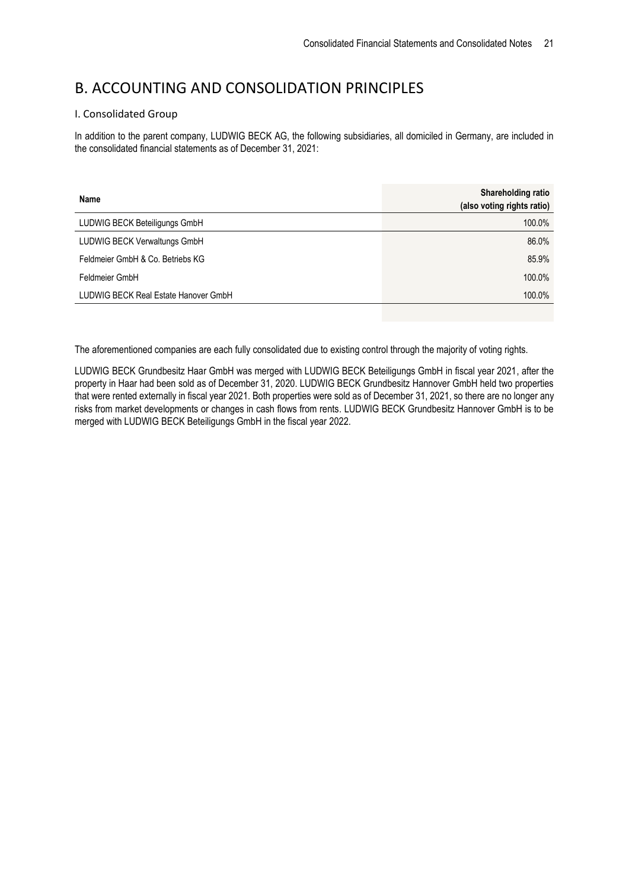# B. ACCOUNTING AND CONSOLIDATION PRINCIPLES

## I. Consolidated Group

In addition to the parent company, LUDWIG BECK AG, the following subsidiaries, all domiciled in Germany, are included in the consolidated financial statements as of December 31, 2021:

| Name | Shareholding ratio (also voting rights ratio) |
|---|---|
| LUDWIG BECK Beteiligungs GmbH | 100.0% |
| LUDWIG BECK Verwaltungs GmbH | 86.0% |
| Feldmeier GmbH & Co. Betriebs KG | 85.9% |
| Feldmeier GmbH | 100.0% |
| LUDWIG BECK Real Estate Hanover GmbH | 100.0% |

The aforementioned companies are each fully consolidated due to existing control through the majority of voting rights.

LUDWIG BECK Grundbesitz Haar GmbH was merged with LUDWIG BECK Beteiligungs GmbH in fiscal year 2021, after the property in Haar had been sold as of December 31, 2020. LUDWIG BECK Grundbesitz Hannover GmbH held two properties that were rented externally in fiscal year 2021. Both properties were sold as of December 31, 2021, so there are no longer any risks from market developments or changes in cash flows from rents. LUDWIG BECK Grundbesitz Hannover GmbH is to be merged with LUDWIG BECK Beteiligungs GmbH in the fiscal year 2022.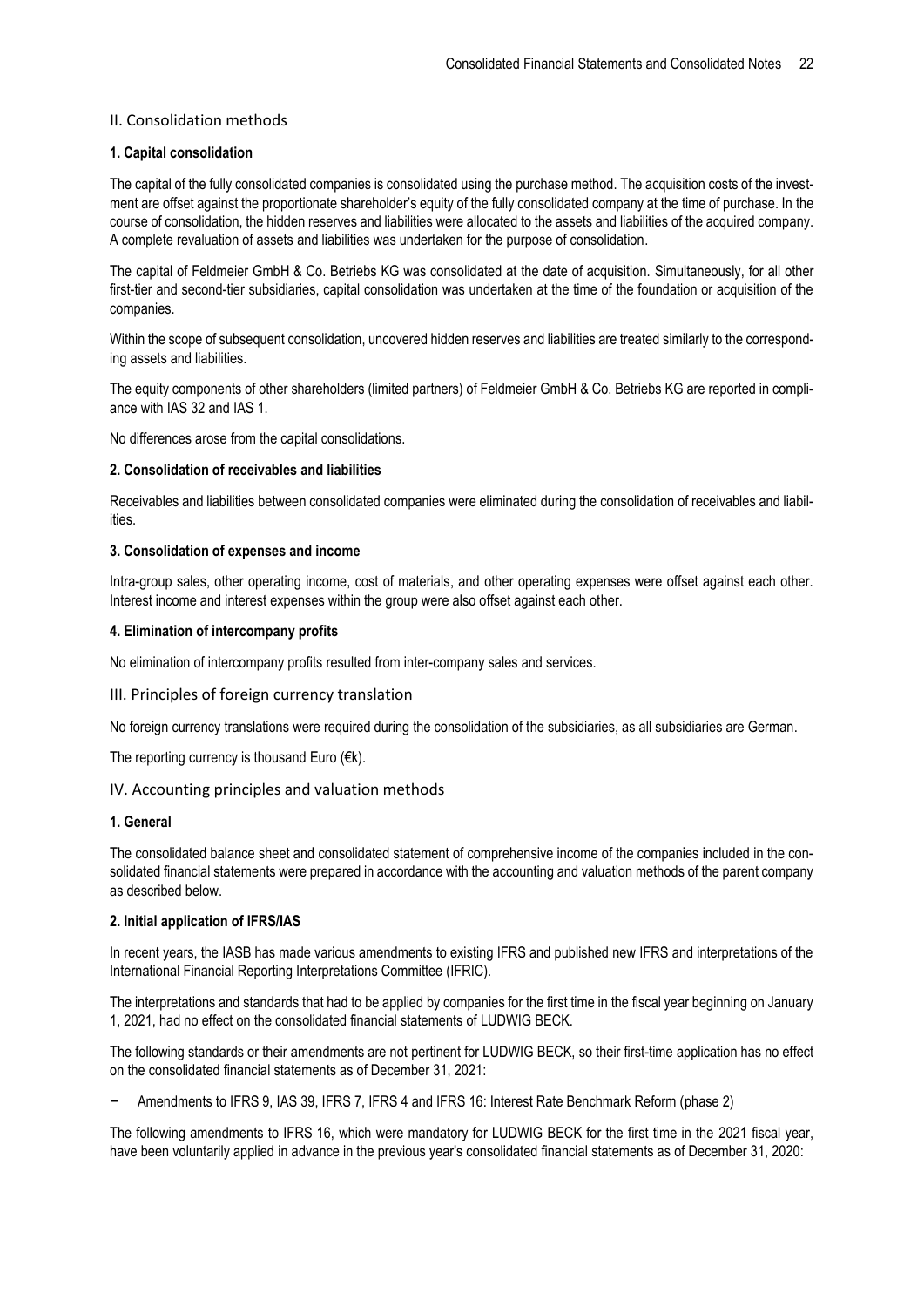## II. Consolidation methods

### 1. Capital consolidation

The capital of the fully consolidated companies is consolidated using the purchase method. The acquisition costs of the investment are offset against the proportionate shareholder's equity of the fully consolidated company at the time of purchase. In the course of consolidation, the hidden reserves and liabilities were allocated to the assets and liabilities of the acquired company. A complete revaluation of assets and liabilities was undertaken for the purpose of consolidation.

The capital of Feldmeier GmbH & Co. Betriebs KG was consolidated at the date of acquisition. Simultaneously, for all other first-tier and second-tier subsidiaries, capital consolidation was undertaken at the time of the foundation or acquisition of the companies.

Within the scope of subsequent consolidation, uncovered hidden reserves and liabilities are treated similarly to the corresponding assets and liabilities.

The equity components of other shareholders (limited partners) of Feldmeier GmbH & Co. Betriebs KG are reported in compliance with IAS 32 and IAS 1.

No differences arose from the capital consolidations.

### 2. Consolidation of receivables and liabilities

Receivables and liabilities between consolidated companies were eliminated during the consolidation of receivables and liabilities.

### 3. Consolidation of expenses and income

Intra-group sales, other operating income, cost of materials, and other operating expenses were offset against each other. Interest income and interest expenses within the group were also offset against each other.

### 4. Elimination of intercompany profits

No elimination of intercompany profits resulted from inter-company sales and services.

## III. Principles of foreign currency translation

No foreign currency translations were required during the consolidation of the subsidiaries, as all subsidiaries are German.

The reporting currency is thousand Euro (€k).

## IV. Accounting principles and valuation methods

### 1. General

The consolidated balance sheet and consolidated statement of comprehensive income of the companies included in the consolidated financial statements were prepared in accordance with the accounting and valuation methods of the parent company as described below.

### 2. Initial application of IFRS/IAS

In recent years, the IASB has made various amendments to existing IFRS and published new IFRS and interpretations of the International Financial Reporting Interpretations Committee (IFRIC).

The interpretations and standards that had to be applied by companies for the first time in the fiscal year beginning on January 1, 2021, had no effect on the consolidated financial statements of LUDWIG BECK.

The following standards or their amendments are not pertinent for LUDWIG BECK, so their first-time application has no effect on the consolidated financial statements as of December 31, 2021:

- Amendments to IFRS 9, IAS 39, IFRS 7, IFRS 4 and IFRS 16: Interest Rate Benchmark Reform (phase 2)

The following amendments to IFRS 16, which were mandatory for LUDWIG BECK for the first time in the 2021 fiscal year, have been voluntarily applied in advance in the previous year's consolidated financial statements as of December 31, 2020: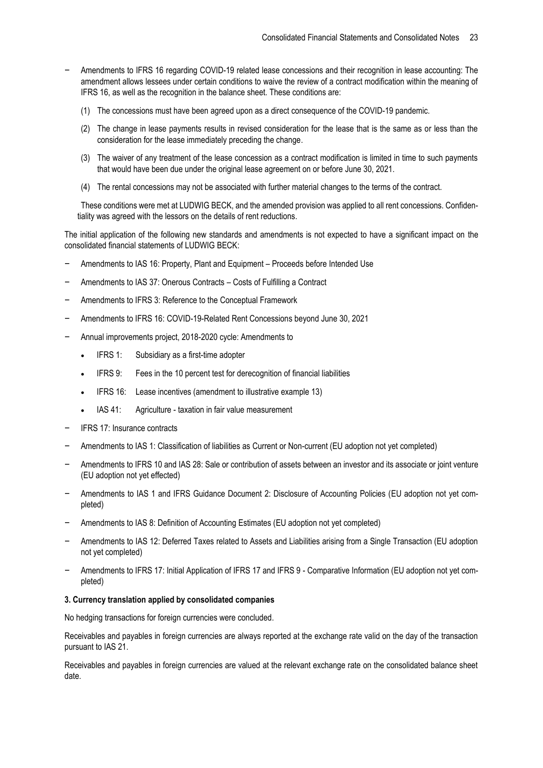- Amendments to IFRS 16 regarding COVID-19 related lease concessions and their recognition in lease accounting: The amendment allows lessees under certain conditions to waive the review of a contract modification within the meaning of IFRS 16, as well as the recognition in the balance sheet. These conditions are:

  (1) The concessions must have been agreed upon as a direct consequence of the COVID-19 pandemic.

  (2) The change in lease payments results in revised consideration for the lease that is the same as or less than the consideration for the lease immediately preceding the change.

  (3) The waiver of any treatment of the lease concession as a contract modification is limited in time to such payments that would have been due under the original lease agreement on or before June 30, 2021.

  (4) The rental concessions may not be associated with further material changes to the terms of the contract.

  These conditions were met at LUDWIG BECK, and the amended provision was applied to all rent concessions. Confidentiality was agreed with the lessors on the details of rent reductions.

The initial application of the following new standards and amendments is not expected to have a significant impact on the consolidated financial statements of LUDWIG BECK:

- Amendments to IAS 16: Property, Plant and Equipment – Proceeds before Intended Use
- Amendments to IAS 37: Onerous Contracts – Costs of Fulfilling a Contract
- Amendments to IFRS 3: Reference to the Conceptual Framework
- Amendments to IFRS 16: COVID-19-Related Rent Concessions beyond June 30, 2021
- Annual improvements project, 2018-2020 cycle: Amendments to
  - IFRS 1: Subsidiary as a first-time adopter
  - IFRS 9: Fees in the 10 percent test for derecognition of financial liabilities
  - IFRS 16: Lease incentives (amendment to illustrative example 13)
  - IAS 41: Agriculture - taxation in fair value measurement
- IFRS 17: Insurance contracts
- Amendments to IAS 1: Classification of liabilities as Current or Non-current (EU adoption not yet completed)
- Amendments to IFRS 10 and IAS 28: Sale or contribution of assets between an investor and its associate or joint venture (EU adoption not yet effected)
- Amendments to IAS 1 and IFRS Guidance Document 2: Disclosure of Accounting Policies (EU adoption not yet completed)
- Amendments to IAS 8: Definition of Accounting Estimates (EU adoption not yet completed)
- Amendments to IAS 12: Deferred Taxes related to Assets and Liabilities arising from a Single Transaction (EU adoption not yet completed)
- Amendments to IFRS 17: Initial Application of IFRS 17 and IFRS 9 - Comparative Information (EU adoption not yet completed)

**3. Currency translation applied by consolidated companies**

No hedging transactions for foreign currencies were concluded.

Receivables and payables in foreign currencies are always reported at the exchange rate valid on the day of the transaction pursuant to IAS 21.

Receivables and payables in foreign currencies are valued at the relevant exchange rate on the consolidated balance sheet date.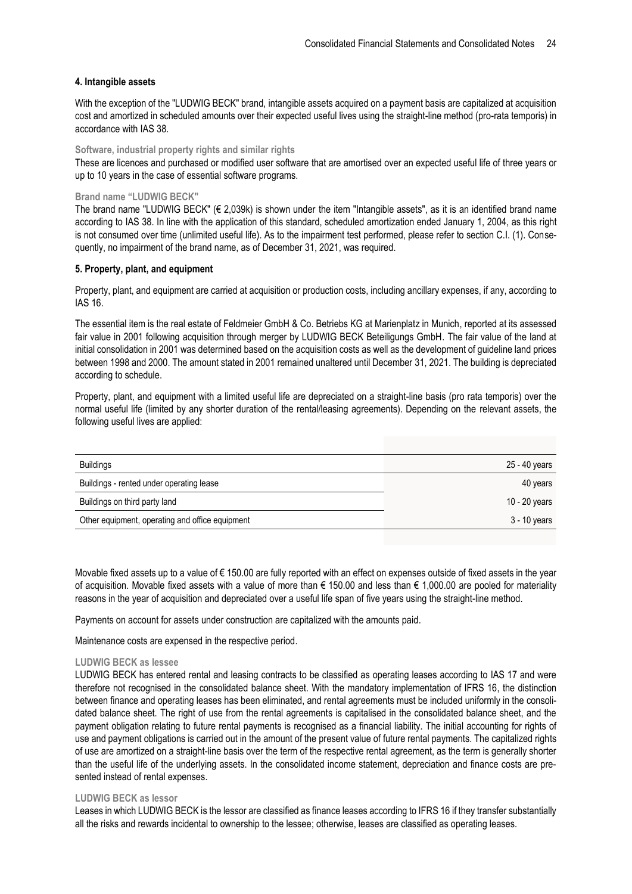#### 4. Intangible assets

With the exception of the "LUDWIG BECK" brand, intangible assets acquired on a payment basis are capitalized at acquisition cost and amortized in scheduled amounts over their expected useful lives using the straight-line method (pro-rata temporis) in accordance with IAS 38.

**Software, industrial property rights and similar rights**

These are licences and purchased or modified user software that are amortised over an expected useful life of three years or up to 10 years in the case of essential software programs.

**Brand name "LUDWIG BECK"**

The brand name "LUDWIG BECK" (€ 2,039k) is shown under the item "Intangible assets", as it is an identified brand name according to IAS 38. In line with the application of this standard, scheduled amortization ended January 1, 2004, as this right is not consumed over time (unlimited useful life). As to the impairment test performed, please refer to section C.I. (1). Consequently, no impairment of the brand name, as of December 31, 2021, was required.

#### 5. Property, plant, and equipment

Property, plant, and equipment are carried at acquisition or production costs, including ancillary expenses, if any, according to IAS 16.

The essential item is the real estate of Feldmeier GmbH & Co. Betriebs KG at Marienplatz in Munich, reported at its assessed fair value in 2001 following acquisition through merger by LUDWIG BECK Beteiligungs GmbH. The fair value of the land at initial consolidation in 2001 was determined based on the acquisition costs as well as the development of guideline land prices between 1998 and 2000. The amount stated in 2001 remained unaltered until December 31, 2021. The building is depreciated according to schedule.

Property, plant, and equipment with a limited useful life are depreciated on a straight-line basis (pro rata temporis) over the normal useful life (limited by any shorter duration of the rental/leasing agreements). Depending on the relevant assets, the following useful lives are applied:

| | |
|---|---|
| Buildings | 25 - 40 years |
| Buildings - rented under operating lease | 40 years |
| Buildings on third party land | 10 - 20 years |
| Other equipment, operating and office equipment | 3 - 10 years |

Movable fixed assets up to a value of € 150.00 are fully reported with an effect on expenses outside of fixed assets in the year of acquisition. Movable fixed assets with a value of more than € 150.00 and less than € 1,000.00 are pooled for materiality reasons in the year of acquisition and depreciated over a useful life span of five years using the straight-line method.

Payments on account for assets under construction are capitalized with the amounts paid.

Maintenance costs are expensed in the respective period.

**LUDWIG BECK as lessee**

LUDWIG BECK has entered rental and leasing contracts to be classified as operating leases according to IAS 17 and were therefore not recognised in the consolidated balance sheet. With the mandatory implementation of IFRS 16, the distinction between finance and operating leases has been eliminated, and rental agreements must be included uniformly in the consolidated balance sheet. The right of use from the rental agreements is capitalised in the consolidated balance sheet, and the payment obligation relating to future rental payments is recognised as a financial liability. The initial accounting for rights of use and payment obligations is carried out in the amount of the present value of future rental payments. The capitalized rights of use are amortized on a straight-line basis over the term of the respective rental agreement, as the term is generally shorter than the useful life of the underlying assets. In the consolidated income statement, depreciation and finance costs are presented instead of rental expenses.

**LUDWIG BECK as lessor**

Leases in which LUDWIG BECK is the lessor are classified as finance leases according to IFRS 16 if they transfer substantially all the risks and rewards incidental to ownership to the lessee; otherwise, leases are classified as operating leases.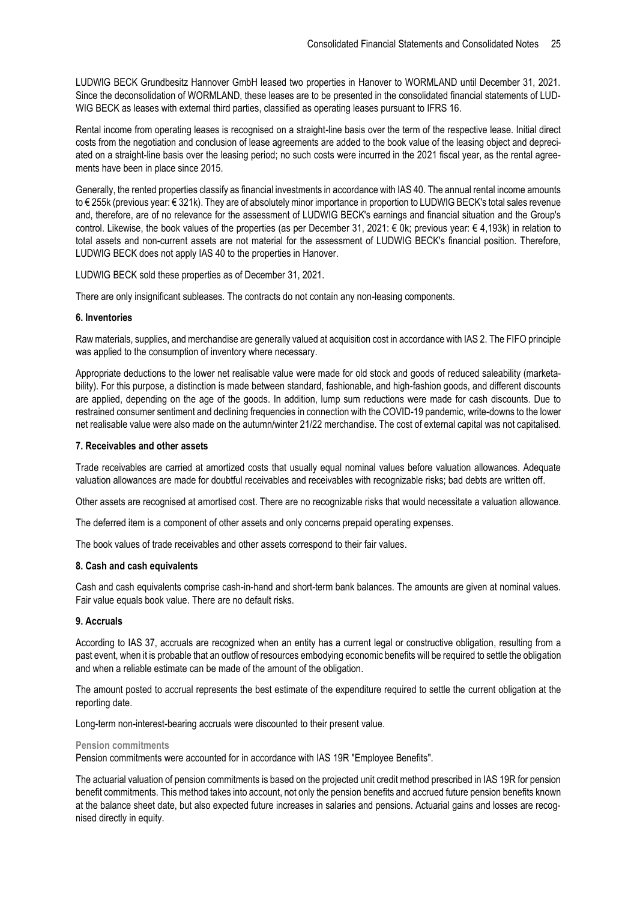LUDWIG BECK Grundbesitz Hannover GmbH leased two properties in Hanover to WORMLAND until December 31, 2021. Since the deconsolidation of WORMLAND, these leases are to be presented in the consolidated financial statements of LUDWIG BECK as leases with external third parties, classified as operating leases pursuant to IFRS 16.

Rental income from operating leases is recognised on a straight-line basis over the term of the respective lease. Initial direct costs from the negotiation and conclusion of lease agreements are added to the book value of the leasing object and depreciated on a straight-line basis over the leasing period; no such costs were incurred in the 2021 fiscal year, as the rental agreements have been in place since 2015.

Generally, the rented properties classify as financial investments in accordance with IAS 40. The annual rental income amounts to € 255k (previous year: € 321k). They are of absolutely minor importance in proportion to LUDWIG BECK's total sales revenue and, therefore, are of no relevance for the assessment of LUDWIG BECK's earnings and financial situation and the Group's control. Likewise, the book values of the properties (as per December 31, 2021: € 0k; previous year: € 4,193k) in relation to total assets and non-current assets are not material for the assessment of LUDWIG BECK's financial position. Therefore, LUDWIG BECK does not apply IAS 40 to the properties in Hanover.

LUDWIG BECK sold these properties as of December 31, 2021.

There are only insignificant subleases. The contracts do not contain any non-leasing components.

#### 6. Inventories

Raw materials, supplies, and merchandise are generally valued at acquisition cost in accordance with IAS 2. The FIFO principle was applied to the consumption of inventory where necessary.

Appropriate deductions to the lower net realisable value were made for old stock and goods of reduced saleability (marketability). For this purpose, a distinction is made between standard, fashionable, and high-fashion goods, and different discounts are applied, depending on the age of the goods. In addition, lump sum reductions were made for cash discounts. Due to restrained consumer sentiment and declining frequencies in connection with the COVID-19 pandemic, write-downs to the lower net realisable value were also made on the autumn/winter 21/22 merchandise. The cost of external capital was not capitalised.

#### 7. Receivables and other assets

Trade receivables are carried at amortized costs that usually equal nominal values before valuation allowances. Adequate valuation allowances are made for doubtful receivables and receivables with recognizable risks; bad debts are written off.

Other assets are recognised at amortised cost. There are no recognizable risks that would necessitate a valuation allowance.

The deferred item is a component of other assets and only concerns prepaid operating expenses.

The book values of trade receivables and other assets correspond to their fair values.

#### 8. Cash and cash equivalents

Cash and cash equivalents comprise cash-in-hand and short-term bank balances. The amounts are given at nominal values. Fair value equals book value. There are no default risks.

#### 9. Accruals

According to IAS 37, accruals are recognized when an entity has a current legal or constructive obligation, resulting from a past event, when it is probable that an outflow of resources embodying economic benefits will be required to settle the obligation and when a reliable estimate can be made of the amount of the obligation.

The amount posted to accrual represents the best estimate of the expenditure required to settle the current obligation at the reporting date.

Long-term non-interest-bearing accruals were discounted to their present value.

##### Pension commitments

Pension commitments were accounted for in accordance with IAS 19R "Employee Benefits".

The actuarial valuation of pension commitments is based on the projected unit credit method prescribed in IAS 19R for pension benefit commitments. This method takes into account, not only the pension benefits and accrued future pension benefits known at the balance sheet date, but also expected future increases in salaries and pensions. Actuarial gains and losses are recognised directly in equity.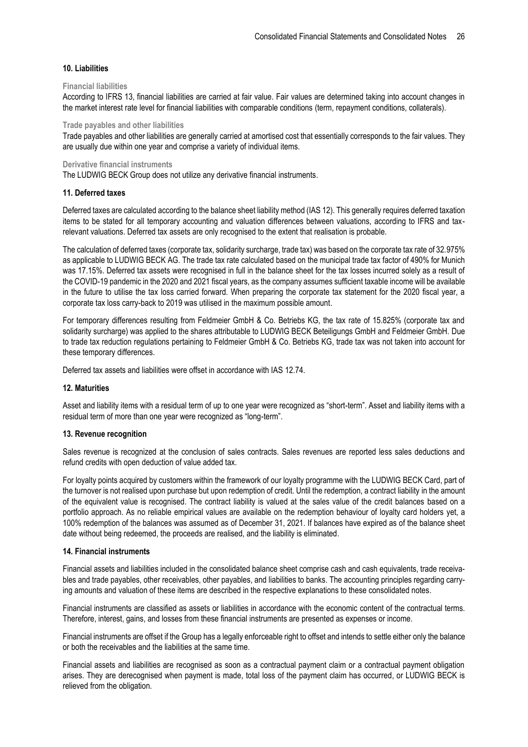### 10. Liabilities

**Financial liabilities**

According to IFRS 13, financial liabilities are carried at fair value. Fair values are determined taking into account changes in the market interest rate level for financial liabilities with comparable conditions (term, repayment conditions, collaterals).

**Trade payables and other liabilities**

Trade payables and other liabilities are generally carried at amortised cost that essentially corresponds to the fair values. They are usually due within one year and comprise a variety of individual items.

**Derivative financial instruments**

The LUDWIG BECK Group does not utilize any derivative financial instruments.

### 11. Deferred taxes

Deferred taxes are calculated according to the balance sheet liability method (IAS 12). This generally requires deferred taxation items to be stated for all temporary accounting and valuation differences between valuations, according to IFRS and tax-relevant valuations. Deferred tax assets are only recognised to the extent that realisation is probable.

The calculation of deferred taxes (corporate tax, solidarity surcharge, trade tax) was based on the corporate tax rate of 32.975% as applicable to LUDWIG BECK AG. The trade tax rate calculated based on the municipal trade tax factor of 490% for Munich was 17.15%. Deferred tax assets were recognised in full in the balance sheet for the tax losses incurred solely as a result of the COVID-19 pandemic in the 2020 and 2021 fiscal years, as the company assumes sufficient taxable income will be available in the future to utilise the tax loss carried forward. When preparing the corporate tax statement for the 2020 fiscal year, a corporate tax loss carry-back to 2019 was utilised in the maximum possible amount.

For temporary differences resulting from Feldmeier GmbH & Co. Betriebs KG, the tax rate of 15.825% (corporate tax and solidarity surcharge) was applied to the shares attributable to LUDWIG BECK Beteiligungs GmbH and Feldmeier GmbH. Due to trade tax reduction regulations pertaining to Feldmeier GmbH & Co. Betriebs KG, trade tax was not taken into account for these temporary differences.

Deferred tax assets and liabilities were offset in accordance with IAS 12.74.

### 12. Maturities

Asset and liability items with a residual term of up to one year were recognized as "short-term". Asset and liability items with a residual term of more than one year were recognized as "long-term".

### 13. Revenue recognition

Sales revenue is recognized at the conclusion of sales contracts. Sales revenues are reported less sales deductions and refund credits with open deduction of value added tax.

For loyalty points acquired by customers within the framework of our loyalty programme with the LUDWIG BECK Card, part of the turnover is not realised upon purchase but upon redemption of credit. Until the redemption, a contract liability in the amount of the equivalent value is recognised. The contract liability is valued at the sales value of the credit balances based on a portfolio approach. As no reliable empirical values are available on the redemption behaviour of loyalty card holders yet, a 100% redemption of the balances was assumed as of December 31, 2021. If balances have expired as of the balance sheet date without being redeemed, the proceeds are realised, and the liability is eliminated.

### 14. Financial instruments

Financial assets and liabilities included in the consolidated balance sheet comprise cash and cash equivalents, trade receivables and trade payables, other receivables, other payables, and liabilities to banks. The accounting principles regarding carrying amounts and valuation of these items are described in the respective explanations to these consolidated notes.

Financial instruments are classified as assets or liabilities in accordance with the economic content of the contractual terms. Therefore, interest, gains, and losses from these financial instruments are presented as expenses or income.

Financial instruments are offset if the Group has a legally enforceable right to offset and intends to settle either only the balance or both the receivables and the liabilities at the same time.

Financial assets and liabilities are recognised as soon as a contractual payment claim or a contractual payment obligation arises. They are derecognised when payment is made, total loss of the payment claim has occurred, or LUDWIG BECK is relieved from the obligation.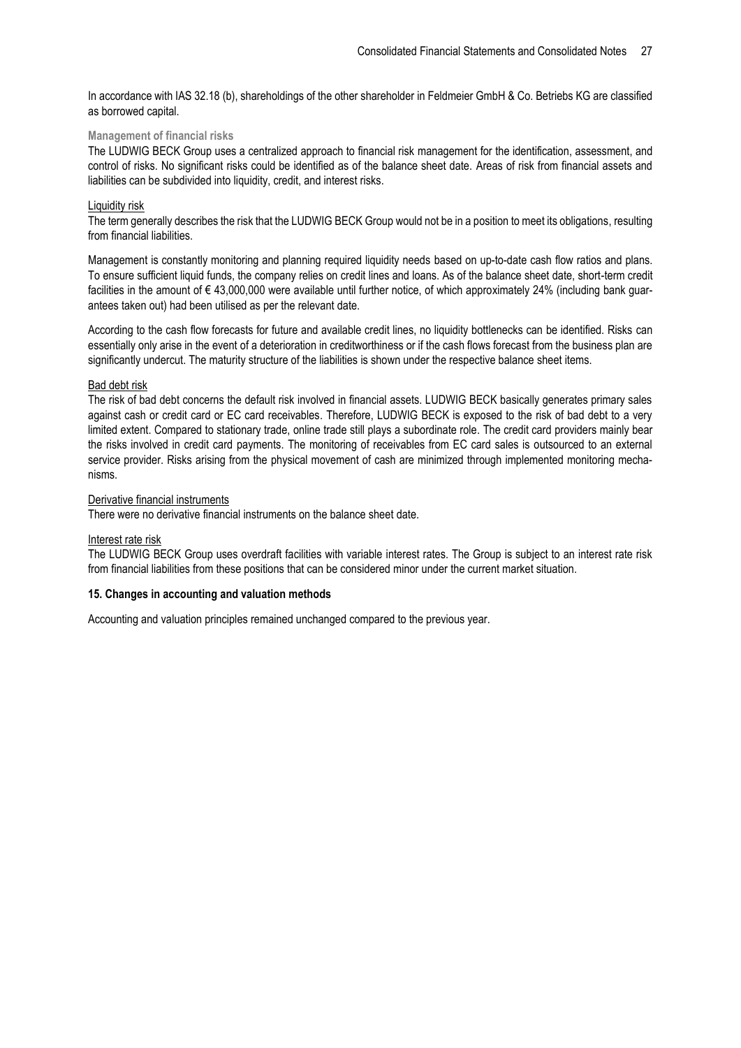In accordance with IAS 32.18 (b), shareholdings of the other shareholder in Feldmeier GmbH & Co. Betriebs KG are classified as borrowed capital.

### Management of financial risks

The LUDWIG BECK Group uses a centralized approach to financial risk management for the identification, assessment, and control of risks. No significant risks could be identified as of the balance sheet date. Areas of risk from financial assets and liabilities can be subdivided into liquidity, credit, and interest risks.

#### Liquidity risk

The term generally describes the risk that the LUDWIG BECK Group would not be in a position to meet its obligations, resulting from financial liabilities.

Management is constantly monitoring and planning required liquidity needs based on up-to-date cash flow ratios and plans. To ensure sufficient liquid funds, the company relies on credit lines and loans. As of the balance sheet date, short-term credit facilities in the amount of € 43,000,000 were available until further notice, of which approximately 24% (including bank guarantees taken out) had been utilised as per the relevant date.

According to the cash flow forecasts for future and available credit lines, no liquidity bottlenecks can be identified. Risks can essentially only arise in the event of a deterioration in creditworthiness or if the cash flows forecast from the business plan are significantly undercut. The maturity structure of the liabilities is shown under the respective balance sheet items.

#### Bad debt risk

The risk of bad debt concerns the default risk involved in financial assets. LUDWIG BECK basically generates primary sales against cash or credit card or EC card receivables. Therefore, LUDWIG BECK is exposed to the risk of bad debt to a very limited extent. Compared to stationary trade, online trade still plays a subordinate role. The credit card providers mainly bear the risks involved in credit card payments. The monitoring of receivables from EC card sales is outsourced to an external service provider. Risks arising from the physical movement of cash are minimized through implemented monitoring mechanisms.

#### Derivative financial instruments

There were no derivative financial instruments on the balance sheet date.

#### Interest rate risk

The LUDWIG BECK Group uses overdraft facilities with variable interest rates. The Group is subject to an interest rate risk from financial liabilities from these positions that can be considered minor under the current market situation.

## 15. Changes in accounting and valuation methods

Accounting and valuation principles remained unchanged compared to the previous year.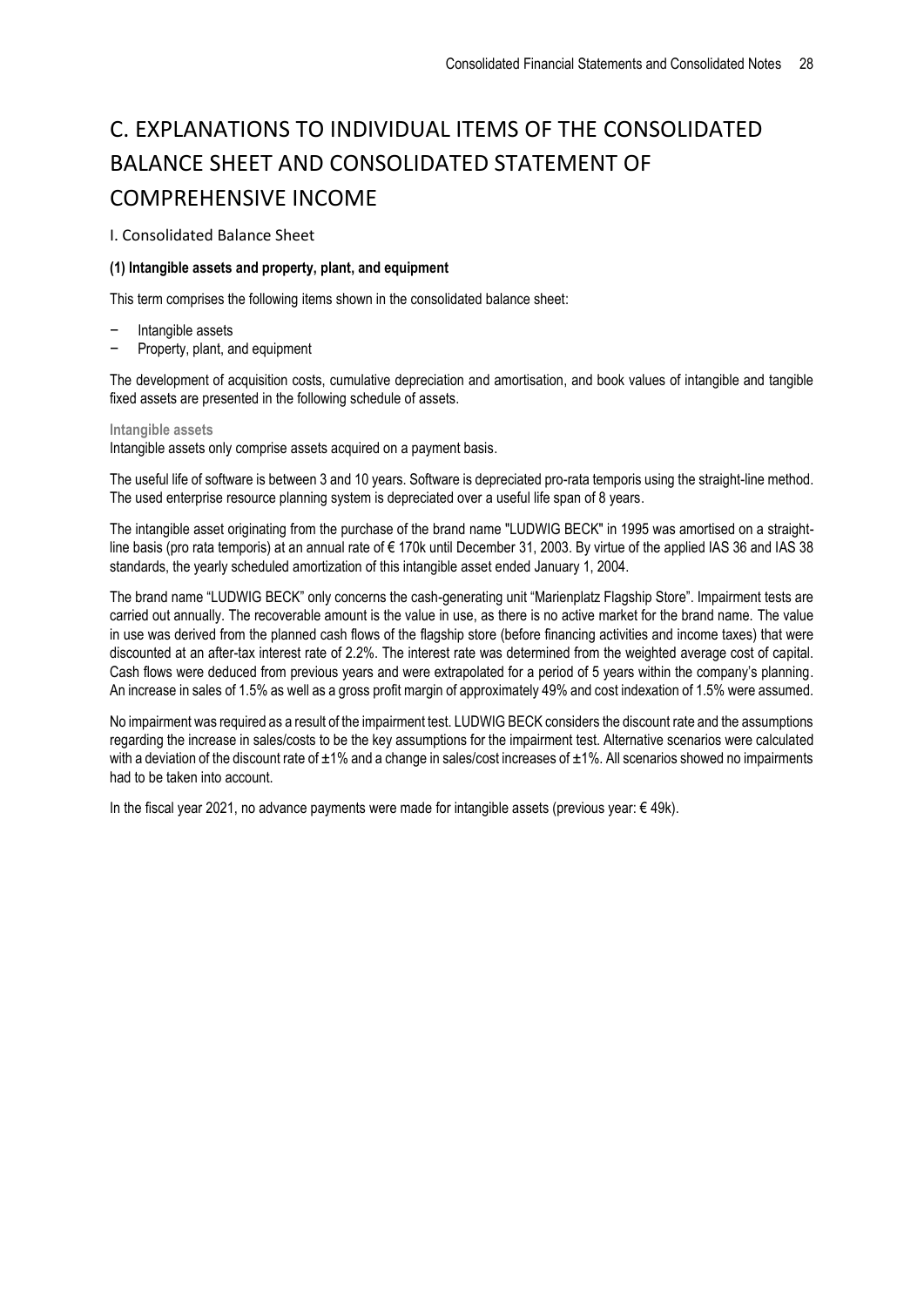# C. EXPLANATIONS TO INDIVIDUAL ITEMS OF THE CONSOLIDATED BALANCE SHEET AND CONSOLIDATED STATEMENT OF COMPREHENSIVE INCOME

## I. Consolidated Balance Sheet

### (1) Intangible assets and property, plant, and equipment

This term comprises the following items shown in the consolidated balance sheet:

- Intangible assets
- Property, plant, and equipment

The development of acquisition costs, cumulative depreciation and amortisation, and book values of intangible and tangible fixed assets are presented in the following schedule of assets.

#### Intangible assets

Intangible assets only comprise assets acquired on a payment basis.

The useful life of software is between 3 and 10 years. Software is depreciated pro-rata temporis using the straight-line method. The used enterprise resource planning system is depreciated over a useful life span of 8 years.

The intangible asset originating from the purchase of the brand name "LUDWIG BECK" in 1995 was amortised on a straight-line basis (pro rata temporis) at an annual rate of € 170k until December 31, 2003. By virtue of the applied IAS 36 and IAS 38 standards, the yearly scheduled amortization of this intangible asset ended January 1, 2004.

The brand name "LUDWIG BECK" only concerns the cash-generating unit "Marienplatz Flagship Store". Impairment tests are carried out annually. The recoverable amount is the value in use, as there is no active market for the brand name. The value in use was derived from the planned cash flows of the flagship store (before financing activities and income taxes) that were discounted at an after-tax interest rate of 2.2%. The interest rate was determined from the weighted average cost of capital. Cash flows were deduced from previous years and were extrapolated for a period of 5 years within the company's planning. An increase in sales of 1.5% as well as a gross profit margin of approximately 49% and cost indexation of 1.5% were assumed.

No impairment was required as a result of the impairment test. LUDWIG BECK considers the discount rate and the assumptions regarding the increase in sales/costs to be the key assumptions for the impairment test. Alternative scenarios were calculated with a deviation of the discount rate of ±1% and a change in sales/cost increases of ±1%. All scenarios showed no impairments had to be taken into account.

In the fiscal year 2021, no advance payments were made for intangible assets (previous year: € 49k).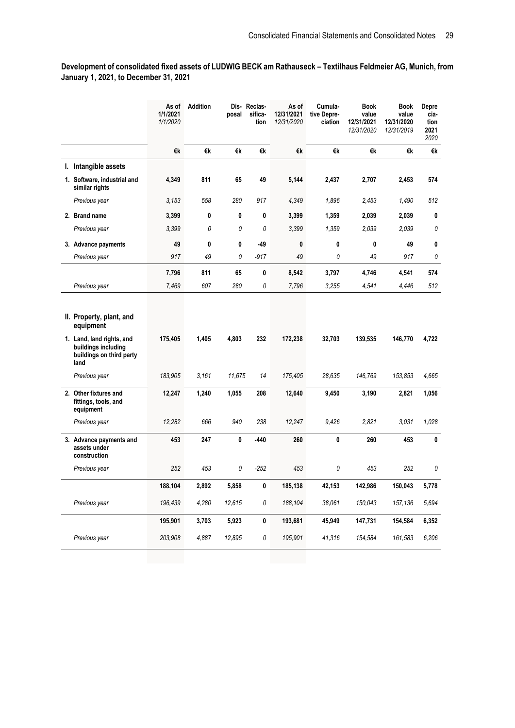**Development of consolidated fixed assets of LUDWIG BECK am Rathauseck – Textilhaus Feldmeier AG, Munich, from January 1, 2021, to December 31, 2021**

| | As of 1/1/2021 *1/1/2020* | Addition | Disposal | Reclassification | As of 12/31/2021 *12/31/2020* | Cumulative Depreciation | Book value 12/31/2021 *12/31/2020* | Book value 12/31/2020 *12/31/2019* | Depreciation 2021 *2020* |
|---|---|---|---|---|---|---|---|---|---|
| | €k | €k | €k | €k | €k | €k | €k | €k | €k |
| **I. Intangible assets** | | | | | | | | | |
| **1. Software, industrial and similar rights** | **4,349** | **811** | **65** | **49** | **5,144** | **2,437** | **2,707** | **2,453** | **574** |
| *Previous year* | *3,153* | *558* | *280* | *917* | *4,349* | *1,896* | *2,453* | *1,490* | *512* |
| **2. Brand name** | **3,399** | **0** | **0** | **0** | **3,399** | **1,359** | **2,039** | **2,039** | **0** |
| *Previous year* | *3,399* | *0* | *0* | *0* | *3,399* | *1,359* | *2,039* | *2,039* | *0* |
| **3. Advance payments** | **49** | **0** | **0** | **-49** | **0** | **0** | **0** | **49** | **0** |
| *Previous year* | *917* | *49* | *0* | *-917* | *49* | *0* | *49* | *917* | *0* |
| | **7,796** | **811** | **65** | **0** | **8,542** | **3,797** | **4,746** | **4,541** | **574** |
| *Previous year* | *7,469* | *607* | *280* | *0* | *7,796* | *3,255* | *4,541* | *4,446* | *512* |
| **II. Property, plant, and equipment** | | | | | | | | | |
| **1. Land, land rights, and buildings including buildings on third party land** | **175,405** | **1,405** | **4,803** | **232** | **172,238** | **32,703** | **139,535** | **146,770** | **4,722** |
| *Previous year* | *183,905* | *3,161* | *11,675* | *14* | *175,405* | *28,635* | *146,769* | *153,853* | *4,665* |
| **2. Other fixtures and fittings, tools, and equipment** | **12,247** | **1,240** | **1,055** | **208** | **12,640** | **9,450** | **3,190** | **2,821** | **1,056** |
| *Previous year* | *12,282* | *666* | *940* | *238* | *12,247* | *9,426* | *2,821* | *3,031* | *1,028* |
| **3. Advance payments and assets under construction** | **453** | **247** | **0** | **-440** | **260** | **0** | **260** | **453** | **0** |
| *Previous year* | *252* | *453* | *0* | *-252* | *453* | *0* | *453* | *252* | *0* |
| | **188,104** | **2,892** | **5,858** | **0** | **185,138** | **42,153** | **142,986** | **150,043** | **5,778** |
| *Previous year* | *196,439* | *4,280* | *12,615* | *0* | *188,104* | *38,061* | *150,043* | *157,136* | *5,694* |
| | **195,901** | **3,703** | **5,923** | **0** | **193,681** | **45,949** | **147,731** | **154,584** | **6,352** |
| *Previous year* | *203,908* | *4,887* | *12,895* | *0* | *195,901* | *41,316* | *154,584* | *161,583* | *6,206* |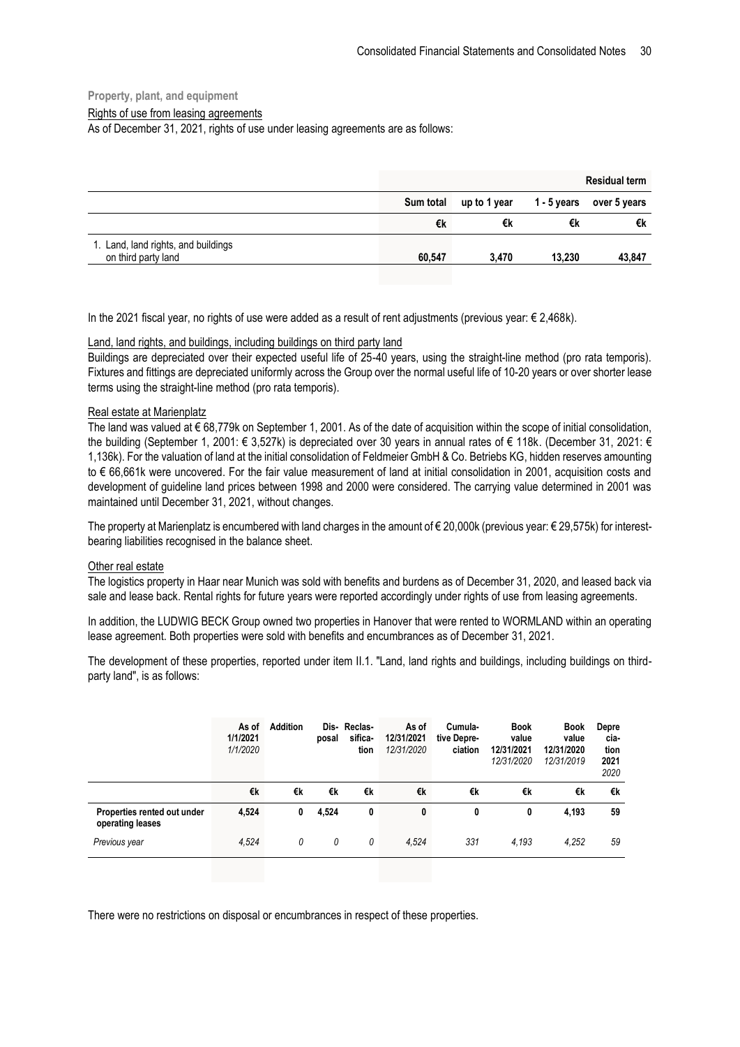**Property, plant, and equipment**

Rights of use from leasing agreements

As of December 31, 2021, rights of use under leasing agreements are as follows:

| | | | | Residual term |
|---|---|---|---|---|
| | Sum total | up to 1 year | 1 - 5 years | over 5 years |
| | €k | €k | €k | €k |
| 1. Land, land rights, and buildings on third party land | 60,547 | 3,470 | 13,230 | 43,847 |

In the 2021 fiscal year, no rights of use were added as a result of rent adjustments (previous year: € 2,468k).

Land, land rights, and buildings, including buildings on third party land

Buildings are depreciated over their expected useful life of 25-40 years, using the straight-line method (pro rata temporis). Fixtures and fittings are depreciated uniformly across the Group over the normal useful life of 10-20 years or over shorter lease terms using the straight-line method (pro rata temporis).

Real estate at Marienplatz

The land was valued at € 68,779k on September 1, 2001. As of the date of acquisition within the scope of initial consolidation, the building (September 1, 2001: € 3,527k) is depreciated over 30 years in annual rates of € 118k. (December 31, 2021: € 1,136k). For the valuation of land at the initial consolidation of Feldmeier GmbH & Co. Betriebs KG, hidden reserves amounting to € 66,661k were uncovered. For the fair value measurement of land at initial consolidation in 2001, acquisition costs and development of guideline land prices between 1998 and 2000 were considered. The carrying value determined in 2001 was maintained until December 31, 2021, without changes.

The property at Marienplatz is encumbered with land charges in the amount of € 20,000k (previous year: € 29,575k) for interest-bearing liabilities recognised in the balance sheet.

Other real estate

The logistics property in Haar near Munich was sold with benefits and burdens as of December 31, 2020, and leased back via sale and lease back. Rental rights for future years were reported accordingly under rights of use from leasing agreements.

In addition, the LUDWIG BECK Group owned two properties in Hanover that were rented to WORMLAND within an operating lease agreement. Both properties were sold with benefits and encumbrances as of December 31, 2021.

The development of these properties, reported under item II.1. "Land, land rights and buildings, including buildings on third-party land", is as follows:

| | As of 1/1/2021 *1/1/2020* | Addition | Disposal | Reclassification | As of 12/31/2021 *12/31/2020* | Cumulative Depreciation | Book value 12/31/2021 *12/31/2020* | Book value 12/31/2020 *12/31/2019* | Depreciation 2021 *2020* |
|---|---|---|---|---|---|---|---|---|---|
| | €k | €k | €k | €k | €k | €k | €k | €k | €k |
| **Properties rented out under operating leases** | **4,524** | **0** | **4,524** | **0** | **0** | **0** | **0** | **4,193** | **59** |
| *Previous year* | *4,524* | *0* | *0* | *0* | *4,524* | *331* | *4,193* | *4,252* | *59* |

There were no restrictions on disposal or encumbrances in respect of these properties.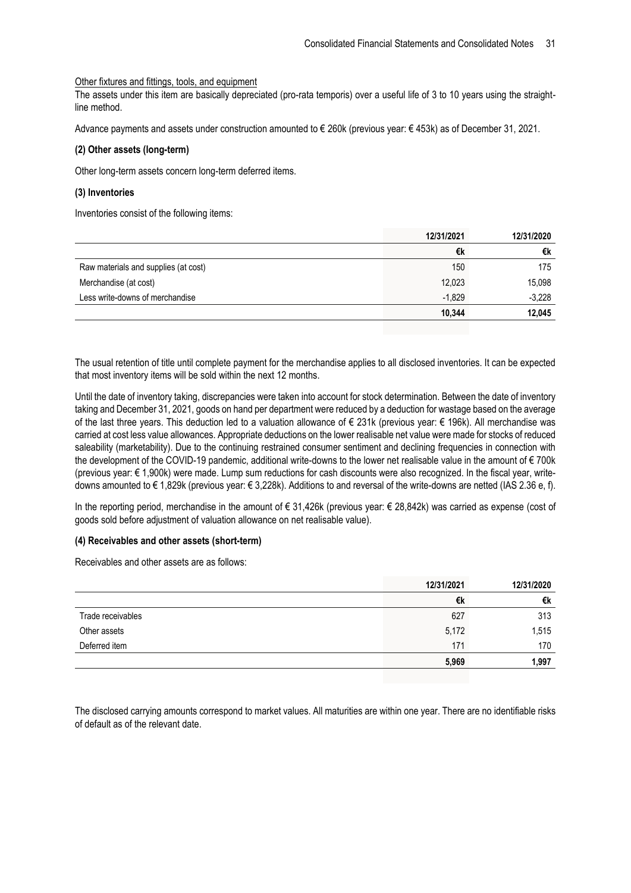Other fixtures and fittings, tools, and equipment

The assets under this item are basically depreciated (pro-rata temporis) over a useful life of 3 to 10 years using the straight-line method.

Advance payments and assets under construction amounted to € 260k (previous year: € 453k) as of December 31, 2021.

**(2) Other assets (long-term)**

Other long-term assets concern long-term deferred items.

**(3) Inventories**

Inventories consist of the following items:

| | 12/31/2021 | 12/31/2020 |
|---|---|---|
| | €k | €k |
| Raw materials and supplies (at cost) | 150 | 175 |
| Merchandise (at cost) | 12,023 | 15,098 |
| Less write-downs of merchandise | -1,829 | -3,228 |
| | **10,344** | **12,045** |

The usual retention of title until complete payment for the merchandise applies to all disclosed inventories. It can be expected that most inventory items will be sold within the next 12 months.

Until the date of inventory taking, discrepancies were taken into account for stock determination. Between the date of inventory taking and December 31, 2021, goods on hand per department were reduced by a deduction for wastage based on the average of the last three years. This deduction led to a valuation allowance of € 231k (previous year: € 196k). All merchandise was carried at cost less value allowances. Appropriate deductions on the lower realisable net value were made for stocks of reduced saleability (marketability). Due to the continuing restrained consumer sentiment and declining frequencies in connection with the development of the COVID-19 pandemic, additional write-downs to the lower net realisable value in the amount of € 700k (previous year: € 1,900k) were made. Lump sum reductions for cash discounts were also recognized. In the fiscal year, write-downs amounted to € 1,829k (previous year: € 3,228k). Additions to and reversal of the write-downs are netted (IAS 2.36 e, f).

In the reporting period, merchandise in the amount of € 31,426k (previous year: € 28,842k) was carried as expense (cost of goods sold before adjustment of valuation allowance on net realisable value).

**(4) Receivables and other assets (short-term)**

Receivables and other assets are as follows:

| | 12/31/2021 | 12/31/2020 |
|---|---|---|
| | €k | €k |
| Trade receivables | 627 | 313 |
| Other assets | 5,172 | 1,515 |
| Deferred item | 171 | 170 |
| | **5,969** | **1,997** |

The disclosed carrying amounts correspond to market values. All maturities are within one year. There are no identifiable risks of default as of the relevant date.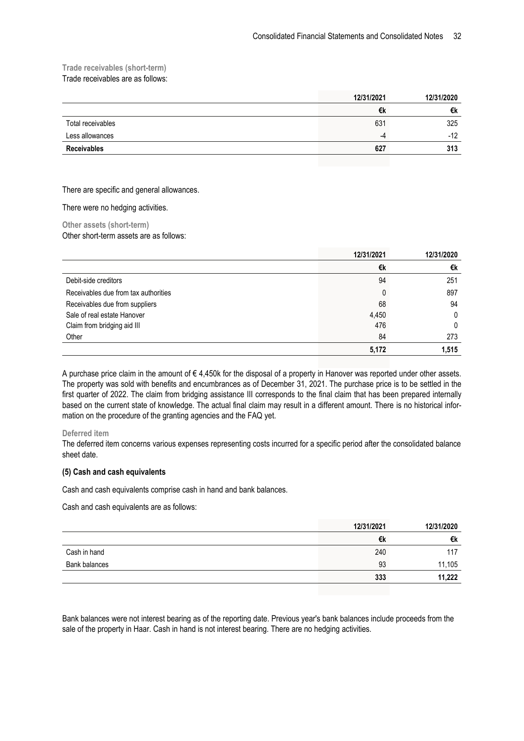**Trade receivables (short-term)**

Trade receivables are as follows:

| | 12/31/2021 | 12/31/2020 |
|---|---|---|
| | €k | €k |
| Total receivables | 631 | 325 |
| Less allowances | -4 | -12 |
| **Receivables** | **627** | **313** |

There are specific and general allowances.

There were no hedging activities.

**Other assets (short-term)**

Other short-term assets are as follows:

| | 12/31/2021 | 12/31/2020 |
|---|---|---|
| | €k | €k |
| Debit-side creditors | 94 | 251 |
| Receivables due from tax authorities | 0 | 897 |
| Receivables due from suppliers | 68 | 94 |
| Sale of real estate Hanover | 4,450 | 0 |
| Claim from bridging aid III | 476 | 0 |
| Other | 84 | 273 |
| | **5,172** | **1,515** |

A purchase price claim in the amount of € 4,450k for the disposal of a property in Hanover was reported under other assets. The property was sold with benefits and encumbrances as of December 31, 2021. The purchase price is to be settled in the first quarter of 2022. The claim from bridging assistance III corresponds to the final claim that has been prepared internally based on the current state of knowledge. The actual final claim may result in a different amount. There is no historical information on the procedure of the granting agencies and the FAQ yet.

**Deferred item**

The deferred item concerns various expenses representing costs incurred for a specific period after the consolidated balance sheet date.

### (5) Cash and cash equivalents

Cash and cash equivalents comprise cash in hand and bank balances.

Cash and cash equivalents are as follows:

| | 12/31/2021 | 12/31/2020 |
|---|---|---|
| | €k | €k |
| Cash in hand | 240 | 117 |
| Bank balances | 93 | 11,105 |
| | **333** | **11,222** |

Bank balances were not interest bearing as of the reporting date. Previous year's bank balances include proceeds from the sale of the property in Haar. Cash in hand is not interest bearing. There are no hedging activities.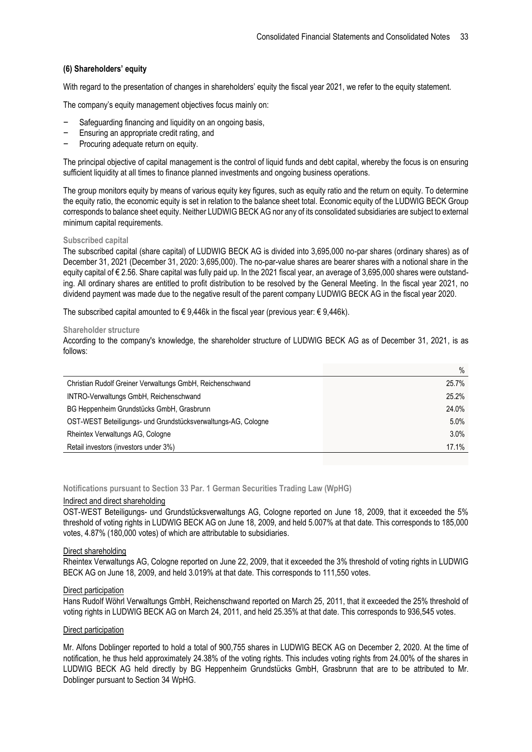## (6) Shareholders' equity

With regard to the presentation of changes in shareholders' equity the fiscal year 2021, we refer to the equity statement.

The company's equity management objectives focus mainly on:

- Safeguarding financing and liquidity on an ongoing basis,
- Ensuring an appropriate credit rating, and
- Procuring adequate return on equity.

The principal objective of capital management is the control of liquid funds and debt capital, whereby the focus is on ensuring sufficient liquidity at all times to finance planned investments and ongoing business operations.

The group monitors equity by means of various equity key figures, such as equity ratio and the return on equity. To determine the equity ratio, the economic equity is set in relation to the balance sheet total. Economic equity of the LUDWIG BECK Group corresponds to balance sheet equity. Neither LUDWIG BECK AG nor any of its consolidated subsidiaries are subject to external minimum capital requirements.

**Subscribed capital**

The subscribed capital (share capital) of LUDWIG BECK AG is divided into 3,695,000 no-par shares (ordinary shares) as of December 31, 2021 (December 31, 2020: 3,695,000). The no-par-value shares are bearer shares with a notional share in the equity capital of € 2.56. Share capital was fully paid up. In the 2021 fiscal year, an average of 3,695,000 shares were outstanding. All ordinary shares are entitled to profit distribution to be resolved by the General Meeting. In the fiscal year 2021, no dividend payment was made due to the negative result of the parent company LUDWIG BECK AG in the fiscal year 2020.

The subscribed capital amounted to € 9,446k in the fiscal year (previous year: € 9,446k).

**Shareholder structure**

According to the company's knowledge, the shareholder structure of LUDWIG BECK AG as of December 31, 2021, is as follows:

| | % |
|---|---|
| Christian Rudolf Greiner Verwaltungs GmbH, Reichenschwand | 25.7% |
| INTRO-Verwaltungs GmbH, Reichenschwand | 25.2% |
| BG Heppenheim Grundstücks GmbH, Grasbrunn | 24.0% |
| OST-WEST Beteiligungs- und Grundstücksverwaltungs-AG, Cologne | 5.0% |
| Rheintex Verwaltungs AG, Cologne | 3.0% |
| Retail investors (investors under 3%) | 17.1% |

**Notifications pursuant to Section 33 Par. 1 German Securities Trading Law (WpHG)**

Indirect and direct shareholding

OST-WEST Beteiligungs- und Grundstücksverwaltungs AG, Cologne reported on June 18, 2009, that it exceeded the 5% threshold of voting rights in LUDWIG BECK AG on June 18, 2009, and held 5.007% at that date. This corresponds to 185,000 votes, 4.87% (180,000 votes) of which are attributable to subsidiaries.

Direct shareholding

Rheintex Verwaltungs AG, Cologne reported on June 22, 2009, that it exceeded the 3% threshold of voting rights in LUDWIG BECK AG on June 18, 2009, and held 3.019% at that date. This corresponds to 111,550 votes.

Direct participation

Hans Rudolf Wöhrl Verwaltungs GmbH, Reichenschwand reported on March 25, 2011, that it exceeded the 25% threshold of voting rights in LUDWIG BECK AG on March 24, 2011, and held 25.35% at that date. This corresponds to 936,545 votes.

Direct participation

Mr. Alfons Doblinger reported to hold a total of 900,755 shares in LUDWIG BECK AG on December 2, 2020. At the time of notification, he thus held approximately 24.38% of the voting rights. This includes voting rights from 24.00% of the shares in LUDWIG BECK AG held directly by BG Heppenheim Grundstücks GmbH, Grasbrunn that are to be attributed to Mr. Doblinger pursuant to Section 34 WpHG.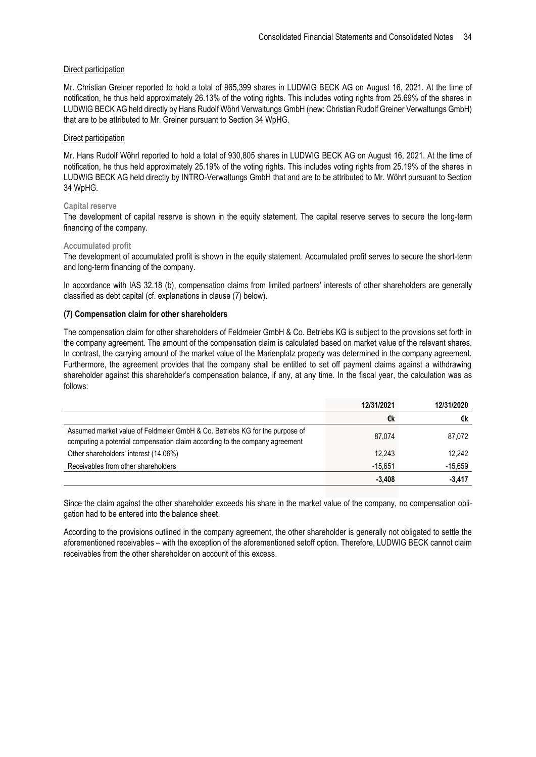Direct participation

Mr. Christian Greiner reported to hold a total of 965,399 shares in LUDWIG BECK AG on August 16, 2021. At the time of notification, he thus held approximately 26.13% of the voting rights. This includes voting rights from 25.69% of the shares in LUDWIG BECK AG held directly by Hans Rudolf Wöhrl Verwaltungs GmbH (new: Christian Rudolf Greiner Verwaltungs GmbH) that are to be attributed to Mr. Greiner pursuant to Section 34 WpHG.

Direct participation

Mr. Hans Rudolf Wöhrl reported to hold a total of 930,805 shares in LUDWIG BECK AG on August 16, 2021. At the time of notification, he thus held approximately 25.19% of the voting rights. This includes voting rights from 25.19% of the shares in LUDWIG BECK AG held directly by INTRO-Verwaltungs GmbH that and are to be attributed to Mr. Wöhrl pursuant to Section 34 WpHG.

**Capital reserve**

The development of capital reserve is shown in the equity statement. The capital reserve serves to secure the long-term financing of the company.

**Accumulated profit**

The development of accumulated profit is shown in the equity statement. Accumulated profit serves to secure the short-term and long-term financing of the company.

In accordance with IAS 32.18 (b), compensation claims from limited partners' interests of other shareholders are generally classified as debt capital (cf. explanations in clause (7) below).

### (7) Compensation claim for other shareholders

The compensation claim for other shareholders of Feldmeier GmbH & Co. Betriebs KG is subject to the provisions set forth in the company agreement. The amount of the compensation claim is calculated based on market value of the relevant shares. In contrast, the carrying amount of the market value of the Marienplatz property was determined in the company agreement. Furthermore, the agreement provides that the company shall be entitled to set off payment claims against a withdrawing shareholder against this shareholder's compensation balance, if any, at any time. In the fiscal year, the calculation was as follows:

| | 12/31/2021 | 12/31/2020 |
|---|---|---|
| | €k | €k |
| Assumed market value of Feldmeier GmbH & Co. Betriebs KG for the purpose of computing a potential compensation claim according to the company agreement | 87,074 | 87,072 |
| Other shareholders' interest (14.06%) | 12,243 | 12,242 |
| Receivables from other shareholders | -15,651 | -15,659 |
| | **-3,408** | **-3,417** |

Since the claim against the other shareholder exceeds his share in the market value of the company, no compensation obligation had to be entered into the balance sheet.

According to the provisions outlined in the company agreement, the other shareholder is generally not obligated to settle the aforementioned receivables – with the exception of the aforementioned setoff option. Therefore, LUDWIG BECK cannot claim receivables from the other shareholder on account of this excess.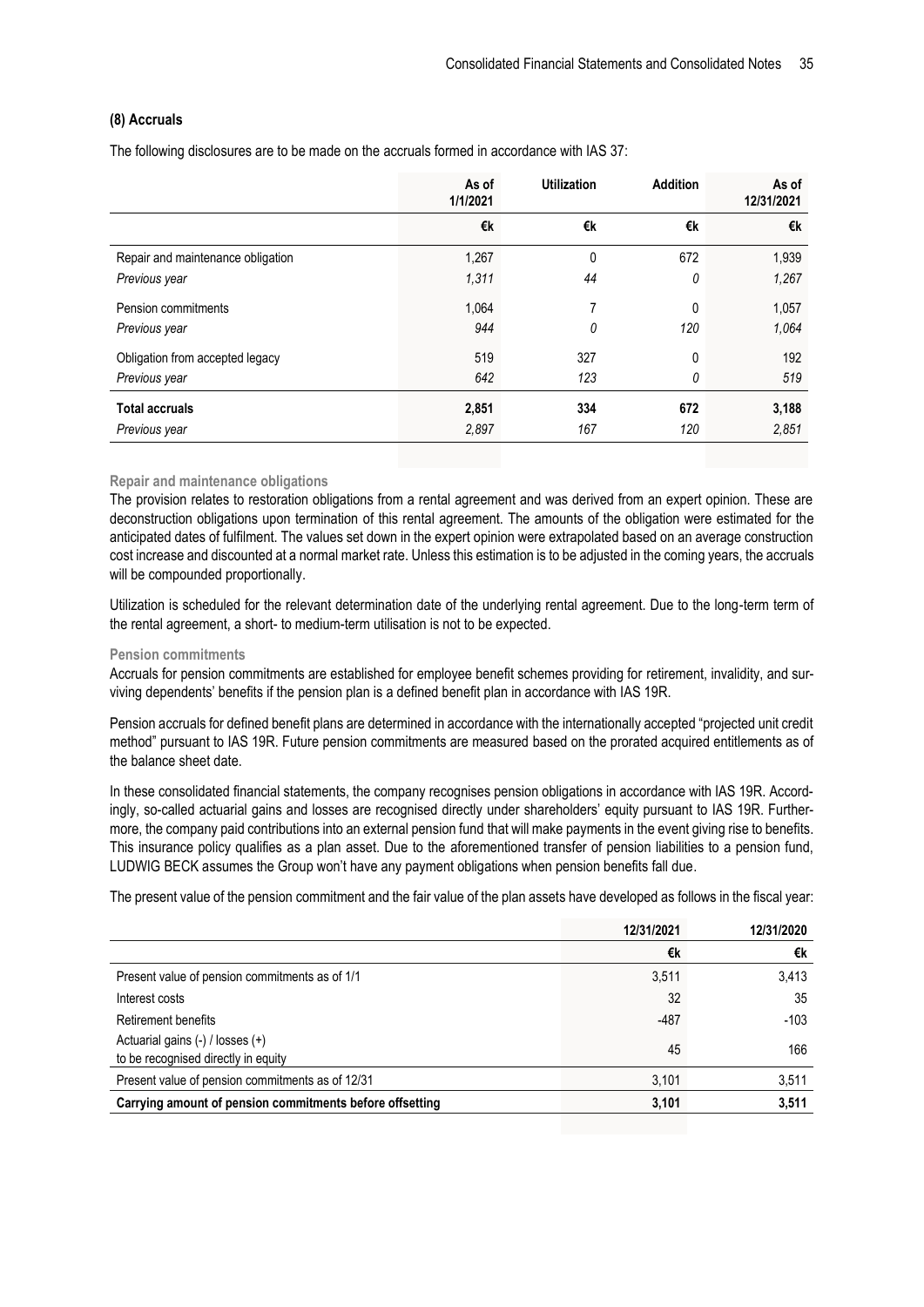### (8) Accruals

The following disclosures are to be made on the accruals formed in accordance with IAS 37:

| | As of 1/1/2021 | Utilization | Addition | As of 12/31/2021 |
|---|---|---|---|---|
| | €k | €k | €k | €k |
| Repair and maintenance obligation | 1,267 | 0 | 672 | 1,939 |
| *Previous year* | *1,311* | *44* | *0* | *1,267* |
| Pension commitments | 1,064 | 7 | 0 | 1,057 |
| *Previous year* | *944* | *0* | *120* | *1,064* |
| Obligation from accepted legacy | 519 | 327 | 0 | 192 |
| *Previous year* | *642* | *123* | *0* | *519* |
| **Total accruals** | **2,851** | **334** | **672** | **3,188** |
| *Previous year* | *2,897* | *167* | *120* | *2,851* |

**Repair and maintenance obligations**

The provision relates to restoration obligations from a rental agreement and was derived from an expert opinion. These are deconstruction obligations upon termination of this rental agreement. The amounts of the obligation were estimated for the anticipated dates of fulfilment. The values set down in the expert opinion were extrapolated based on an average construction cost increase and discounted at a normal market rate. Unless this estimation is to be adjusted in the coming years, the accruals will be compounded proportionally.

Utilization is scheduled for the relevant determination date of the underlying rental agreement. Due to the long-term term of the rental agreement, a short- to medium-term utilisation is not to be expected.

**Pension commitments**

Accruals for pension commitments are established for employee benefit schemes providing for retirement, invalidity, and surviving dependents' benefits if the pension plan is a defined benefit plan in accordance with IAS 19R.

Pension accruals for defined benefit plans are determined in accordance with the internationally accepted "projected unit credit method" pursuant to IAS 19R. Future pension commitments are measured based on the prorated acquired entitlements as of the balance sheet date.

In these consolidated financial statements, the company recognises pension obligations in accordance with IAS 19R. Accordingly, so-called actuarial gains and losses are recognised directly under shareholders' equity pursuant to IAS 19R. Furthermore, the company paid contributions into an external pension fund that will make payments in the event giving rise to benefits. This insurance policy qualifies as a plan asset. Due to the aforementioned transfer of pension liabilities to a pension fund, LUDWIG BECK assumes the Group won't have any payment obligations when pension benefits fall due.

The present value of the pension commitment and the fair value of the plan assets have developed as follows in the fiscal year:

| | 12/31/2021 | 12/31/2020 |
|---|---|---|
| | €k | €k |
| Present value of pension commitments as of 1/1 | 3,511 | 3,413 |
| Interest costs | 32 | 35 |
| Retirement benefits | -487 | -103 |
| Actuarial gains (-) / losses (+) to be recognised directly in equity | 45 | 166 |
| Present value of pension commitments as of 12/31 | 3,101 | 3,511 |
| **Carrying amount of pension commitments before offsetting** | **3,101** | **3,511** |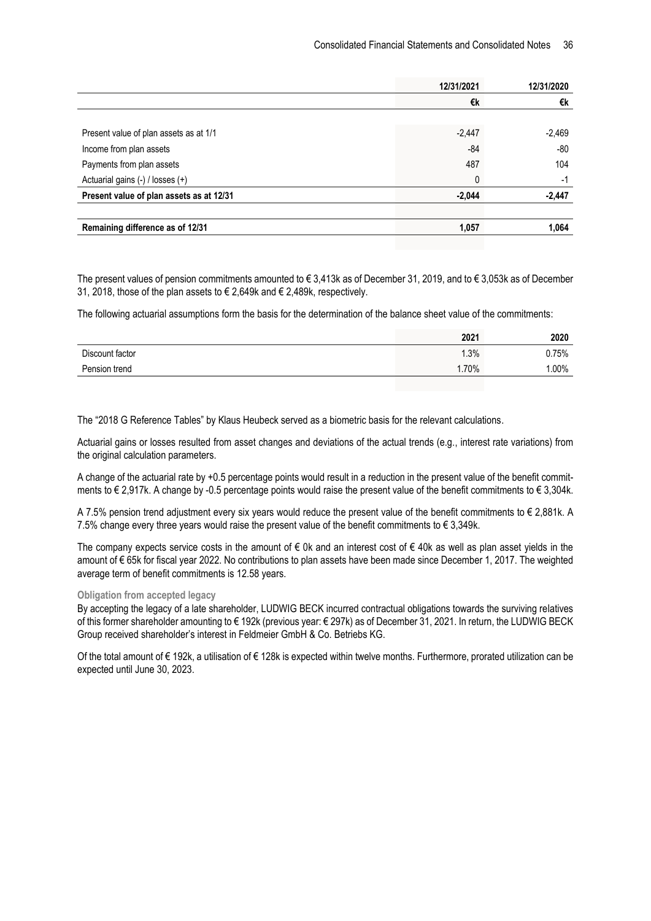| | 12/31/2021 | 12/31/2020 |
|---|---|---|
| | €k | €k |
| Present value of plan assets as at 1/1 | -2,447 | -2,469 |
| Income from plan assets | -84 | -80 |
| Payments from plan assets | 487 | 104 |
| Actuarial gains (-) / losses (+) | 0 | -1 |
| **Present value of plan assets as at 12/31** | **-2,044** | **-2,447** |
| **Remaining difference as of 12/31** | **1,057** | **1,064** |

The present values of pension commitments amounted to € 3,413k as of December 31, 2019, and to € 3,053k as of December 31, 2018, those of the plan assets to € 2,649k and € 2,489k, respectively.

The following actuarial assumptions form the basis for the determination of the balance sheet value of the commitments:

| | 2021 | 2020 |
|---|---|---|
| Discount factor | 1.3% | 0.75% |
| Pension trend | 1.70% | 1.00% |

The "2018 G Reference Tables" by Klaus Heubeck served as a biometric basis for the relevant calculations.

Actuarial gains or losses resulted from asset changes and deviations of the actual trends (e.g., interest rate variations) from the original calculation parameters.

A change of the actuarial rate by +0.5 percentage points would result in a reduction in the present value of the benefit commitments to € 2,917k. A change by -0.5 percentage points would raise the present value of the benefit commitments to € 3,304k.

A 7.5% pension trend adjustment every six years would reduce the present value of the benefit commitments to € 2,881k. A 7.5% change every three years would raise the present value of the benefit commitments to € 3,349k.

The company expects service costs in the amount of € 0k and an interest cost of € 40k as well as plan asset yields in the amount of € 65k for fiscal year 2022. No contributions to plan assets have been made since December 1, 2017. The weighted average term of benefit commitments is 12.58 years.

**Obligation from accepted legacy**

By accepting the legacy of a late shareholder, LUDWIG BECK incurred contractual obligations towards the surviving relatives of this former shareholder amounting to € 192k (previous year: € 297k) as of December 31, 2021. In return, the LUDWIG BECK Group received shareholder's interest in Feldmeier GmbH & Co. Betriebs KG.

Of the total amount of € 192k, a utilisation of € 128k is expected within twelve months. Furthermore, prorated utilization can be expected until June 30, 2023.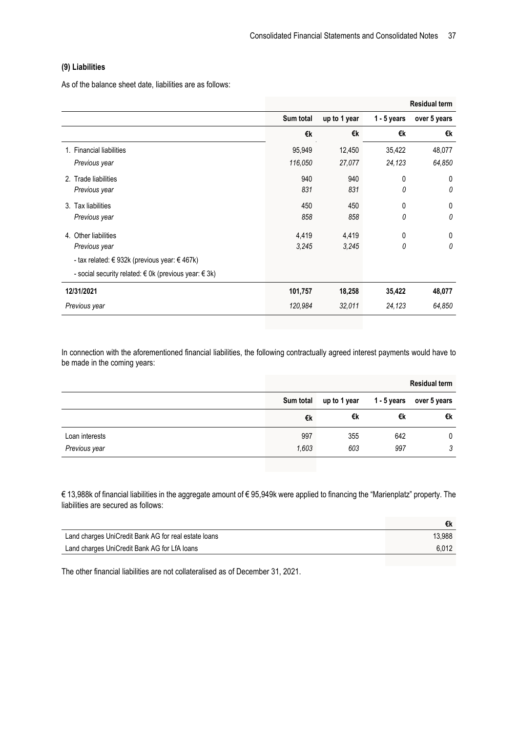### (9) Liabilities

As of the balance sheet date, liabilities are as follows:

| | | | | Residual term |
|---|---|---|---|---|
| | Sum total | up to 1 year | 1 - 5 years | over 5 years |
| | €k | €k | €k | €k |
| 1. Financial liabilities | 95,949 | 12,450 | 35,422 | 48,077 |
| *Previous year* | *116,050* | *27,077* | *24,123* | *64,850* |
| 2. Trade liabilities | 940 | 940 | 0 | 0 |
| *Previous year* | *831* | *831* | *0* | *0* |
| 3. Tax liabilities | 450 | 450 | 0 | 0 |
| *Previous year* | *858* | *858* | *0* | *0* |
| 4. Other liabilities | 4,419 | 4,419 | 0 | 0 |
| *Previous year* | *3,245* | *3,245* | *0* | *0* |
| - tax related: € 932k (previous year: € 467k) | | | | |
| - social security related: € 0k (previous year: € 3k) | | | | |
| **12/31/2021** | **101,757** | **18,258** | **35,422** | **48,077** |
| *Previous year* | *120,984* | *32,011* | *24,123* | *64,850* |

In connection with the aforementioned financial liabilities, the following contractually agreed interest payments would have to be made in the coming years:

| | | | | Residual term |
|---|---|---|---|---|
| | Sum total | up to 1 year | 1 - 5 years | over 5 years |
| | €k | €k | €k | €k |
| Loan interests | 997 | 355 | 642 | 0 |
| *Previous year* | *1,603* | *603* | *997* | *3* |

€ 13,988k of financial liabilities in the aggregate amount of € 95,949k were applied to financing the "Marienplatz" property. The liabilities are secured as follows:

| | €k |
|---|---|
| Land charges UniCredit Bank AG for real estate loans | 13,988 |
| Land charges UniCredit Bank AG for LfA loans | 6,012 |

The other financial liabilities are not collateralised as of December 31, 2021.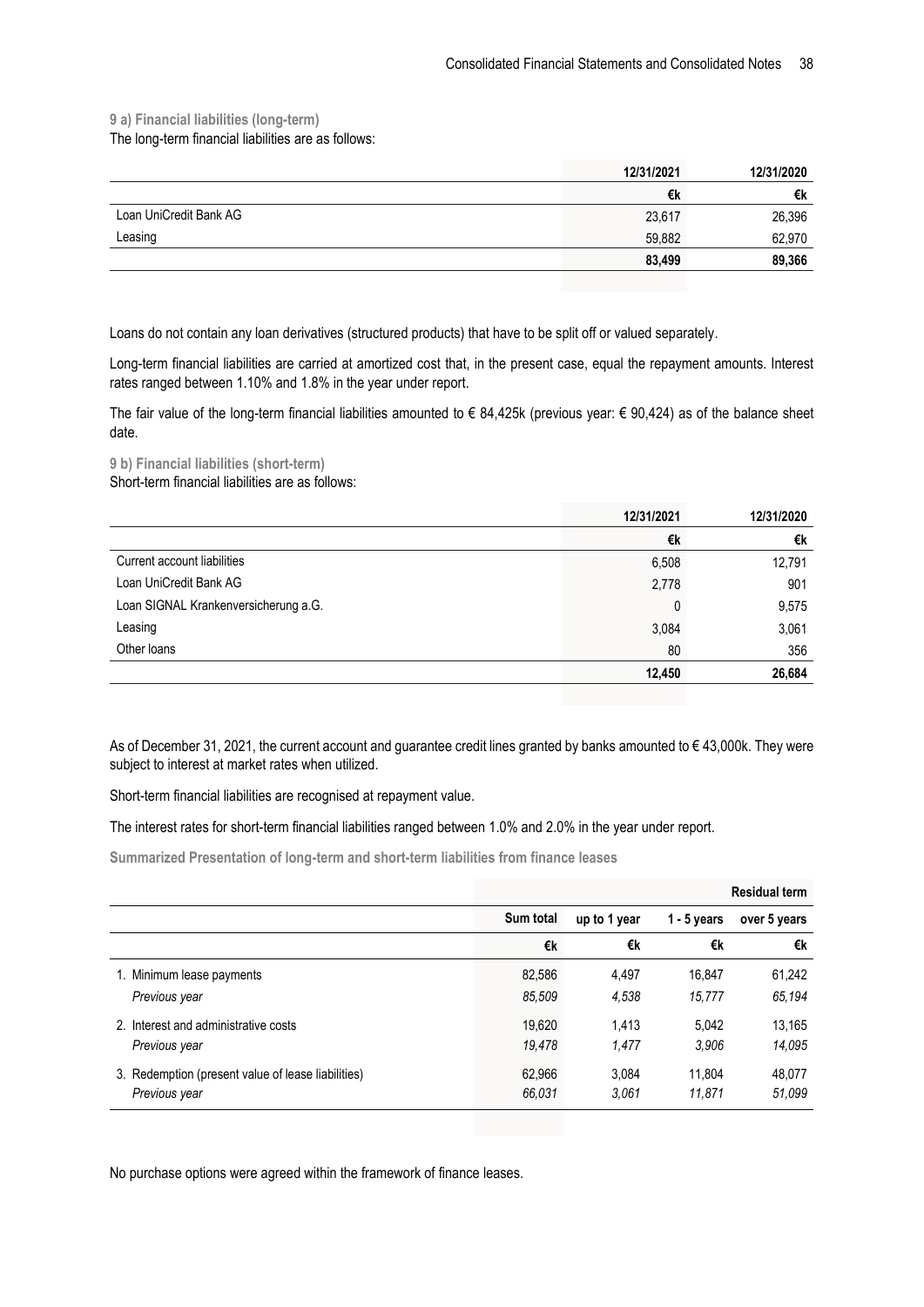### 9 a) Financial liabilities (long-term)

The long-term financial liabilities are as follows:

| | 12/31/2021 | 12/31/2020 |
|---|---|---|
| | €k | €k |
| Loan UniCredit Bank AG | 23,617 | 26,396 |
| Leasing | 59,882 | 62,970 |
| | **83,499** | **89,366** |

Loans do not contain any loan derivatives (structured products) that have to be split off or valued separately.

Long-term financial liabilities are carried at amortized cost that, in the present case, equal the repayment amounts. Interest rates ranged between 1.10% and 1.8% in the year under report.

The fair value of the long-term financial liabilities amounted to € 84,425k (previous year: € 90,424) as of the balance sheet date.

### 9 b) Financial liabilities (short-term)

Short-term financial liabilities are as follows:

| | 12/31/2021 | 12/31/2020 |
|---|---|---|
| | €k | €k |
| Current account liabilities | 6,508 | 12,791 |
| Loan UniCredit Bank AG | 2,778 | 901 |
| Loan SIGNAL Krankenversicherung a.G. | 0 | 9,575 |
| Leasing | 3,084 | 3,061 |
| Other loans | 80 | 356 |
| | **12,450** | **26,684** |

As of December 31, 2021, the current account and guarantee credit lines granted by banks amounted to € 43,000k. They were subject to interest at market rates when utilized.

Short-term financial liabilities are recognised at repayment value.

The interest rates for short-term financial liabilities ranged between 1.0% and 2.0% in the year under report.

**Summarized Presentation of long-term and short-term liabilities from finance leases**

| | | | | **Residual term** |
|---|---|---|---|---|
| | **Sum total** | **up to 1 year** | **1 - 5 years** | **over 5 years** |
| | €k | €k | €k | €k |
| 1. Minimum lease payments | 82,586 | 4,497 | 16,847 | 61,242 |
| *Previous year* | *85,509* | *4,538* | *15,777* | *65,194* |
| 2. Interest and administrative costs | 19,620 | 1,413 | 5,042 | 13,165 |
| *Previous year* | *19,478* | *1,477* | *3,906* | *14,095* |
| 3. Redemption (present value of lease liabilities) | 62,966 | 3,084 | 11,804 | 48,077 |
| *Previous year* | *66,031* | *3,061* | *11,871* | *51,099* |

No purchase options were agreed within the framework of finance leases.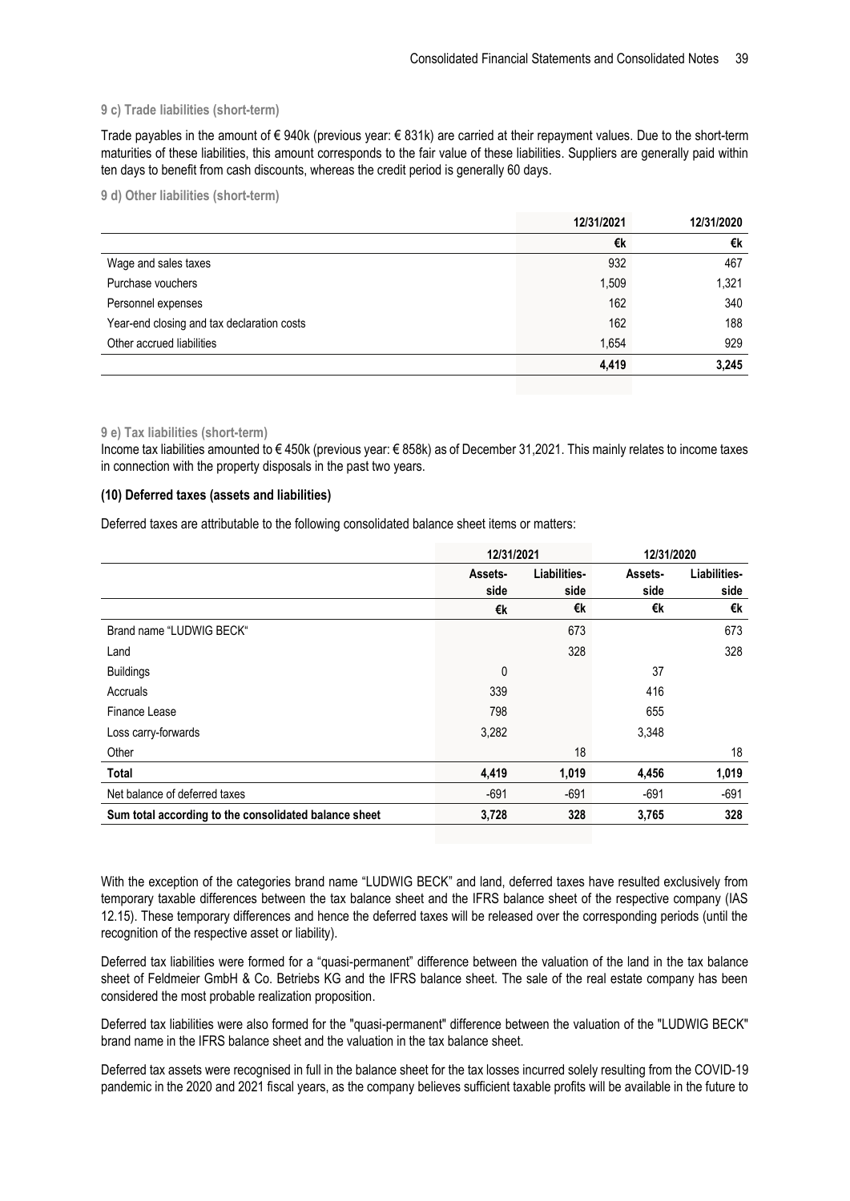### 9 c) Trade liabilities (short-term)

Trade payables in the amount of € 940k (previous year: € 831k) are carried at their repayment values. Due to the short-term maturities of these liabilities, this amount corresponds to the fair value of these liabilities. Suppliers are generally paid within ten days to benefit from cash discounts, whereas the credit period is generally 60 days.

### 9 d) Other liabilities (short-term)

| | 12/31/2021 | 12/31/2020 |
|---|---|---|
| | €k | €k |
| Wage and sales taxes | 932 | 467 |
| Purchase vouchers | 1,509 | 1,321 |
| Personnel expenses | 162 | 340 |
| Year-end closing and tax declaration costs | 162 | 188 |
| Other accrued liabilities | 1,654 | 929 |
| | **4,419** | **3,245** |

### 9 e) Tax liabilities (short-term)

Income tax liabilities amounted to € 450k (previous year: € 858k) as of December 31,2021. This mainly relates to income taxes in connection with the property disposals in the past two years.

### (10) Deferred taxes (assets and liabilities)

Deferred taxes are attributable to the following consolidated balance sheet items or matters:

| | 12/31/2021 | | 12/31/2020 | |
|---|---|---|---|---|
| | Assets-side | Liabilities-side | Assets-side | Liabilities-side |
| | €k | €k | €k | €k |
| Brand name "LUDWIG BECK" | | 673 | | 673 |
| Land | | 328 | | 328 |
| Buildings | 0 | | 37 | |
| Accruals | 339 | | 416 | |
| Finance Lease | 798 | | 655 | |
| Loss carry-forwards | 3,282 | | 3,348 | |
| Other | | 18 | | 18 |
| **Total** | **4,419** | **1,019** | **4,456** | **1,019** |
| Net balance of deferred taxes | -691 | -691 | -691 | -691 |
| **Sum total according to the consolidated balance sheet** | **3,728** | **328** | **3,765** | **328** |

With the exception of the categories brand name "LUDWIG BECK" and land, deferred taxes have resulted exclusively from temporary taxable differences between the tax balance sheet and the IFRS balance sheet of the respective company (IAS 12.15). These temporary differences and hence the deferred taxes will be released over the corresponding periods (until the recognition of the respective asset or liability).

Deferred tax liabilities were formed for a "quasi-permanent" difference between the valuation of the land in the tax balance sheet of Feldmeier GmbH & Co. Betriebs KG and the IFRS balance sheet. The sale of the real estate company has been considered the most probable realization proposition.

Deferred tax liabilities were also formed for the "quasi-permanent" difference between the valuation of the "LUDWIG BECK" brand name in the IFRS balance sheet and the valuation in the tax balance sheet.

Deferred tax assets were recognised in full in the balance sheet for the tax losses incurred solely resulting from the COVID-19 pandemic in the 2020 and 2021 fiscal years, as the company believes sufficient taxable profits will be available in the future to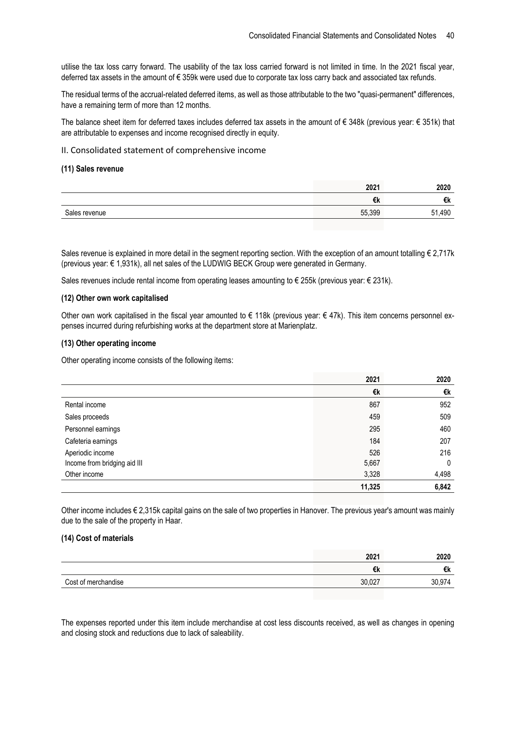utilise the tax loss carry forward. The usability of the tax loss carried forward is not limited in time. In the 2021 fiscal year, deferred tax assets in the amount of € 359k were used due to corporate tax loss carry back and associated tax refunds.

The residual terms of the accrual-related deferred items, as well as those attributable to the two "quasi-permanent" differences, have a remaining term of more than 12 months.

The balance sheet item for deferred taxes includes deferred tax assets in the amount of € 348k (previous year: € 351k) that are attributable to expenses and income recognised directly in equity.

## II. Consolidated statement of comprehensive income

### (11) Sales revenue

| | 2021 | 2020 |
|---|---|---|
| | €k | €k |
| Sales revenue | 55,399 | 51,490 |

Sales revenue is explained in more detail in the segment reporting section. With the exception of an amount totalling € 2,717k (previous year: € 1,931k), all net sales of the LUDWIG BECK Group were generated in Germany.

Sales revenues include rental income from operating leases amounting to € 255k (previous year: € 231k).

### (12) Other own work capitalised

Other own work capitalised in the fiscal year amounted to € 118k (previous year: € 47k). This item concerns personnel expenses incurred during refurbishing works at the department store at Marienplatz.

### (13) Other operating income

Other operating income consists of the following items:

| | 2021 | 2020 |
|---|---|---|
| | €k | €k |
| Rental income | 867 | 952 |
| Sales proceeds | 459 | 509 |
| Personnel earnings | 295 | 460 |
| Cafeteria earnings | 184 | 207 |
| Aperiodic income | 526 | 216 |
| Income from bridging aid III | 5,667 | 0 |
| Other income | 3,328 | 4,498 |
| | **11,325** | **6,842** |

Other income includes € 2,315k capital gains on the sale of two properties in Hanover. The previous year's amount was mainly due to the sale of the property in Haar.

### (14) Cost of materials

| | 2021 | 2020 |
|---|---|---|
| | €k | €k |
| Cost of merchandise | 30,027 | 30,974 |

The expenses reported under this item include merchandise at cost less discounts received, as well as changes in opening and closing stock and reductions due to lack of saleability.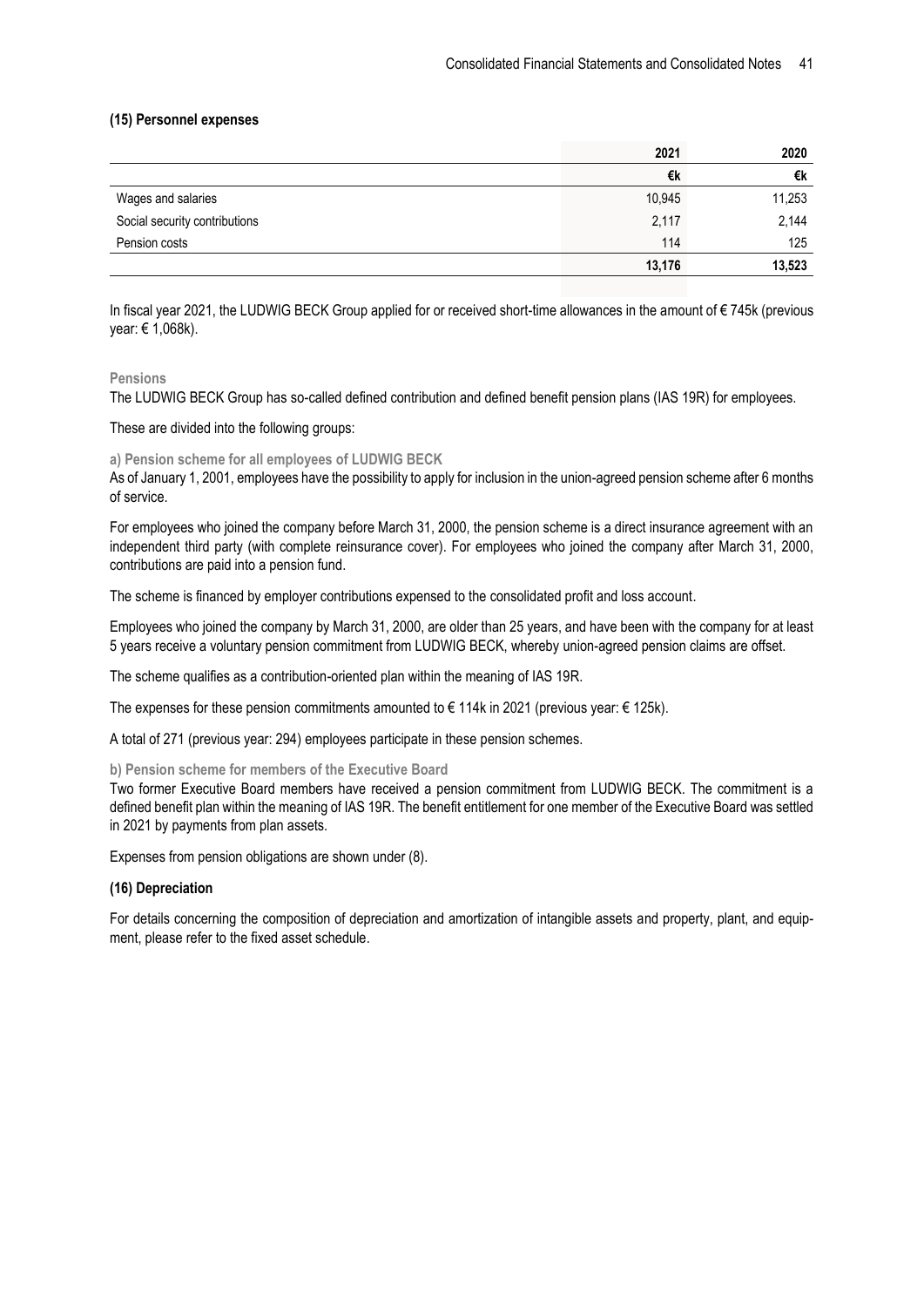### (15) Personnel expenses

| | 2021 | 2020 |
|---|---|---|
| | €k | €k |
| Wages and salaries | 10,945 | 11,253 |
| Social security contributions | 2,117 | 2,144 |
| Pension costs | 114 | 125 |
| | **13,176** | **13,523** |

In fiscal year 2021, the LUDWIG BECK Group applied for or received short-time allowances in the amount of € 745k (previous year: € 1,068k).

**Pensions**

The LUDWIG BECK Group has so-called defined contribution and defined benefit pension plans (IAS 19R) for employees.

These are divided into the following groups:

**a) Pension scheme for all employees of LUDWIG BECK**

As of January 1, 2001, employees have the possibility to apply for inclusion in the union-agreed pension scheme after 6 months of service.

For employees who joined the company before March 31, 2000, the pension scheme is a direct insurance agreement with an independent third party (with complete reinsurance cover). For employees who joined the company after March 31, 2000, contributions are paid into a pension fund.

The scheme is financed by employer contributions expensed to the consolidated profit and loss account.

Employees who joined the company by March 31, 2000, are older than 25 years, and have been with the company for at least 5 years receive a voluntary pension commitment from LUDWIG BECK, whereby union-agreed pension claims are offset.

The scheme qualifies as a contribution-oriented plan within the meaning of IAS 19R.

The expenses for these pension commitments amounted to € 114k in 2021 (previous year: € 125k).

A total of 271 (previous year: 294) employees participate in these pension schemes.

**b) Pension scheme for members of the Executive Board**

Two former Executive Board members have received a pension commitment from LUDWIG BECK. The commitment is a defined benefit plan within the meaning of IAS 19R. The benefit entitlement for one member of the Executive Board was settled in 2021 by payments from plan assets.

Expenses from pension obligations are shown under (8).

### (16) Depreciation

For details concerning the composition of depreciation and amortization of intangible assets and property, plant, and equipment, please refer to the fixed asset schedule.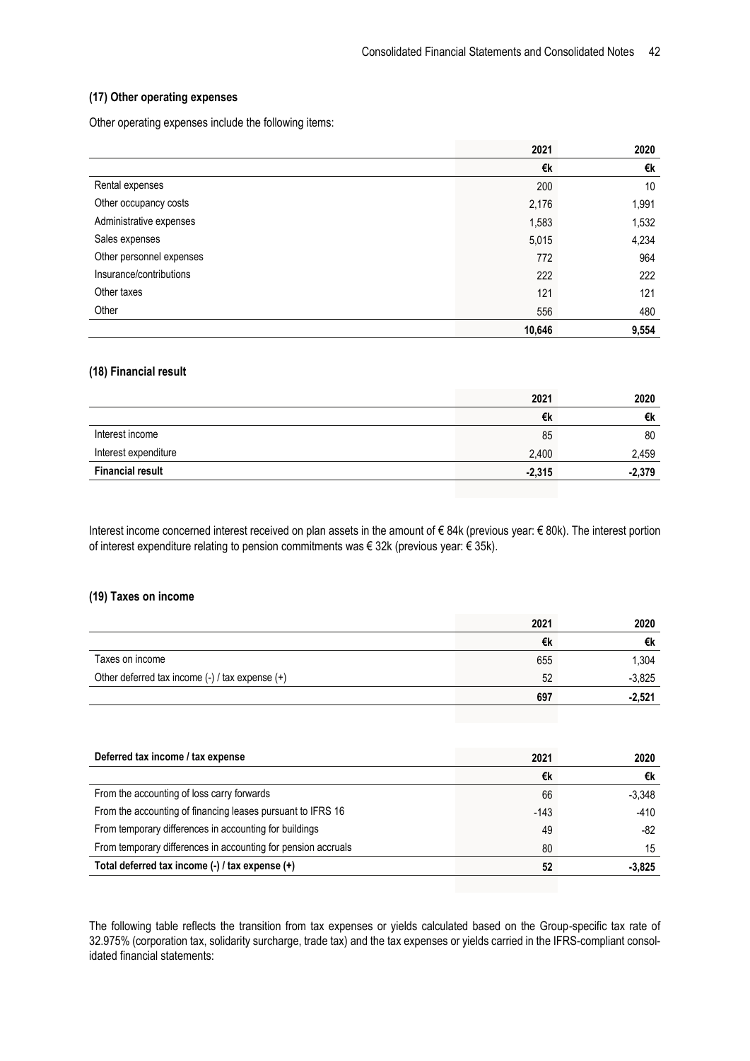### (17) Other operating expenses

Other operating expenses include the following items:

| | 2021 | 2020 |
|---|---|---|
| | €k | €k |
| Rental expenses | 200 | 10 |
| Other occupancy costs | 2,176 | 1,991 |
| Administrative expenses | 1,583 | 1,532 |
| Sales expenses | 5,015 | 4,234 |
| Other personnel expenses | 772 | 964 |
| Insurance/contributions | 222 | 222 |
| Other taxes | 121 | 121 |
| Other | 556 | 480 |
| | **10,646** | **9,554** |

### (18) Financial result

| | 2021 | 2020 |
|---|---|---|
| | €k | €k |
| Interest income | 85 | 80 |
| Interest expenditure | 2,400 | 2,459 |
| **Financial result** | **-2,315** | **-2,379** |

Interest income concerned interest received on plan assets in the amount of € 84k (previous year: € 80k). The interest portion of interest expenditure relating to pension commitments was € 32k (previous year: € 35k).

### (19) Taxes on income

| | 2021 | 2020 |
|---|---|---|
| | €k | €k |
| Taxes on income | 655 | 1,304 |
| Other deferred tax income (-) / tax expense (+) | 52 | -3,825 |
| | **697** | **-2,521** |

| **Deferred tax income / tax expense** | 2021 | 2020 |
|---|---|---|
| | €k | €k |
| From the accounting of loss carry forwards | 66 | -3,348 |
| From the accounting of financing leases pursuant to IFRS 16 | -143 | -410 |
| From temporary differences in accounting for buildings | 49 | -82 |
| From temporary differences in accounting for pension accruals | 80 | 15 |
| **Total deferred tax income (-) / tax expense (+)** | **52** | **-3,825** |

The following table reflects the transition from tax expenses or yields calculated based on the Group-specific tax rate of 32.975% (corporation tax, solidarity surcharge, trade tax) and the tax expenses or yields carried in the IFRS-compliant consolidated financial statements: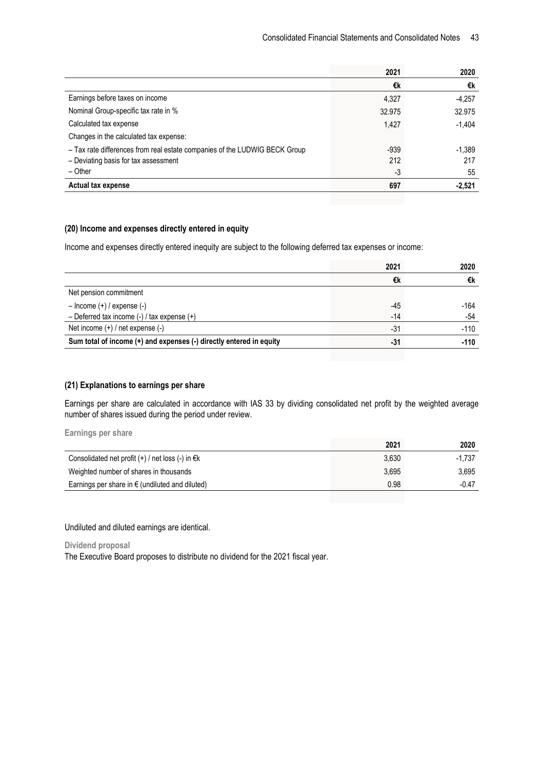| | 2021 | 2020 |
|---|---|---|
| | €k | €k |
| Earnings before taxes on income | 4,327 | -4,257 |
| Nominal Group-specific tax rate in % | 32.975 | 32.975 |
| Calculated tax expense | 1,427 | -1,404 |
| Changes in the calculated tax expense: | | |
| – Tax rate differences from real estate companies of the LUDWIG BECK Group | -939 | -1,389 |
| – Deviating basis for tax assessment | 212 | 217 |
| – Other | -3 | 55 |
| **Actual tax expense** | **697** | **-2,521** |

### (20) Income and expenses directly entered in equity

Income and expenses directly entered inequity are subject to the following deferred tax expenses or income:

| | 2021 | 2020 |
|---|---|---|
| | €k | €k |
| Net pension commitment | | |
| – Income (+) / expense (-) | -45 | -164 |
| – Deferred tax income (-) / tax expense (+) | -14 | -54 |
| Net income (+) / net expense (-) | -31 | -110 |
| **Sum total of income (+) and expenses (-) directly entered in equity** | **-31** | **-110** |

### (21) Explanations to earnings per share

Earnings per share are calculated in accordance with IAS 33 by dividing consolidated net profit by the weighted average number of shares issued during the period under review.

**Earnings per share**

| | 2021 | 2020 |
|---|---|---|
| Consolidated net profit (+) / net loss (-) in €k | 3,630 | -1,737 |
| Weighted number of shares in thousands | 3,695 | 3,695 |
| Earnings per share in € (undiluted and diluted) | 0.98 | -0.47 |

Undiluted and diluted earnings are identical.

**Dividend proposal**

The Executive Board proposes to distribute no dividend for the 2021 fiscal year.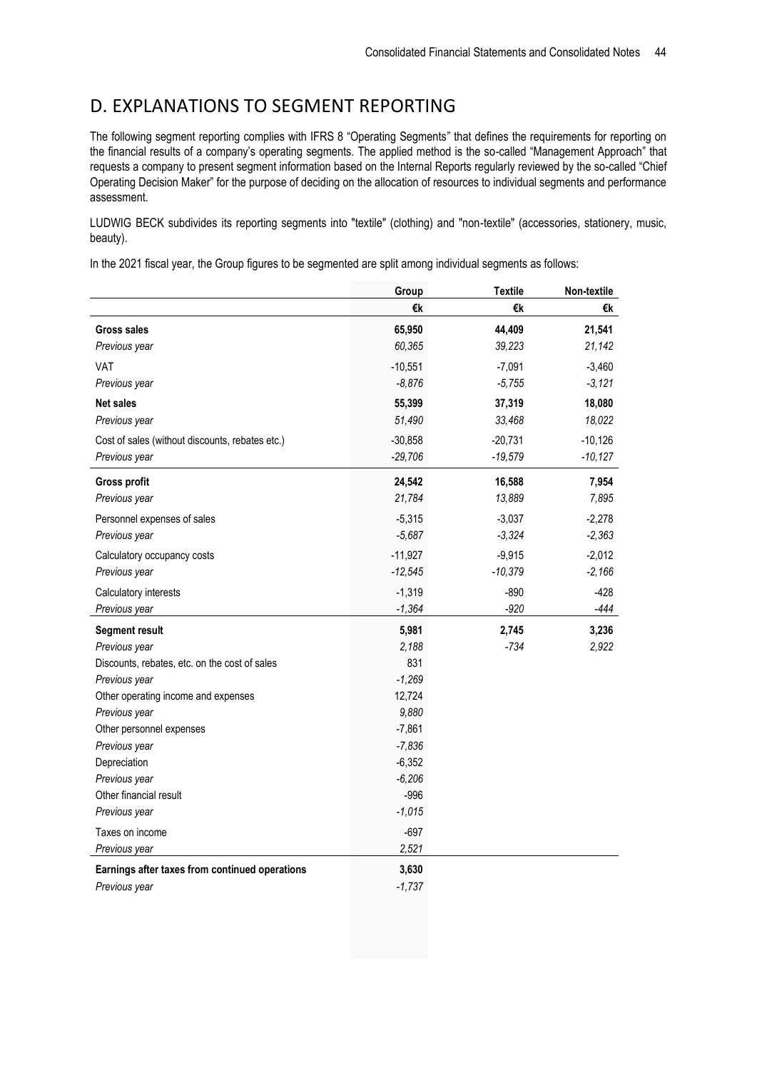## D. EXPLANATIONS TO SEGMENT REPORTING

The following segment reporting complies with IFRS 8 "Operating Segments" that defines the requirements for reporting on the financial results of a company's operating segments. The applied method is the so-called "Management Approach" that requests a company to present segment information based on the Internal Reports regularly reviewed by the so-called "Chief Operating Decision Maker" for the purpose of deciding on the allocation of resources to individual segments and performance assessment.

LUDWIG BECK subdivides its reporting segments into "textile" (clothing) and "non-textile" (accessories, stationery, music, beauty).

In the 2021 fiscal year, the Group figures to be segmented are split among individual segments as follows:

| | Group | Textile | Non-textile |
|---|---|---|---|
| | €k | €k | €k |
| **Gross sales** | **65,950** | **44,409** | **21,541** |
| *Previous year* | *60,365* | *39,223* | *21,142* |
| VAT | -10,551 | -7,091 | -3,460 |
| *Previous year* | *-8,876* | *-5,755* | *-3,121* |
| **Net sales** | **55,399** | **37,319** | **18,080** |
| *Previous year* | *51,490* | *33,468* | *18,022* |
| Cost of sales (without discounts, rebates etc.) | -30,858 | -20,731 | -10,126 |
| *Previous year* | *-29,706* | *-19,579* | *-10,127* |
| **Gross profit** | **24,542** | **16,588** | **7,954** |
| *Previous year* | *21,784* | *13,889* | *7,895* |
| Personnel expenses of sales | -5,315 | -3,037 | -2,278 |
| *Previous year* | *-5,687* | *-3,324* | *-2,363* |
| Calculatory occupancy costs | -11,927 | -9,915 | -2,012 |
| *Previous year* | *-12,545* | *-10,379* | *-2,166* |
| Calculatory interests | -1,319 | -890 | -428 |
| *Previous year* | *-1,364* | *-920* | *-444* |
| **Segment result** | **5,981** | **2,745** | **3,236** |
| *Previous year* | *2,188* | *-734* | *2,922* |
| Discounts, rebates, etc. on the cost of sales | 831 | | |
| *Previous year* | *-1,269* | | |
| Other operating income and expenses | 12,724 | | |
| *Previous year* | *9,880* | | |
| Other personnel expenses | -7,861 | | |
| *Previous year* | *-7,836* | | |
| Depreciation | -6,352 | | |
| *Previous year* | *-6,206* | | |
| Other financial result | -996 | | |
| *Previous year* | *-1,015* | | |
| Taxes on income | -697 | | |
| *Previous year* | *2,521* | | |
| **Earnings after taxes from continued operations** | **3,630** | | |
| *Previous year* | *-1,737* | | |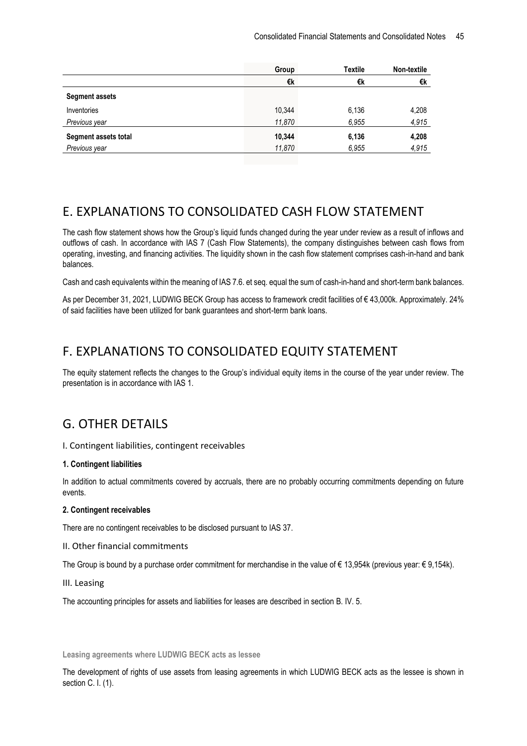| | Group | Textile | Non-textile |
|---|---|---|---|
| | €k | €k | €k |
| **Segment assets** | | | |
| Inventories | 10,344 | 6,136 | 4,208 |
| *Previous year* | *11,870* | *6,955* | *4,915* |
| **Segment assets total** | **10,344** | **6,136** | **4,208** |
| *Previous year* | *11,870* | *6,955* | *4,915* |

# E. EXPLANATIONS TO CONSOLIDATED CASH FLOW STATEMENT

The cash flow statement shows how the Group's liquid funds changed during the year under review as a result of inflows and outflows of cash. In accordance with IAS 7 (Cash Flow Statements), the company distinguishes between cash flows from operating, investing, and financing activities. The liquidity shown in the cash flow statement comprises cash-in-hand and bank balances.

Cash and cash equivalents within the meaning of IAS 7.6. et seq. equal the sum of cash-in-hand and short-term bank balances.

As per December 31, 2021, LUDWIG BECK Group has access to framework credit facilities of € 43,000k. Approximately. 24% of said facilities have been utilized for bank guarantees and short-term bank loans.

# F. EXPLANATIONS TO CONSOLIDATED EQUITY STATEMENT

The equity statement reflects the changes to the Group's individual equity items in the course of the year under review. The presentation is in accordance with IAS 1.

# G. OTHER DETAILS

## I. Contingent liabilities, contingent receivables

**1. Contingent liabilities**

In addition to actual commitments covered by accruals, there are no probably occurring commitments depending on future events.

**2. Contingent receivables**

There are no contingent receivables to be disclosed pursuant to IAS 37.

## II. Other financial commitments

The Group is bound by a purchase order commitment for merchandise in the value of € 13,954k (previous year: € 9,154k).

## III. Leasing

The accounting principles for assets and liabilities for leases are described in section B. IV. 5.

**Leasing agreements where LUDWIG BECK acts as lessee**

The development of rights of use assets from leasing agreements in which LUDWIG BECK acts as the lessee is shown in section C. I. (1).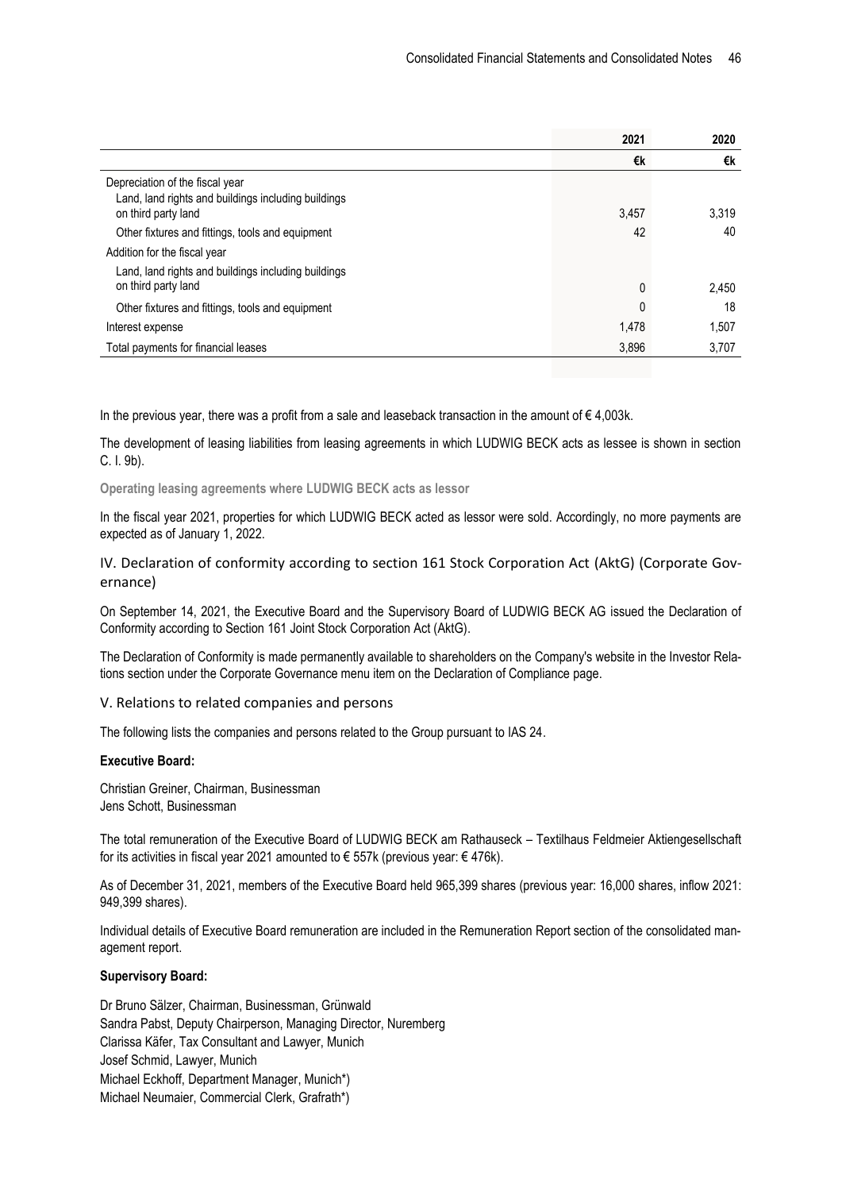| | 2021 | 2020 |
|---|---|---|
| | €k | €k |
| Depreciation of the fiscal year | | |
| Land, land rights and buildings including buildings on third party land | 3,457 | 3,319 |
| Other fixtures and fittings, tools and equipment | 42 | 40 |
| Addition for the fiscal year | | |
| Land, land rights and buildings including buildings on third party land | 0 | 2,450 |
| Other fixtures and fittings, tools and equipment | 0 | 18 |
| Interest expense | 1,478 | 1,507 |
| Total payments for financial leases | 3,896 | 3,707 |

In the previous year, there was a profit from a sale and leaseback transaction in the amount of € 4,003k.

The development of leasing liabilities from leasing agreements in which LUDWIG BECK acts as lessee is shown in section C. I. 9b).

**Operating leasing agreements where LUDWIG BECK acts as lessor**

In the fiscal year 2021, properties for which LUDWIG BECK acted as lessor were sold. Accordingly, no more payments are expected as of January 1, 2022.

## IV. Declaration of conformity according to section 161 Stock Corporation Act (AktG) (Corporate Governance)

On September 14, 2021, the Executive Board and the Supervisory Board of LUDWIG BECK AG issued the Declaration of Conformity according to Section 161 Joint Stock Corporation Act (AktG).

The Declaration of Conformity is made permanently available to shareholders on the Company's website in the Investor Relations section under the Corporate Governance menu item on the Declaration of Compliance page.

## V. Relations to related companies and persons

The following lists the companies and persons related to the Group pursuant to IAS 24.

**Executive Board:**

Christian Greiner, Chairman, Businessman
Jens Schott, Businessman

The total remuneration of the Executive Board of LUDWIG BECK am Rathauseck – Textilhaus Feldmeier Aktiengesellschaft for its activities in fiscal year 2021 amounted to € 557k (previous year: € 476k).

As of December 31, 2021, members of the Executive Board held 965,399 shares (previous year: 16,000 shares, inflow 2021: 949,399 shares).

Individual details of Executive Board remuneration are included in the Remuneration Report section of the consolidated management report.

**Supervisory Board:**

Dr Bruno Sälzer, Chairman, Businessman, Grünwald
Sandra Pabst, Deputy Chairperson, Managing Director, Nuremberg
Clarissa Käfer, Tax Consultant and Lawyer, Munich
Josef Schmid, Lawyer, Munich
Michael Eckhoff, Department Manager, Munich*)
Michael Neumaier, Commercial Clerk, Grafrath*)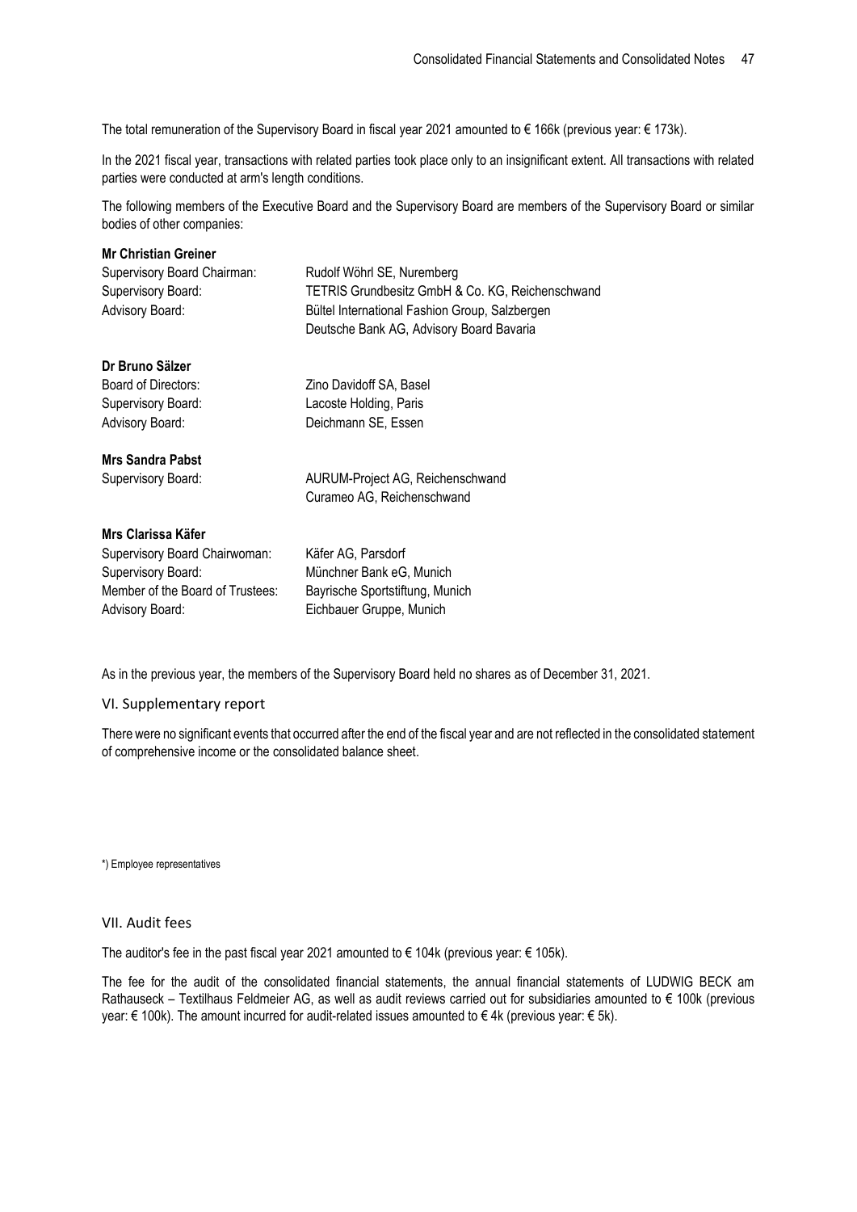The total remuneration of the Supervisory Board in fiscal year 2021 amounted to € 166k (previous year: € 173k).

In the 2021 fiscal year, transactions with related parties took place only to an insignificant extent. All transactions with related parties were conducted at arm's length conditions.

The following members of the Executive Board and the Supervisory Board are members of the Supervisory Board or similar bodies of other companies:

**Mr Christian Greiner**

| | |
|---|---|
| Supervisory Board Chairman: | Rudolf Wöhrl SE, Nuremberg |
| Supervisory Board: | TETRIS Grundbesitz GmbH & Co. KG, Reichenschwand |
| Advisory Board: | Bültel International Fashion Group, Salzbergen |
| | Deutsche Bank AG, Advisory Board Bavaria |

**Dr Bruno Sälzer**

| | |
|---|---|
| Board of Directors: | Zino Davidoff SA, Basel |
| Supervisory Board: | Lacoste Holding, Paris |
| Advisory Board: | Deichmann SE, Essen |

**Mrs Sandra Pabst**

| | |
|---|---|
| Supervisory Board: | AURUM-Project AG, Reichenschwand |
| | Curameo AG, Reichenschwand |

**Mrs Clarissa Käfer**

| | |
|---|---|
| Supervisory Board Chairwoman: | Käfer AG, Parsdorf |
| Supervisory Board: | Münchner Bank eG, Munich |
| Member of the Board of Trustees: | Bayrische Sportstiftung, Munich |
| Advisory Board: | Eichbauer Gruppe, Munich |

As in the previous year, the members of the Supervisory Board held no shares as of December 31, 2021.

## VI. Supplementary report

There were no significant events that occurred after the end of the fiscal year and are not reflected in the consolidated statement of comprehensive income or the consolidated balance sheet.

*) Employee representatives

## VII. Audit fees

The auditor's fee in the past fiscal year 2021 amounted to € 104k (previous year: € 105k).

The fee for the audit of the consolidated financial statements, the annual financial statements of LUDWIG BECK am Rathauseck – Textilhaus Feldmeier AG, as well as audit reviews carried out for subsidiaries amounted to € 100k (previous year: € 100k). The amount incurred for audit-related issues amounted to € 4k (previous year: € 5k).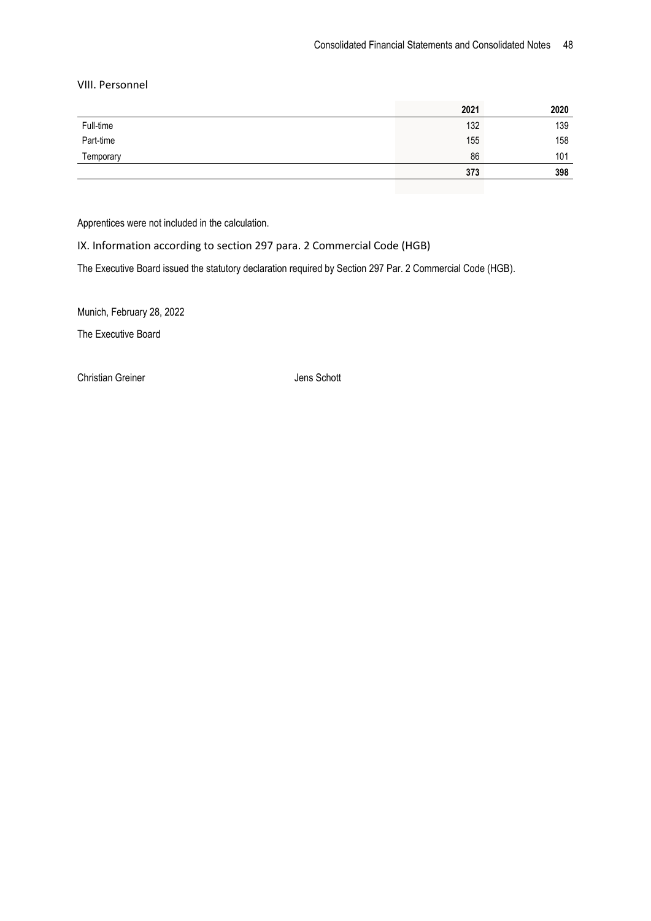## VIII. Personnel

| | 2021 | 2020 |
|---|---|---|
| Full-time | 132 | 139 |
| Part-time | 155 | 158 |
| Temporary | 86 | 101 |
| | **373** | **398** |

Apprentices were not included in the calculation.

## IX. Information according to section 297 para. 2 Commercial Code (HGB)

The Executive Board issued the statutory declaration required by Section 297 Par. 2 Commercial Code (HGB).

Munich, February 28, 2022

The Executive Board

Christian Greiner    Jens Schott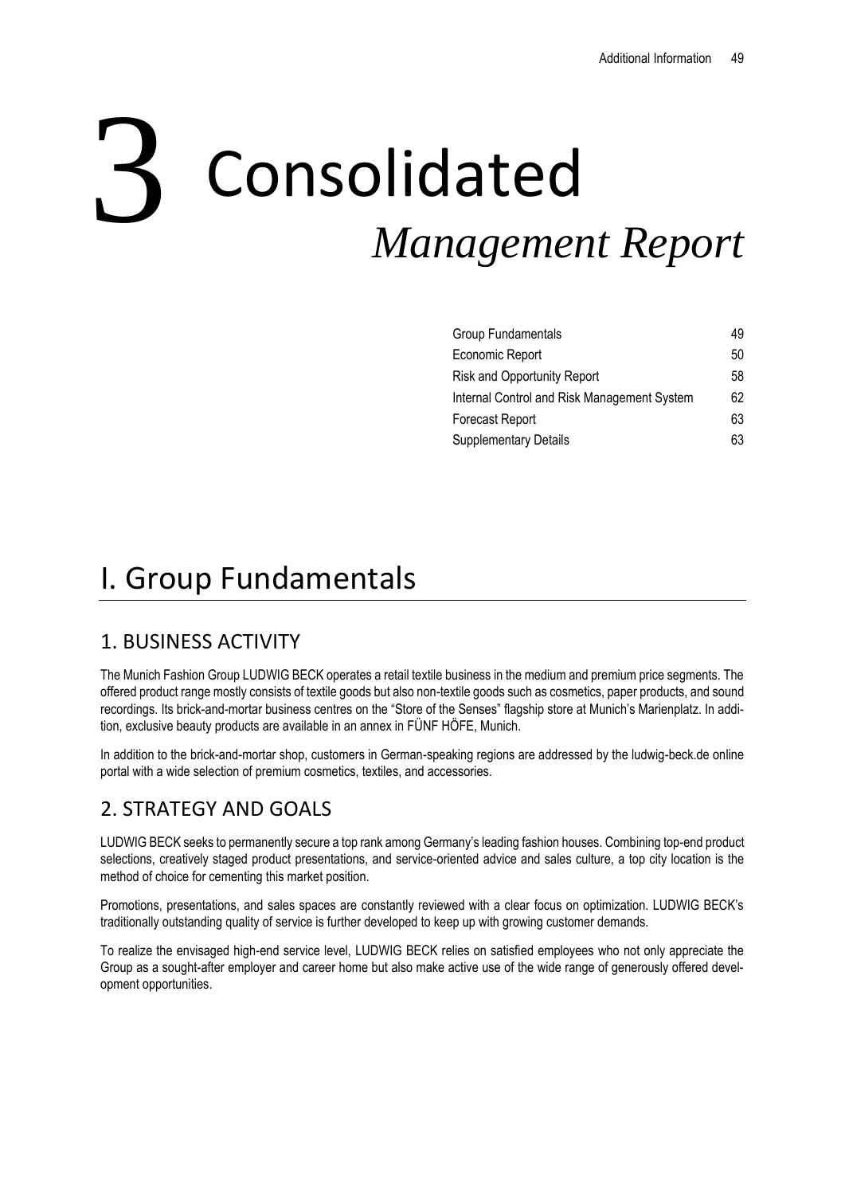# 3 Consolidated *Management Report*

| | |
|---|---|
| Group Fundamentals | 49 |
| Economic Report | 50 |
| Risk and Opportunity Report | 58 |
| Internal Control and Risk Management System | 62 |
| Forecast Report | 63 |
| Supplementary Details | 63 |

# I. Group Fundamentals

## 1. BUSINESS ACTIVITY

The Munich Fashion Group LUDWIG BECK operates a retail textile business in the medium and premium price segments. The offered product range mostly consists of textile goods but also non-textile goods such as cosmetics, paper products, and sound recordings. Its brick-and-mortar business centres on the "Store of the Senses" flagship store at Munich's Marienplatz. In addition, exclusive beauty products are available in an annex in FÜNF HÖFE, Munich.

In addition to the brick-and-mortar shop, customers in German-speaking regions are addressed by the ludwig-beck.de online portal with a wide selection of premium cosmetics, textiles, and accessories.

## 2. STRATEGY AND GOALS

LUDWIG BECK seeks to permanently secure a top rank among Germany's leading fashion houses. Combining top-end product selections, creatively staged product presentations, and service-oriented advice and sales culture, a top city location is the method of choice for cementing this market position.

Promotions, presentations, and sales spaces are constantly reviewed with a clear focus on optimization. LUDWIG BECK's traditionally outstanding quality of service is further developed to keep up with growing customer demands.

To realize the envisaged high-end service level, LUDWIG BECK relies on satisfied employees who not only appreciate the Group as a sought-after employer and career home but also make active use of the wide range of generously offered development opportunities.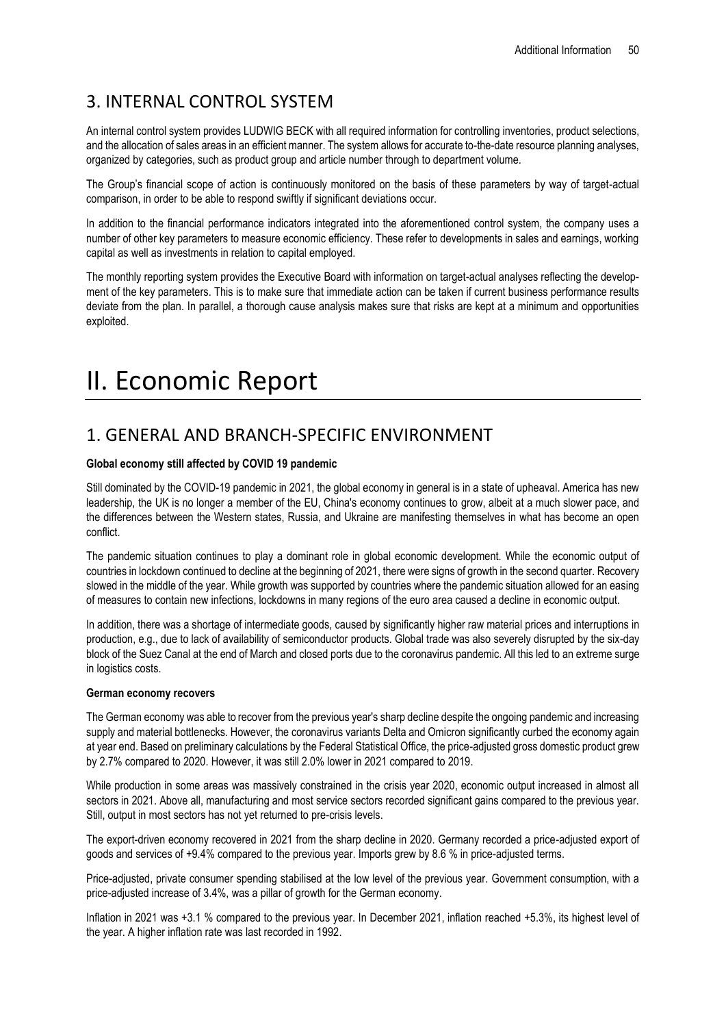## 3. INTERNAL CONTROL SYSTEM

An internal control system provides LUDWIG BECK with all required information for controlling inventories, product selections, and the allocation of sales areas in an efficient manner. The system allows for accurate to-the-date resource planning analyses, organized by categories, such as product group and article number through to department volume.

The Group's financial scope of action is continuously monitored on the basis of these parameters by way of target-actual comparison, in order to be able to respond swiftly if significant deviations occur.

In addition to the financial performance indicators integrated into the aforementioned control system, the company uses a number of other key parameters to measure economic efficiency. These refer to developments in sales and earnings, working capital as well as investments in relation to capital employed.

The monthly reporting system provides the Executive Board with information on target-actual analyses reflecting the development of the key parameters. This is to make sure that immediate action can be taken if current business performance results deviate from the plan. In parallel, a thorough cause analysis makes sure that risks are kept at a minimum and opportunities exploited.

# II. Economic Report

## 1. GENERAL AND BRANCH-SPECIFIC ENVIRONMENT

**Global economy still affected by COVID 19 pandemic**

Still dominated by the COVID-19 pandemic in 2021, the global economy in general is in a state of upheaval. America has new leadership, the UK is no longer a member of the EU, China's economy continues to grow, albeit at a much slower pace, and the differences between the Western states, Russia, and Ukraine are manifesting themselves in what has become an open conflict.

The pandemic situation continues to play a dominant role in global economic development. While the economic output of countries in lockdown continued to decline at the beginning of 2021, there were signs of growth in the second quarter. Recovery slowed in the middle of the year. While growth was supported by countries where the pandemic situation allowed for an easing of measures to contain new infections, lockdowns in many regions of the euro area caused a decline in economic output.

In addition, there was a shortage of intermediate goods, caused by significantly higher raw material prices and interruptions in production, e.g., due to lack of availability of semiconductor products. Global trade was also severely disrupted by the six-day block of the Suez Canal at the end of March and closed ports due to the coronavirus pandemic. All this led to an extreme surge in logistics costs.

**German economy recovers**

The German economy was able to recover from the previous year's sharp decline despite the ongoing pandemic and increasing supply and material bottlenecks. However, the coronavirus variants Delta and Omicron significantly curbed the economy again at year end. Based on preliminary calculations by the Federal Statistical Office, the price-adjusted gross domestic product grew by 2.7% compared to 2020. However, it was still 2.0% lower in 2021 compared to 2019.

While production in some areas was massively constrained in the crisis year 2020, economic output increased in almost all sectors in 2021. Above all, manufacturing and most service sectors recorded significant gains compared to the previous year. Still, output in most sectors has not yet returned to pre-crisis levels.

The export-driven economy recovered in 2021 from the sharp decline in 2020. Germany recorded a price-adjusted export of goods and services of +9.4% compared to the previous year. Imports grew by 8.6 % in price-adjusted terms.

Price-adjusted, private consumer spending stabilised at the low level of the previous year. Government consumption, with a price-adjusted increase of 3.4%, was a pillar of growth for the German economy.

Inflation in 2021 was +3.1 % compared to the previous year. In December 2021, inflation reached +5.3%, its highest level of the year. A higher inflation rate was last recorded in 1992.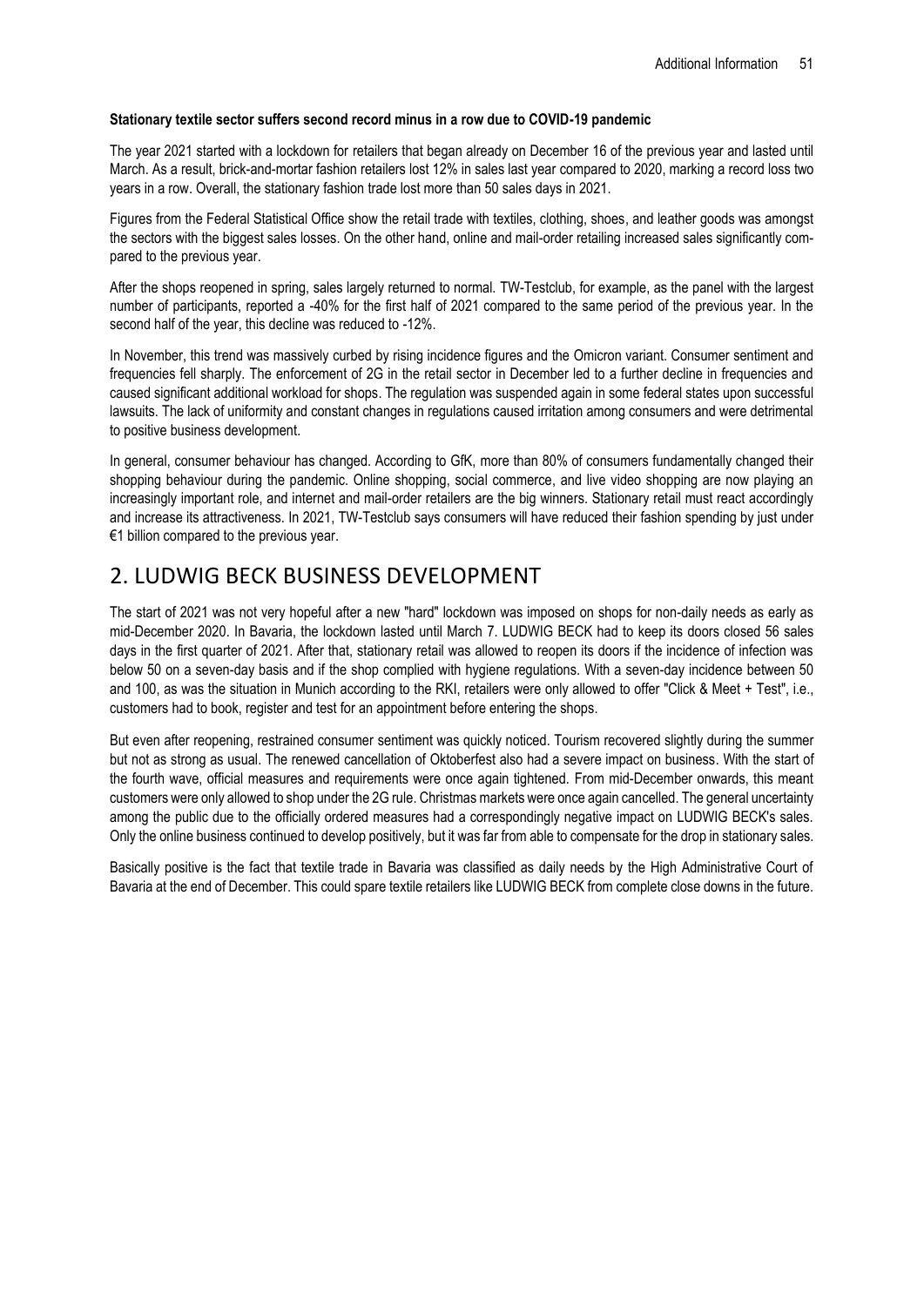**Stationary textile sector suffers second record minus in a row due to COVID-19 pandemic**

The year 2021 started with a lockdown for retailers that began already on December 16 of the previous year and lasted until March. As a result, brick-and-mortar fashion retailers lost 12% in sales last year compared to 2020, marking a record loss two years in a row. Overall, the stationary fashion trade lost more than 50 sales days in 2021.

Figures from the Federal Statistical Office show the retail trade with textiles, clothing, shoes, and leather goods was amongst the sectors with the biggest sales losses. On the other hand, online and mail-order retailing increased sales significantly compared to the previous year.

After the shops reopened in spring, sales largely returned to normal. TW-Testclub, for example, as the panel with the largest number of participants, reported a -40% for the first half of 2021 compared to the same period of the previous year. In the second half of the year, this decline was reduced to -12%.

In November, this trend was massively curbed by rising incidence figures and the Omicron variant. Consumer sentiment and frequencies fell sharply. The enforcement of 2G in the retail sector in December led to a further decline in frequencies and caused significant additional workload for shops. The regulation was suspended again in some federal states upon successful lawsuits. The lack of uniformity and constant changes in regulations caused irritation among consumers and were detrimental to positive business development.

In general, consumer behaviour has changed. According to GfK, more than 80% of consumers fundamentally changed their shopping behaviour during the pandemic. Online shopping, social commerce, and live video shopping are now playing an increasingly important role, and internet and mail-order retailers are the big winners. Stationary retail must react accordingly and increase its attractiveness. In 2021, TW-Testclub says consumers will have reduced their fashion spending by just under €1 billion compared to the previous year.

## 2. LUDWIG BECK BUSINESS DEVELOPMENT

The start of 2021 was not very hopeful after a new "hard" lockdown was imposed on shops for non-daily needs as early as mid-December 2020. In Bavaria, the lockdown lasted until March 7. LUDWIG BECK had to keep its doors closed 56 sales days in the first quarter of 2021. After that, stationary retail was allowed to reopen its doors if the incidence of infection was below 50 on a seven-day basis and if the shop complied with hygiene regulations. With a seven-day incidence between 50 and 100, as was the situation in Munich according to the RKI, retailers were only allowed to offer "Click & Meet + Test", i.e., customers had to book, register and test for an appointment before entering the shops.

But even after reopening, restrained consumer sentiment was quickly noticed. Tourism recovered slightly during the summer but not as strong as usual. The renewed cancellation of Oktoberfest also had a severe impact on business. With the start of the fourth wave, official measures and requirements were once again tightened. From mid-December onwards, this meant customers were only allowed to shop under the 2G rule. Christmas markets were once again cancelled. The general uncertainty among the public due to the officially ordered measures had a correspondingly negative impact on LUDWIG BECK's sales. Only the online business continued to develop positively, but it was far from able to compensate for the drop in stationary sales.

Basically positive is the fact that textile trade in Bavaria was classified as daily needs by the High Administrative Court of Bavaria at the end of December. This could spare textile retailers like LUDWIG BECK from complete close downs in the future.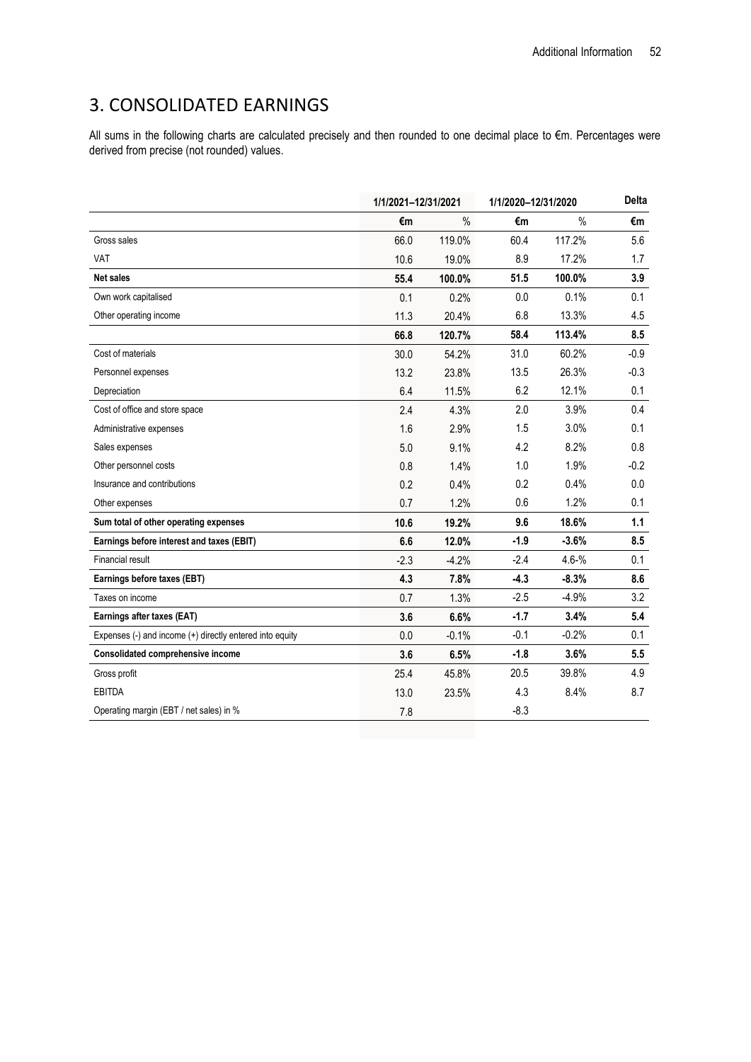## 3. CONSOLIDATED EARNINGS

All sums in the following charts are calculated precisely and then rounded to one decimal place to €m. Percentages were derived from precise (not rounded) values.

| | 1/1/2021–12/31/2021 | | 1/1/2020–12/31/2020 | | Delta |
|---|---|---|---|---|---|
| | €m | % | €m | % | €m |
| Gross sales | 66.0 | 119.0% | 60.4 | 117.2% | 5.6 |
| VAT | 10.6 | 19.0% | 8.9 | 17.2% | 1.7 |
| **Net sales** | **55.4** | **100.0%** | **51.5** | **100.0%** | **3.9** |
| Own work capitalised | 0.1 | 0.2% | 0.0 | 0.1% | 0.1 |
| Other operating income | 11.3 | 20.4% | 6.8 | 13.3% | 4.5 |
| | **66.8** | **120.7%** | **58.4** | **113.4%** | **8.5** |
| Cost of materials | 30.0 | 54.2% | 31.0 | 60.2% | -0.9 |
| Personnel expenses | 13.2 | 23.8% | 13.5 | 26.3% | -0.3 |
| Depreciation | 6.4 | 11.5% | 6.2 | 12.1% | 0.1 |
| Cost of office and store space | 2.4 | 4.3% | 2.0 | 3.9% | 0.4 |
| Administrative expenses | 1.6 | 2.9% | 1.5 | 3.0% | 0.1 |
| Sales expenses | 5.0 | 9.1% | 4.2 | 8.2% | 0.8 |
| Other personnel costs | 0.8 | 1.4% | 1.0 | 1.9% | -0.2 |
| Insurance and contributions | 0.2 | 0.4% | 0.2 | 0.4% | 0.0 |
| Other expenses | 0.7 | 1.2% | 0.6 | 1.2% | 0.1 |
| **Sum total of other operating expenses** | **10.6** | **19.2%** | **9.6** | **18.6%** | **1.1** |
| **Earnings before interest and taxes (EBIT)** | **6.6** | **12.0%** | **-1.9** | **-3.6%** | **8.5** |
| Financial result | -2.3 | -4.2% | -2.4 | 4.6-% | 0.1 |
| **Earnings before taxes (EBT)** | **4.3** | **7.8%** | **-4.3** | **-8.3%** | **8.6** |
| Taxes on income | 0.7 | 1.3% | -2.5 | -4.9% | 3.2 |
| **Earnings after taxes (EAT)** | **3.6** | **6.6%** | **-1.7** | **3.4%** | **5.4** |
| Expenses (-) and income (+) directly entered into equity | 0.0 | -0.1% | -0.1 | -0.2% | 0.1 |
| **Consolidated comprehensive income** | **3.6** | **6.5%** | **-1.8** | **3.6%** | **5.5** |
| Gross profit | 25.4 | 45.8% | 20.5 | 39.8% | 4.9 |
| EBITDA | 13.0 | 23.5% | 4.3 | 8.4% | 8.7 |
| Operating margin (EBT / net sales) in % | 7.8 | | -8.3 | | |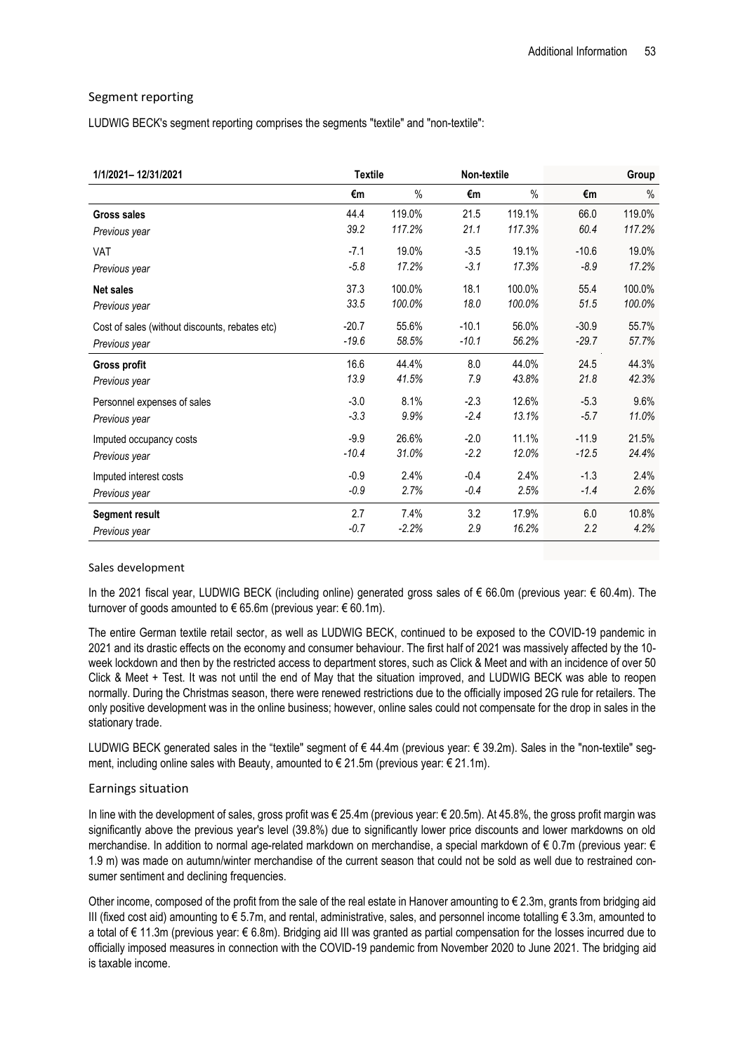## Segment reporting

LUDWIG BECK's segment reporting comprises the segments "textile" and "non-textile":

| 1/1/2021– 12/31/2021 | Textile | | Non-textile | | Group | |
|---|---|---|---|---|---|---|
| | €m | % | €m | % | €m | % |
| **Gross sales** | 44.4 | 119.0% | 21.5 | 119.1% | 66.0 | 119.0% |
| *Previous year* | *39.2* | *117.2%* | *21.1* | *117.3%* | *60.4* | *117.2%* |
| VAT | -7.1 | 19.0% | -3.5 | 19.1% | -10.6 | 19.0% |
| *Previous year* | *-5.8* | *17.2%* | *-3.1* | *17.3%* | *-8.9* | *17.2%* |
| **Net sales** | 37.3 | 100.0% | 18.1 | 100.0% | 55.4 | 100.0% |
| *Previous year* | *33.5* | *100.0%* | *18.0* | *100.0%* | *51.5* | *100.0%* |
| Cost of sales (without discounts, rebates etc) | -20.7 | 55.6% | -10.1 | 56.0% | -30.9 | 55.7% |
| *Previous year* | *-19.6* | *58.5%* | *-10.1* | *56.2%* | *-29.7* | *57.7%* |
| **Gross profit** | 16.6 | 44.4% | 8.0 | 44.0% | 24.5 | 44.3% |
| *Previous year* | *13.9* | *41.5%* | *7.9* | *43.8%* | *21.8* | *42.3%* |
| Personnel expenses of sales | -3.0 | 8.1% | -2.3 | 12.6% | -5.3 | 9.6% |
| *Previous year* | *-3.3* | *9.9%* | *-2.4* | *13.1%* | *-5.7* | *11.0%* |
| Imputed occupancy costs | -9.9 | 26.6% | -2.0 | 11.1% | -11.9 | 21.5% |
| *Previous year* | *-10.4* | *31.0%* | *-2.2* | *12.0%* | *-12.5* | *24.4%* |
| Imputed interest costs | -0.9 | 2.4% | -0.4 | 2.4% | -1.3 | 2.4% |
| *Previous year* | *-0.9* | *2.7%* | *-0.4* | *2.5%* | *-1.4* | *2.6%* |
| **Segment result** | 2.7 | 7.4% | 3.2 | 17.9% | 6.0 | 10.8% |
| *Previous year* | *-0.7* | *-2.2%* | *2.9* | *16.2%* | *2.2* | *4.2%* |

### Sales development

In the 2021 fiscal year, LUDWIG BECK (including online) generated gross sales of € 66.0m (previous year: € 60.4m). The turnover of goods amounted to € 65.6m (previous year: € 60.1m).

The entire German textile retail sector, as well as LUDWIG BECK, continued to be exposed to the COVID-19 pandemic in 2021 and its drastic effects on the economy and consumer behaviour. The first half of 2021 was massively affected by the 10-week lockdown and then by the restricted access to department stores, such as Click & Meet and with an incidence of over 50 Click & Meet + Test. It was not until the end of May that the situation improved, and LUDWIG BECK was able to reopen normally. During the Christmas season, there were renewed restrictions due to the officially imposed 2G rule for retailers. The only positive development was in the online business; however, online sales could not compensate for the drop in sales in the stationary trade.

LUDWIG BECK generated sales in the "textile" segment of € 44.4m (previous year: € 39.2m). Sales in the "non-textile" segment, including online sales with Beauty, amounted to € 21.5m (previous year: € 21.1m).

### Earnings situation

In line with the development of sales, gross profit was € 25.4m (previous year: € 20.5m). At 45.8%, the gross profit margin was significantly above the previous year's level (39.8%) due to significantly lower price discounts and lower markdowns on old merchandise. In addition to normal age-related markdown on merchandise, a special markdown of € 0.7m (previous year: € 1.9 m) was made on autumn/winter merchandise of the current season that could not be sold as well due to restrained consumer sentiment and declining frequencies.

Other income, composed of the profit from the sale of the real estate in Hanover amounting to € 2.3m, grants from bridging aid III (fixed cost aid) amounting to € 5.7m, and rental, administrative, sales, and personnel income totalling € 3.3m, amounted to a total of € 11.3m (previous year: € 6.8m). Bridging aid III was granted as partial compensation for the losses incurred due to officially imposed measures in connection with the COVID-19 pandemic from November 2020 to June 2021. The bridging aid is taxable income.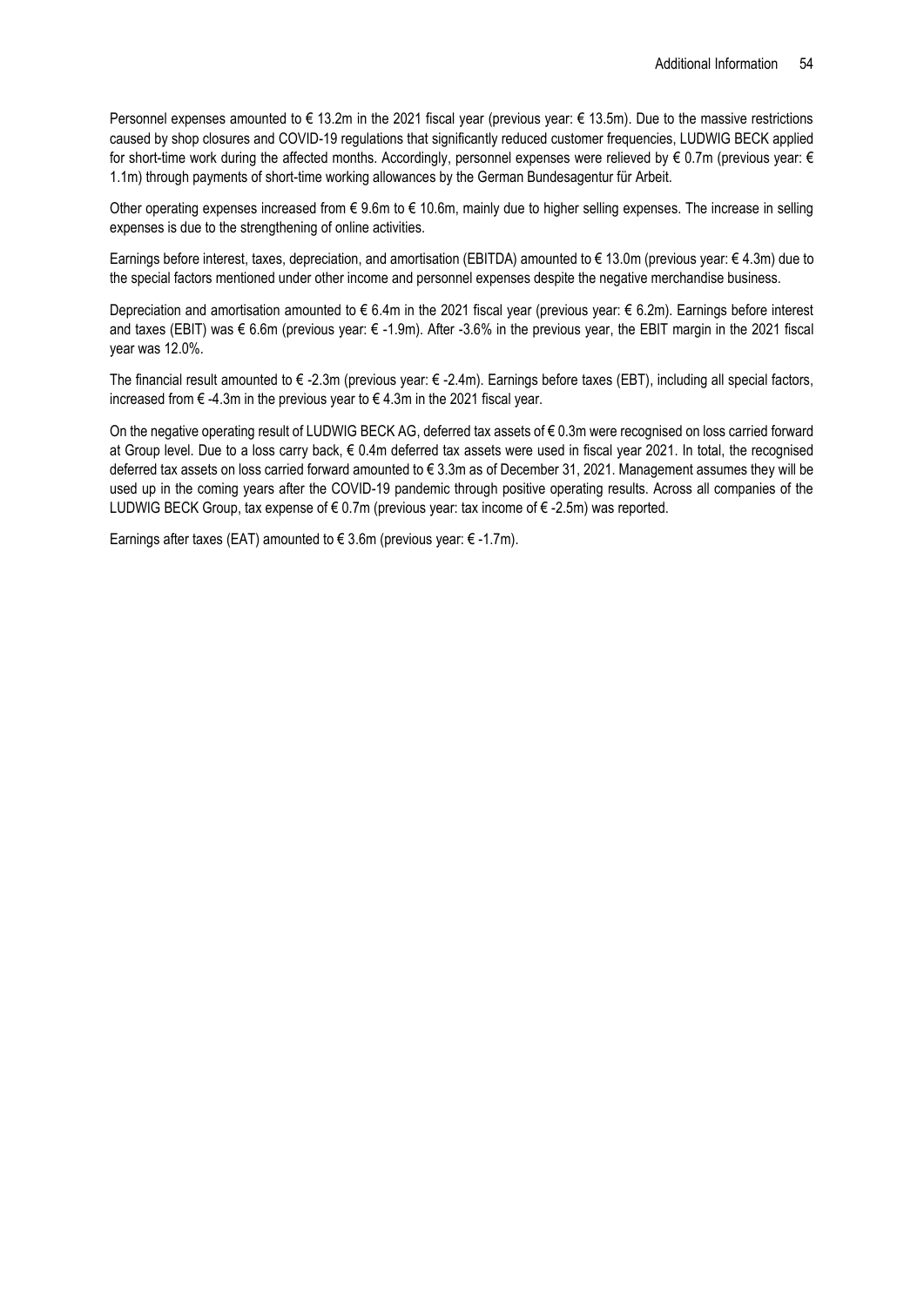Personnel expenses amounted to € 13.2m in the 2021 fiscal year (previous year: € 13.5m). Due to the massive restrictions caused by shop closures and COVID-19 regulations that significantly reduced customer frequencies, LUDWIG BECK applied for short-time work during the affected months. Accordingly, personnel expenses were relieved by € 0.7m (previous year: € 1.1m) through payments of short-time working allowances by the German Bundesagentur für Arbeit.

Other operating expenses increased from € 9.6m to € 10.6m, mainly due to higher selling expenses. The increase in selling expenses is due to the strengthening of online activities.

Earnings before interest, taxes, depreciation, and amortisation (EBITDA) amounted to € 13.0m (previous year: € 4.3m) due to the special factors mentioned under other income and personnel expenses despite the negative merchandise business.

Depreciation and amortisation amounted to € 6.4m in the 2021 fiscal year (previous year: € 6.2m). Earnings before interest and taxes (EBIT) was € 6.6m (previous year: € -1.9m). After -3.6% in the previous year, the EBIT margin in the 2021 fiscal year was 12.0%.

The financial result amounted to € -2.3m (previous year: € -2.4m). Earnings before taxes (EBT), including all special factors, increased from € -4.3m in the previous year to € 4.3m in the 2021 fiscal year.

On the negative operating result of LUDWIG BECK AG, deferred tax assets of € 0.3m were recognised on loss carried forward at Group level. Due to a loss carry back, € 0.4m deferred tax assets were used in fiscal year 2021. In total, the recognised deferred tax assets on loss carried forward amounted to € 3.3m as of December 31, 2021. Management assumes they will be used up in the coming years after the COVID-19 pandemic through positive operating results. Across all companies of the LUDWIG BECK Group, tax expense of € 0.7m (previous year: tax income of € -2.5m) was reported.

Earnings after taxes (EAT) amounted to € 3.6m (previous year: € -1.7m).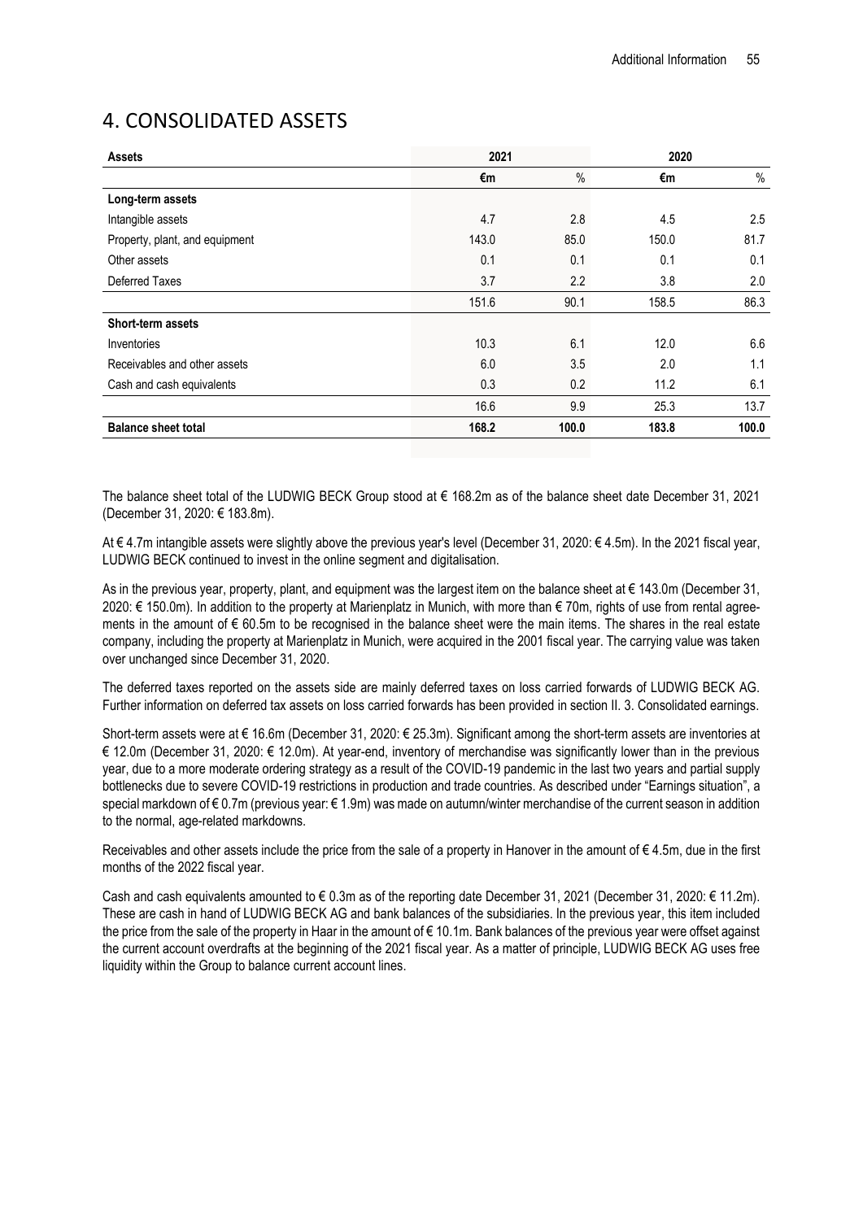# 4. CONSOLIDATED ASSETS

| Assets | 2021 | | 2020 | |
|---|---|---|---|---|
| | €m | % | €m | % |
| **Long-term assets** | | | | |
| Intangible assets | 4.7 | 2.8 | 4.5 | 2.5 |
| Property, plant, and equipment | 143.0 | 85.0 | 150.0 | 81.7 |
| Other assets | 0.1 | 0.1 | 0.1 | 0.1 |
| Deferred Taxes | 3.7 | 2.2 | 3.8 | 2.0 |
| | 151.6 | 90.1 | 158.5 | 86.3 |
| **Short-term assets** | | | | |
| Inventories | 10.3 | 6.1 | 12.0 | 6.6 |
| Receivables and other assets | 6.0 | 3.5 | 2.0 | 1.1 |
| Cash and cash equivalents | 0.3 | 0.2 | 11.2 | 6.1 |
| | 16.6 | 9.9 | 25.3 | 13.7 |
| **Balance sheet total** | **168.2** | **100.0** | **183.8** | **100.0** |

The balance sheet total of the LUDWIG BECK Group stood at € 168.2m as of the balance sheet date December 31, 2021 (December 31, 2020: € 183.8m).

At € 4.7m intangible assets were slightly above the previous year's level (December 31, 2020: € 4.5m). In the 2021 fiscal year, LUDWIG BECK continued to invest in the online segment and digitalisation.

As in the previous year, property, plant, and equipment was the largest item on the balance sheet at € 143.0m (December 31, 2020: € 150.0m). In addition to the property at Marienplatz in Munich, with more than € 70m, rights of use from rental agreements in the amount of € 60.5m to be recognised in the balance sheet were the main items. The shares in the real estate company, including the property at Marienplatz in Munich, were acquired in the 2001 fiscal year. The carrying value was taken over unchanged since December 31, 2020.

The deferred taxes reported on the assets side are mainly deferred taxes on loss carried forwards of LUDWIG BECK AG. Further information on deferred tax assets on loss carried forwards has been provided in section II. 3. Consolidated earnings.

Short-term assets were at € 16.6m (December 31, 2020: € 25.3m). Significant among the short-term assets are inventories at € 12.0m (December 31, 2020: € 12.0m). At year-end, inventory of merchandise was significantly lower than in the previous year, due to a more moderate ordering strategy as a result of the COVID-19 pandemic in the last two years and partial supply bottlenecks due to severe COVID-19 restrictions in production and trade countries. As described under "Earnings situation", a special markdown of € 0.7m (previous year: € 1.9m) was made on autumn/winter merchandise of the current season in addition to the normal, age-related markdowns.

Receivables and other assets include the price from the sale of a property in Hanover in the amount of € 4.5m, due in the first months of the 2022 fiscal year.

Cash and cash equivalents amounted to € 0.3m as of the reporting date December 31, 2021 (December 31, 2020: € 11.2m). These are cash in hand of LUDWIG BECK AG and bank balances of the subsidiaries. In the previous year, this item included the price from the sale of the property in Haar in the amount of € 10.1m. Bank balances of the previous year were offset against the current account overdrafts at the beginning of the 2021 fiscal year. As a matter of principle, LUDWIG BECK AG uses free liquidity within the Group to balance current account lines.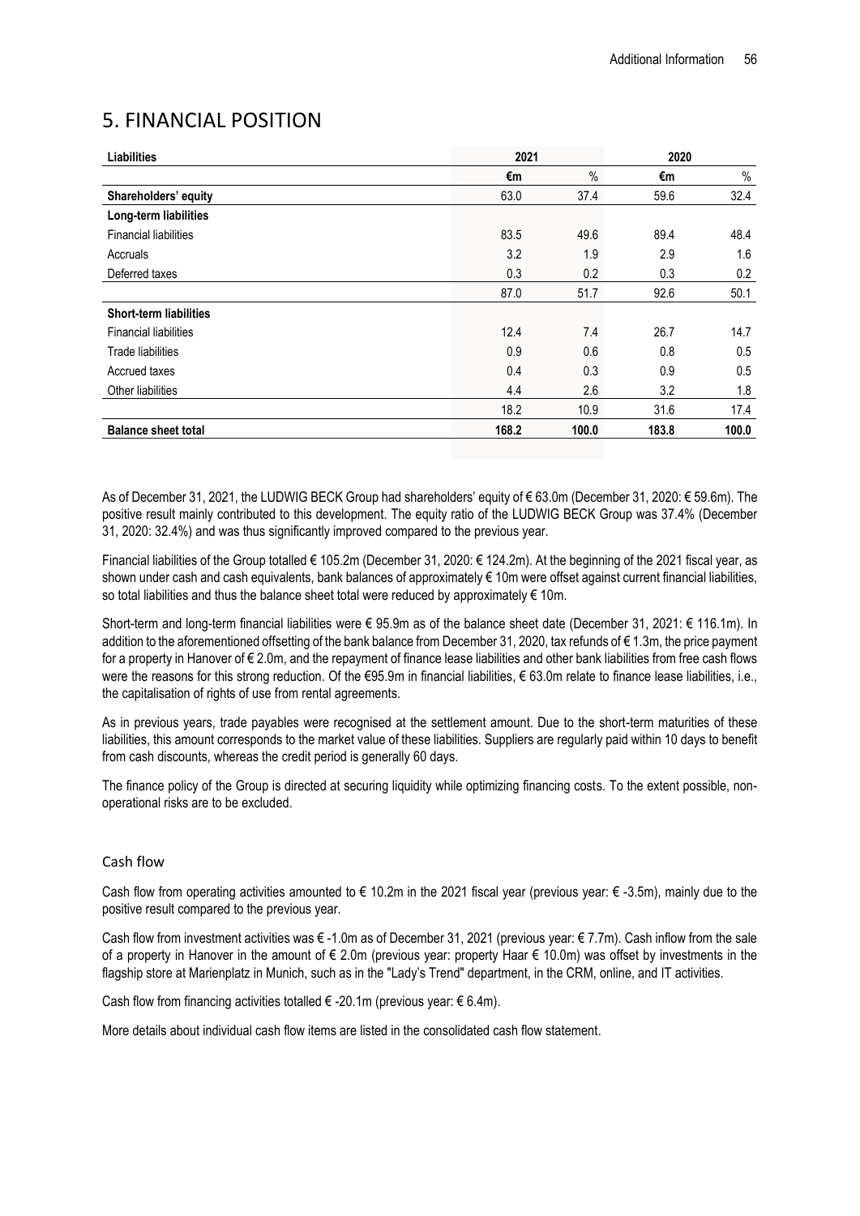# 5. FINANCIAL POSITION

| Liabilities | 2021 | | 2020 | |
|---|---|---|---|---|
| | €m | % | €m | % |
| **Shareholders' equity** | 63.0 | 37.4 | 59.6 | 32.4 |
| **Long-term liabilities** | | | | |
| Financial liabilities | 83.5 | 49.6 | 89.4 | 48.4 |
| Accruals | 3.2 | 1.9 | 2.9 | 1.6 |
| Deferred taxes | 0.3 | 0.2 | 0.3 | 0.2 |
| | 87.0 | 51.7 | 92.6 | 50.1 |
| **Short-term liabilities** | | | | |
| Financial liabilities | 12.4 | 7.4 | 26.7 | 14.7 |
| Trade liabilities | 0.9 | 0.6 | 0.8 | 0.5 |
| Accrued taxes | 0.4 | 0.3 | 0.9 | 0.5 |
| Other liabilities | 4.4 | 2.6 | 3.2 | 1.8 |
| | 18.2 | 10.9 | 31.6 | 17.4 |
| **Balance sheet total** | **168.2** | **100.0** | **183.8** | **100.0** |

As of December 31, 2021, the LUDWIG BECK Group had shareholders' equity of € 63.0m (December 31, 2020: € 59.6m). The positive result mainly contributed to this development. The equity ratio of the LUDWIG BECK Group was 37.4% (December 31, 2020: 32.4%) and was thus significantly improved compared to the previous year.

Financial liabilities of the Group totalled € 105.2m (December 31, 2020: € 124.2m). At the beginning of the 2021 fiscal year, as shown under cash and cash equivalents, bank balances of approximately € 10m were offset against current financial liabilities, so total liabilities and thus the balance sheet total were reduced by approximately € 10m.

Short-term and long-term financial liabilities were € 95.9m as of the balance sheet date (December 31, 2021: € 116.1m). In addition to the aforementioned offsetting of the bank balance from December 31, 2020, tax refunds of € 1.3m, the price payment for a property in Hanover of € 2.0m, and the repayment of finance lease liabilities and other bank liabilities from free cash flows were the reasons for this strong reduction. Of the €95.9m in financial liabilities, € 63.0m relate to finance lease liabilities, i.e., the capitalisation of rights of use from rental agreements.

As in previous years, trade payables were recognised at the settlement amount. Due to the short-term maturities of these liabilities, this amount corresponds to the market value of these liabilities. Suppliers are regularly paid within 10 days to benefit from cash discounts, whereas the credit period is generally 60 days.

The finance policy of the Group is directed at securing liquidity while optimizing financing costs. To the extent possible, non-operational risks are to be excluded.

## Cash flow

Cash flow from operating activities amounted to € 10.2m in the 2021 fiscal year (previous year: € -3.5m), mainly due to the positive result compared to the previous year.

Cash flow from investment activities was € -1.0m as of December 31, 2021 (previous year: € 7.7m). Cash inflow from the sale of a property in Hanover in the amount of € 2.0m (previous year: property Haar € 10.0m) was offset by investments in the flagship store at Marienplatz in Munich, such as in the "Lady's Trend" department, in the CRM, online, and IT activities.

Cash flow from financing activities totalled € -20.1m (previous year: € 6.4m).

More details about individual cash flow items are listed in the consolidated cash flow statement.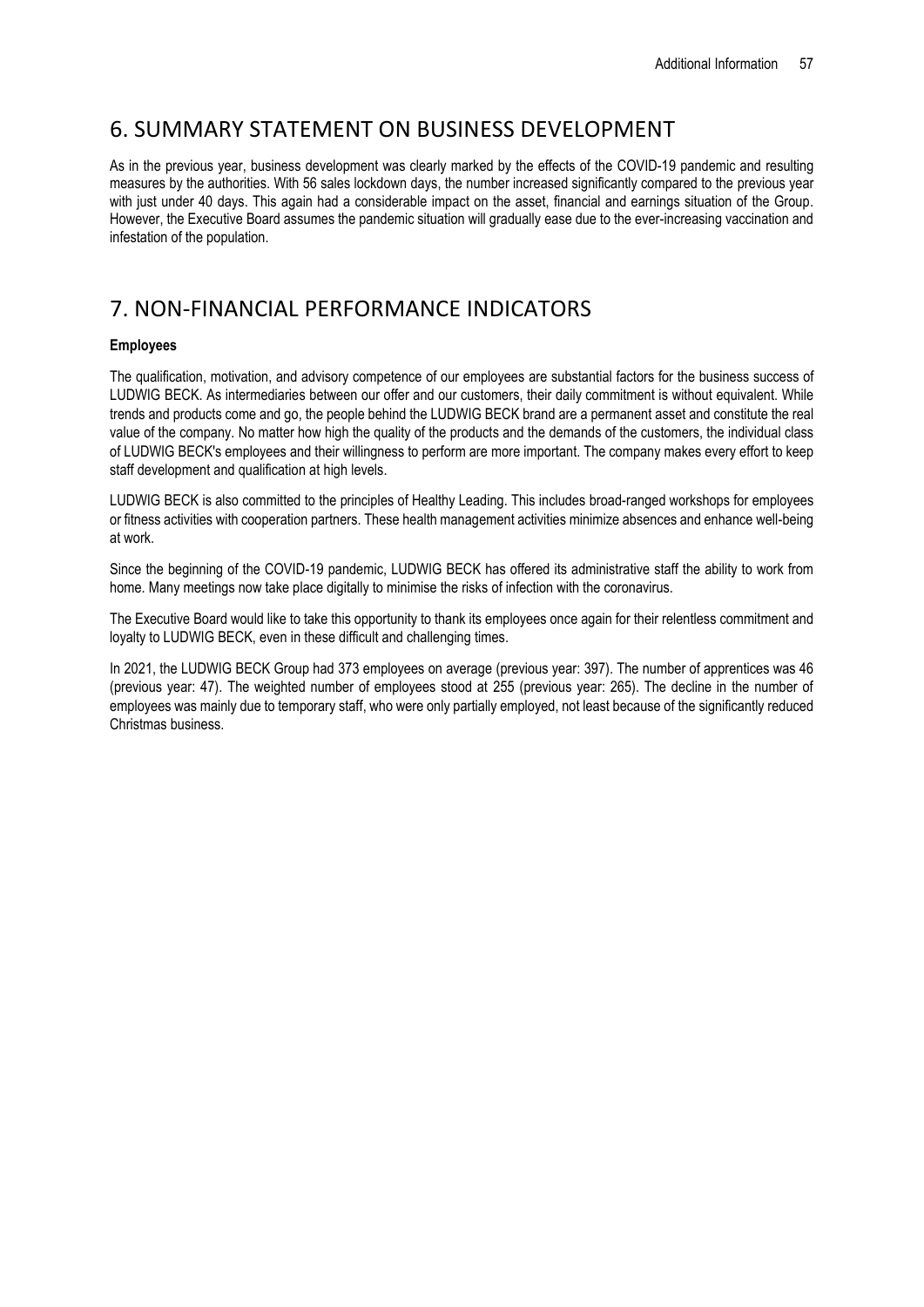## 6. SUMMARY STATEMENT ON BUSINESS DEVELOPMENT

As in the previous year, business development was clearly marked by the effects of the COVID-19 pandemic and resulting measures by the authorities. With 56 sales lockdown days, the number increased significantly compared to the previous year with just under 40 days. This again had a considerable impact on the asset, financial and earnings situation of the Group. However, the Executive Board assumes the pandemic situation will gradually ease due to the ever-increasing vaccination and infestation of the population.

## 7. NON-FINANCIAL PERFORMANCE INDICATORS

**Employees**

The qualification, motivation, and advisory competence of our employees are substantial factors for the business success of LUDWIG BECK. As intermediaries between our offer and our customers, their daily commitment is without equivalent. While trends and products come and go, the people behind the LUDWIG BECK brand are a permanent asset and constitute the real value of the company. No matter how high the quality of the products and the demands of the customers, the individual class of LUDWIG BECK's employees and their willingness to perform are more important. The company makes every effort to keep staff development and qualification at high levels.

LUDWIG BECK is also committed to the principles of Healthy Leading. This includes broad-ranged workshops for employees or fitness activities with cooperation partners. These health management activities minimize absences and enhance well-being at work.

Since the beginning of the COVID-19 pandemic, LUDWIG BECK has offered its administrative staff the ability to work from home. Many meetings now take place digitally to minimise the risks of infection with the coronavirus.

The Executive Board would like to take this opportunity to thank its employees once again for their relentless commitment and loyalty to LUDWIG BECK, even in these difficult and challenging times.

In 2021, the LUDWIG BECK Group had 373 employees on average (previous year: 397). The number of apprentices was 46 (previous year: 47). The weighted number of employees stood at 255 (previous year: 265). The decline in the number of employees was mainly due to temporary staff, who were only partially employed, not least because of the significantly reduced Christmas business.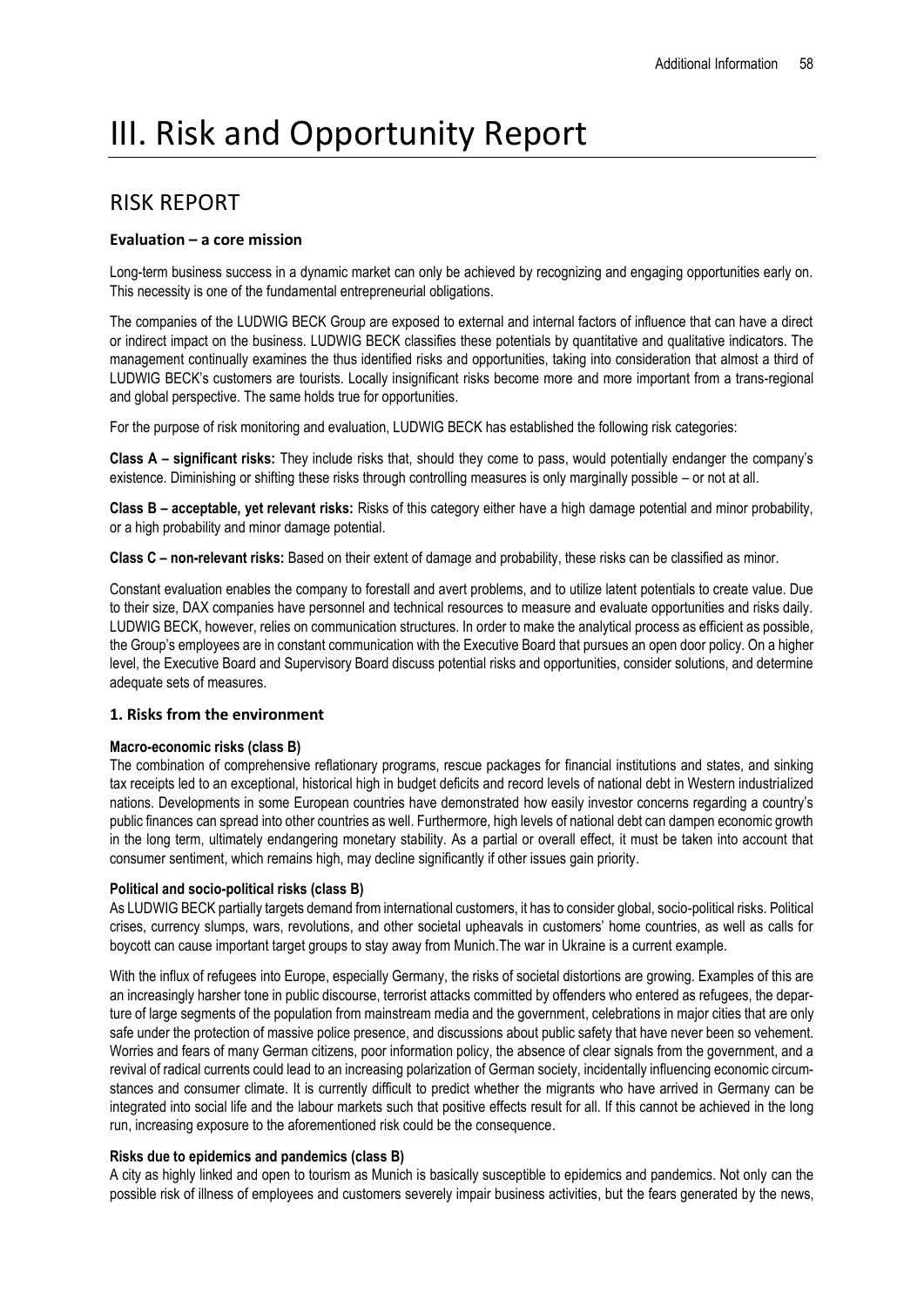# III. Risk and Opportunity Report

## RISK REPORT

### Evaluation – a core mission

Long-term business success in a dynamic market can only be achieved by recognizing and engaging opportunities early on. This necessity is one of the fundamental entrepreneurial obligations.

The companies of the LUDWIG BECK Group are exposed to external and internal factors of influence that can have a direct or indirect impact on the business. LUDWIG BECK classifies these potentials by quantitative and qualitative indicators. The management continually examines the thus identified risks and opportunities, taking into consideration that almost a third of LUDWIG BECK's customers are tourists. Locally insignificant risks become more and more important from a trans-regional and global perspective. The same holds true for opportunities.

For the purpose of risk monitoring and evaluation, LUDWIG BECK has established the following risk categories:

**Class A – significant risks:** They include risks that, should they come to pass, would potentially endanger the company's existence. Diminishing or shifting these risks through controlling measures is only marginally possible – or not at all.

**Class B – acceptable, yet relevant risks:** Risks of this category either have a high damage potential and minor probability, or a high probability and minor damage potential.

**Class C – non-relevant risks:** Based on their extent of damage and probability, these risks can be classified as minor.

Constant evaluation enables the company to forestall and avert problems, and to utilize latent potentials to create value. Due to their size, DAX companies have personnel and technical resources to measure and evaluate opportunities and risks daily. LUDWIG BECK, however, relies on communication structures. In order to make the analytical process as efficient as possible, the Group's employees are in constant communication with the Executive Board that pursues an open door policy. On a higher level, the Executive Board and Supervisory Board discuss potential risks and opportunities, consider solutions, and determine adequate sets of measures.

### 1. Risks from the environment

**Macro-economic risks (class B)**

The combination of comprehensive reflationary programs, rescue packages for financial institutions and states, and sinking tax receipts led to an exceptional, historical high in budget deficits and record levels of national debt in Western industrialized nations. Developments in some European countries have demonstrated how easily investor concerns regarding a country's public finances can spread into other countries as well. Furthermore, high levels of national debt can dampen economic growth in the long term, ultimately endangering monetary stability. As a partial or overall effect, it must be taken into account that consumer sentiment, which remains high, may decline significantly if other issues gain priority.

**Political and socio-political risks (class B)**

As LUDWIG BECK partially targets demand from international customers, it has to consider global, socio-political risks. Political crises, currency slumps, wars, revolutions, and other societal upheavals in customers' home countries, as well as calls for boycott can cause important target groups to stay away from Munich.The war in Ukraine is a current example.

With the influx of refugees into Europe, especially Germany, the risks of societal distortions are growing. Examples of this are an increasingly harsher tone in public discourse, terrorist attacks committed by offenders who entered as refugees, the departure of large segments of the population from mainstream media and the government, celebrations in major cities that are only safe under the protection of massive police presence, and discussions about public safety that have never been so vehement. Worries and fears of many German citizens, poor information policy, the absence of clear signals from the government, and a revival of radical currents could lead to an increasing polarization of German society, incidentally influencing economic circumstances and consumer climate. It is currently difficult to predict whether the migrants who have arrived in Germany can be integrated into social life and the labour markets such that positive effects result for all. If this cannot be achieved in the long run, increasing exposure to the aforementioned risk could be the consequence.

**Risks due to epidemics and pandemics (class B)**

A city as highly linked and open to tourism as Munich is basically susceptible to epidemics and pandemics. Not only can the possible risk of illness of employees and customers severely impair business activities, but the fears generated by the news,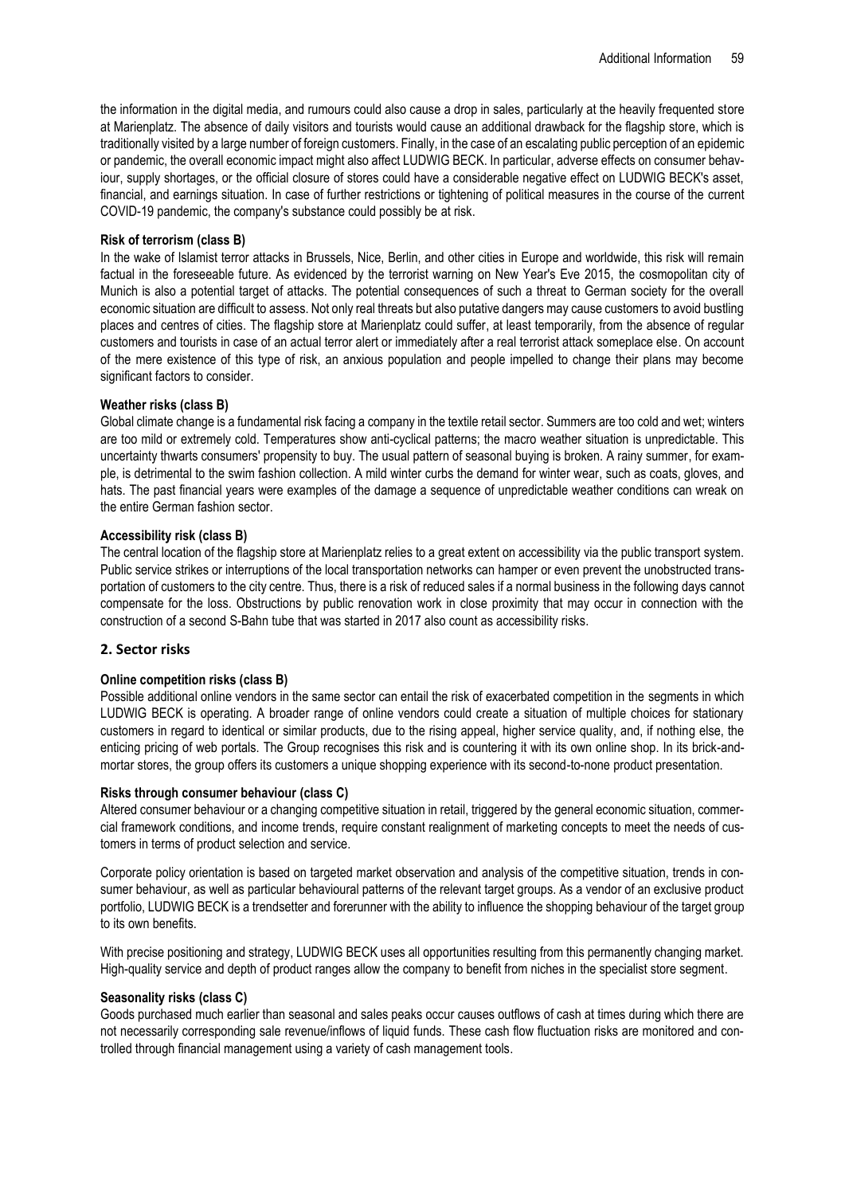the information in the digital media, and rumours could also cause a drop in sales, particularly at the heavily frequented store at Marienplatz. The absence of daily visitors and tourists would cause an additional drawback for the flagship store, which is traditionally visited by a large number of foreign customers. Finally, in the case of an escalating public perception of an epidemic or pandemic, the overall economic impact might also affect LUDWIG BECK. In particular, adverse effects on consumer behaviour, supply shortages, or the official closure of stores could have a considerable negative effect on LUDWIG BECK's asset, financial, and earnings situation. In case of further restrictions or tightening of political measures in the course of the current COVID-19 pandemic, the company's substance could possibly be at risk.

**Risk of terrorism (class B)**

In the wake of Islamist terror attacks in Brussels, Nice, Berlin, and other cities in Europe and worldwide, this risk will remain factual in the foreseeable future. As evidenced by the terrorist warning on New Year's Eve 2015, the cosmopolitan city of Munich is also a potential target of attacks. The potential consequences of such a threat to German society for the overall economic situation are difficult to assess. Not only real threats but also putative dangers may cause customers to avoid bustling places and centres of cities. The flagship store at Marienplatz could suffer, at least temporarily, from the absence of regular customers and tourists in case of an actual terror alert or immediately after a real terrorist attack someplace else. On account of the mere existence of this type of risk, an anxious population and people impelled to change their plans may become significant factors to consider.

**Weather risks (class B)**

Global climate change is a fundamental risk facing a company in the textile retail sector. Summers are too cold and wet; winters are too mild or extremely cold. Temperatures show anti-cyclical patterns; the macro weather situation is unpredictable. This uncertainty thwarts consumers' propensity to buy. The usual pattern of seasonal buying is broken. A rainy summer, for example, is detrimental to the swim fashion collection. A mild winter curbs the demand for winter wear, such as coats, gloves, and hats. The past financial years were examples of the damage a sequence of unpredictable weather conditions can wreak on the entire German fashion sector.

**Accessibility risk (class B)**

The central location of the flagship store at Marienplatz relies to a great extent on accessibility via the public transport system. Public service strikes or interruptions of the local transportation networks can hamper or even prevent the unobstructed transportation of customers to the city centre. Thus, there is a risk of reduced sales if a normal business in the following days cannot compensate for the loss. Obstructions by public renovation work in close proximity that may occur in connection with the construction of a second S-Bahn tube that was started in 2017 also count as accessibility risks.

## 2. Sector risks

**Online competition risks (class B)**

Possible additional online vendors in the same sector can entail the risk of exacerbated competition in the segments in which LUDWIG BECK is operating. A broader range of online vendors could create a situation of multiple choices for stationary customers in regard to identical or similar products, due to the rising appeal, higher service quality, and, if nothing else, the enticing pricing of web portals. The Group recognises this risk and is countering it with its own online shop. In its brick-and-mortar stores, the group offers its customers a unique shopping experience with its second-to-none product presentation.

**Risks through consumer behaviour (class C)**

Altered consumer behaviour or a changing competitive situation in retail, triggered by the general economic situation, commercial framework conditions, and income trends, require constant realignment of marketing concepts to meet the needs of customers in terms of product selection and service.

Corporate policy orientation is based on targeted market observation and analysis of the competitive situation, trends in consumer behaviour, as well as particular behavioural patterns of the relevant target groups. As a vendor of an exclusive product portfolio, LUDWIG BECK is a trendsetter and forerunner with the ability to influence the shopping behaviour of the target group to its own benefits.

With precise positioning and strategy, LUDWIG BECK uses all opportunities resulting from this permanently changing market. High-quality service and depth of product ranges allow the company to benefit from niches in the specialist store segment.

**Seasonality risks (class C)**

Goods purchased much earlier than seasonal and sales peaks occur causes outflows of cash at times during which there are not necessarily corresponding sale revenue/inflows of liquid funds. These cash flow fluctuation risks are monitored and controlled through financial management using a variety of cash management tools.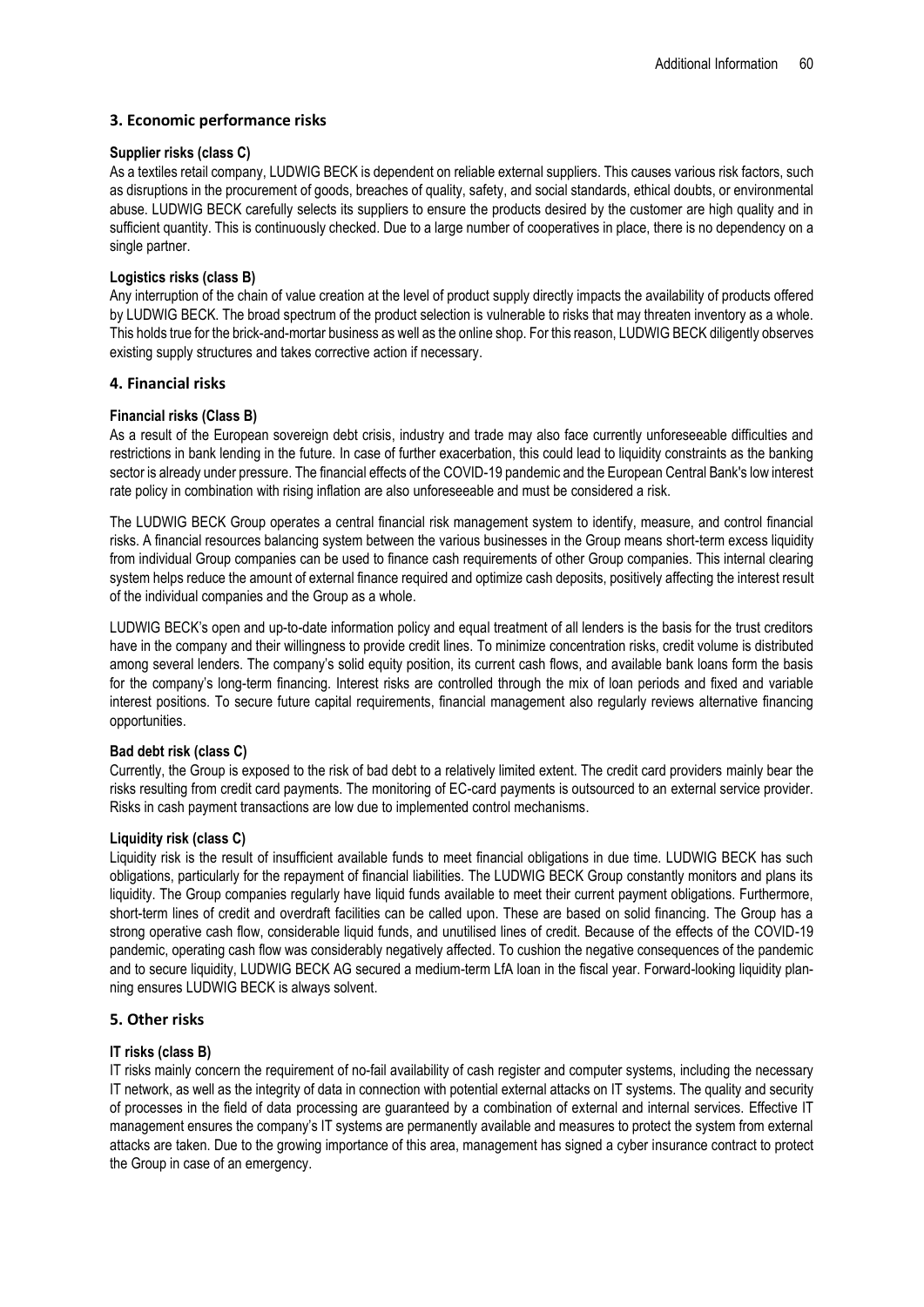## 3. Economic performance risks

**Supplier risks (class C)**

As a textiles retail company, LUDWIG BECK is dependent on reliable external suppliers. This causes various risk factors, such as disruptions in the procurement of goods, breaches of quality, safety, and social standards, ethical doubts, or environmental abuse. LUDWIG BECK carefully selects its suppliers to ensure the products desired by the customer are high quality and in sufficient quantity. This is continuously checked. Due to a large number of cooperatives in place, there is no dependency on a single partner.

**Logistics risks (class B)**

Any interruption of the chain of value creation at the level of product supply directly impacts the availability of products offered by LUDWIG BECK. The broad spectrum of the product selection is vulnerable to risks that may threaten inventory as a whole. This holds true for the brick-and-mortar business as well as the online shop. For this reason, LUDWIG BECK diligently observes existing supply structures and takes corrective action if necessary.

## 4. Financial risks

**Financial risks (Class B)**

As a result of the European sovereign debt crisis, industry and trade may also face currently unforeseeable difficulties and restrictions in bank lending in the future. In case of further exacerbation, this could lead to liquidity constraints as the banking sector is already under pressure. The financial effects of the COVID-19 pandemic and the European Central Bank's low interest rate policy in combination with rising inflation are also unforeseeable and must be considered a risk.

The LUDWIG BECK Group operates a central financial risk management system to identify, measure, and control financial risks. A financial resources balancing system between the various businesses in the Group means short-term excess liquidity from individual Group companies can be used to finance cash requirements of other Group companies. This internal clearing system helps reduce the amount of external finance required and optimize cash deposits, positively affecting the interest result of the individual companies and the Group as a whole.

LUDWIG BECK's open and up-to-date information policy and equal treatment of all lenders is the basis for the trust creditors have in the company and their willingness to provide credit lines. To minimize concentration risks, credit volume is distributed among several lenders. The company's solid equity position, its current cash flows, and available bank loans form the basis for the company's long-term financing. Interest risks are controlled through the mix of loan periods and fixed and variable interest positions. To secure future capital requirements, financial management also regularly reviews alternative financing opportunities.

**Bad debt risk (class C)**

Currently, the Group is exposed to the risk of bad debt to a relatively limited extent. The credit card providers mainly bear the risks resulting from credit card payments. The monitoring of EC-card payments is outsourced to an external service provider. Risks in cash payment transactions are low due to implemented control mechanisms.

**Liquidity risk (class C)**

Liquidity risk is the result of insufficient available funds to meet financial obligations in due time. LUDWIG BECK has such obligations, particularly for the repayment of financial liabilities. The LUDWIG BECK Group constantly monitors and plans its liquidity. The Group companies regularly have liquid funds available to meet their current payment obligations. Furthermore, short-term lines of credit and overdraft facilities can be called upon. These are based on solid financing. The Group has a strong operative cash flow, considerable liquid funds, and unutilised lines of credit. Because of the effects of the COVID-19 pandemic, operating cash flow was considerably negatively affected. To cushion the negative consequences of the pandemic and to secure liquidity, LUDWIG BECK AG secured a medium-term LfA loan in the fiscal year. Forward-looking liquidity planning ensures LUDWIG BECK is always solvent.

## 5. Other risks

**IT risks (class B)**

IT risks mainly concern the requirement of no-fail availability of cash register and computer systems, including the necessary IT network, as well as the integrity of data in connection with potential external attacks on IT systems. The quality and security of processes in the field of data processing are guaranteed by a combination of external and internal services. Effective IT management ensures the company's IT systems are permanently available and measures to protect the system from external attacks are taken. Due to the growing importance of this area, management has signed a cyber insurance contract to protect the Group in case of an emergency.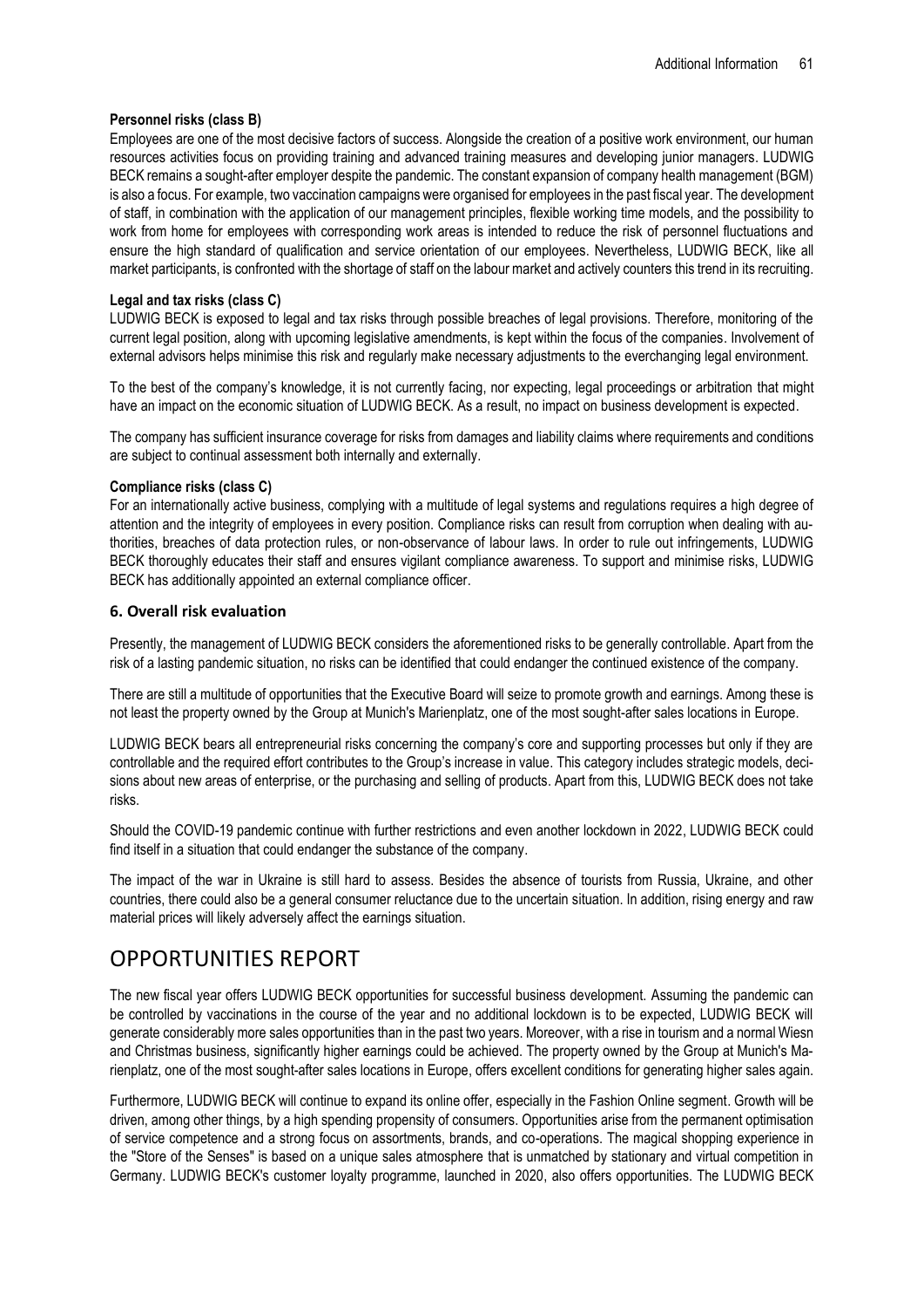**Personnel risks (class B)**

Employees are one of the most decisive factors of success. Alongside the creation of a positive work environment, our human resources activities focus on providing training and advanced training measures and developing junior managers. LUDWIG BECK remains a sought-after employer despite the pandemic. The constant expansion of company health management (BGM) is also a focus. For example, two vaccination campaigns were organised for employees in the past fiscal year. The development of staff, in combination with the application of our management principles, flexible working time models, and the possibility to work from home for employees with corresponding work areas is intended to reduce the risk of personnel fluctuations and ensure the high standard of qualification and service orientation of our employees. Nevertheless, LUDWIG BECK, like all market participants, is confronted with the shortage of staff on the labour market and actively counters this trend in its recruiting.

**Legal and tax risks (class C)**

LUDWIG BECK is exposed to legal and tax risks through possible breaches of legal provisions. Therefore, monitoring of the current legal position, along with upcoming legislative amendments, is kept within the focus of the companies. Involvement of external advisors helps minimise this risk and regularly make necessary adjustments to the everchanging legal environment.

To the best of the company's knowledge, it is not currently facing, nor expecting, legal proceedings or arbitration that might have an impact on the economic situation of LUDWIG BECK. As a result, no impact on business development is expected.

The company has sufficient insurance coverage for risks from damages and liability claims where requirements and conditions are subject to continual assessment both internally and externally.

**Compliance risks (class C)**

For an internationally active business, complying with a multitude of legal systems and regulations requires a high degree of attention and the integrity of employees in every position. Compliance risks can result from corruption when dealing with authorities, breaches of data protection rules, or non-observance of labour laws. In order to rule out infringements, LUDWIG BECK thoroughly educates their staff and ensures vigilant compliance awareness. To support and minimise risks, LUDWIG BECK has additionally appointed an external compliance officer.

### 6. Overall risk evaluation

Presently, the management of LUDWIG BECK considers the aforementioned risks to be generally controllable. Apart from the risk of a lasting pandemic situation, no risks can be identified that could endanger the continued existence of the company.

There are still a multitude of opportunities that the Executive Board will seize to promote growth and earnings. Among these is not least the property owned by the Group at Munich's Marienplatz, one of the most sought-after sales locations in Europe.

LUDWIG BECK bears all entrepreneurial risks concerning the company's core and supporting processes but only if they are controllable and the required effort contributes to the Group's increase in value. This category includes strategic models, decisions about new areas of enterprise, or the purchasing and selling of products. Apart from this, LUDWIG BECK does not take risks.

Should the COVID-19 pandemic continue with further restrictions and even another lockdown in 2022, LUDWIG BECK could find itself in a situation that could endanger the substance of the company.

The impact of the war in Ukraine is still hard to assess. Besides the absence of tourists from Russia, Ukraine, and other countries, there could also be a general consumer reluctance due to the uncertain situation. In addition, rising energy and raw material prices will likely adversely affect the earnings situation.

## OPPORTUNITIES REPORT

The new fiscal year offers LUDWIG BECK opportunities for successful business development. Assuming the pandemic can be controlled by vaccinations in the course of the year and no additional lockdown is to be expected, LUDWIG BECK will generate considerably more sales opportunities than in the past two years. Moreover, with a rise in tourism and a normal Wiesn and Christmas business, significantly higher earnings could be achieved. The property owned by the Group at Munich's Marienplatz, one of the most sought-after sales locations in Europe, offers excellent conditions for generating higher sales again.

Furthermore, LUDWIG BECK will continue to expand its online offer, especially in the Fashion Online segment. Growth will be driven, among other things, by a high spending propensity of consumers. Opportunities arise from the permanent optimisation of service competence and a strong focus on assortments, brands, and co-operations. The magical shopping experience in the "Store of the Senses" is based on a unique sales atmosphere that is unmatched by stationary and virtual competition in Germany. LUDWIG BECK's customer loyalty programme, launched in 2020, also offers opportunities. The LUDWIG BECK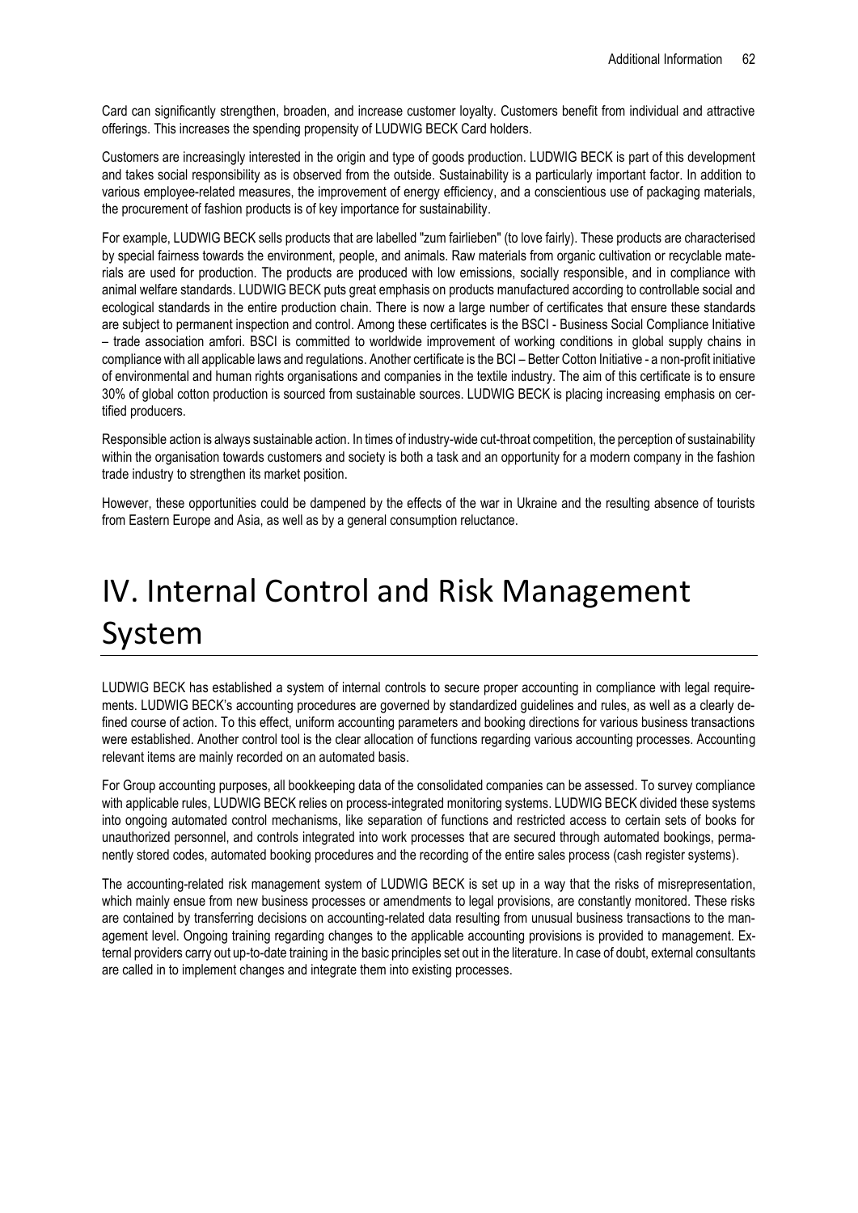Card can significantly strengthen, broaden, and increase customer loyalty. Customers benefit from individual and attractive offerings. This increases the spending propensity of LUDWIG BECK Card holders.

Customers are increasingly interested in the origin and type of goods production. LUDWIG BECK is part of this development and takes social responsibility as is observed from the outside. Sustainability is a particularly important factor. In addition to various employee-related measures, the improvement of energy efficiency, and a conscientious use of packaging materials, the procurement of fashion products is of key importance for sustainability.

For example, LUDWIG BECK sells products that are labelled "zum fairlieben" (to love fairly). These products are characterised by special fairness towards the environment, people, and animals. Raw materials from organic cultivation or recyclable materials are used for production. The products are produced with low emissions, socially responsible, and in compliance with animal welfare standards. LUDWIG BECK puts great emphasis on products manufactured according to controllable social and ecological standards in the entire production chain. There is now a large number of certificates that ensure these standards are subject to permanent inspection and control. Among these certificates is the BSCI - Business Social Compliance Initiative – trade association amfori. BSCI is committed to worldwide improvement of working conditions in global supply chains in compliance with all applicable laws and regulations. Another certificate is the BCI – Better Cotton Initiative - a non-profit initiative of environmental and human rights organisations and companies in the textile industry. The aim of this certificate is to ensure 30% of global cotton production is sourced from sustainable sources. LUDWIG BECK is placing increasing emphasis on certified producers.

Responsible action is always sustainable action. In times of industry-wide cut-throat competition, the perception of sustainability within the organisation towards customers and society is both a task and an opportunity for a modern company in the fashion trade industry to strengthen its market position.

However, these opportunities could be dampened by the effects of the war in Ukraine and the resulting absence of tourists from Eastern Europe and Asia, as well as by a general consumption reluctance.

# IV. Internal Control and Risk Management System

LUDWIG BECK has established a system of internal controls to secure proper accounting in compliance with legal requirements. LUDWIG BECK's accounting procedures are governed by standardized guidelines and rules, as well as a clearly defined course of action. To this effect, uniform accounting parameters and booking directions for various business transactions were established. Another control tool is the clear allocation of functions regarding various accounting processes. Accounting relevant items are mainly recorded on an automated basis.

For Group accounting purposes, all bookkeeping data of the consolidated companies can be assessed. To survey compliance with applicable rules, LUDWIG BECK relies on process-integrated monitoring systems. LUDWIG BECK divided these systems into ongoing automated control mechanisms, like separation of functions and restricted access to certain sets of books for unauthorized personnel, and controls integrated into work processes that are secured through automated bookings, permanently stored codes, automated booking procedures and the recording of the entire sales process (cash register systems).

The accounting-related risk management system of LUDWIG BECK is set up in a way that the risks of misrepresentation, which mainly ensue from new business processes or amendments to legal provisions, are constantly monitored. These risks are contained by transferring decisions on accounting-related data resulting from unusual business transactions to the management level. Ongoing training regarding changes to the applicable accounting provisions is provided to management. External providers carry out up-to-date training in the basic principles set out in the literature. In case of doubt, external consultants are called in to implement changes and integrate them into existing processes.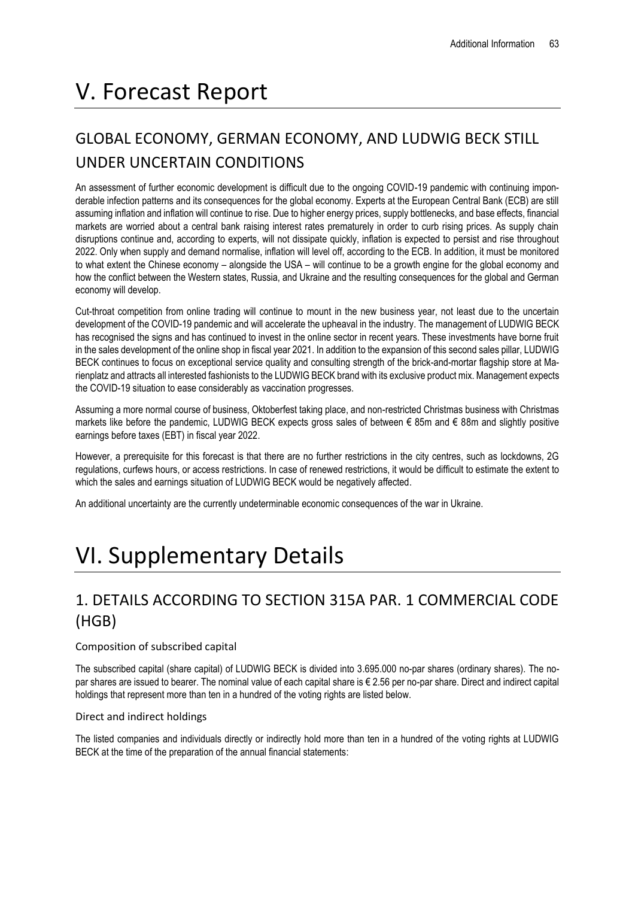# V. Forecast Report

## GLOBAL ECONOMY, GERMAN ECONOMY, AND LUDWIG BECK STILL UNDER UNCERTAIN CONDITIONS

An assessment of further economic development is difficult due to the ongoing COVID-19 pandemic with continuing imponderable infection patterns and its consequences for the global economy. Experts at the European Central Bank (ECB) are still assuming inflation and inflation will continue to rise. Due to higher energy prices, supply bottlenecks, and base effects, financial markets are worried about a central bank raising interest rates prematurely in order to curb rising prices. As supply chain disruptions continue and, according to experts, will not dissipate quickly, inflation is expected to persist and rise throughout 2022. Only when supply and demand normalise, inflation will level off, according to the ECB. In addition, it must be monitored to what extent the Chinese economy – alongside the USA – will continue to be a growth engine for the global economy and how the conflict between the Western states, Russia, and Ukraine and the resulting consequences for the global and German economy will develop.

Cut-throat competition from online trading will continue to mount in the new business year, not least due to the uncertain development of the COVID-19 pandemic and will accelerate the upheaval in the industry. The management of LUDWIG BECK has recognised the signs and has continued to invest in the online sector in recent years. These investments have borne fruit in the sales development of the online shop in fiscal year 2021. In addition to the expansion of this second sales pillar, LUDWIG BECK continues to focus on exceptional service quality and consulting strength of the brick-and-mortar flagship store at Marienplatz and attracts all interested fashionists to the LUDWIG BECK brand with its exclusive product mix. Management expects the COVID-19 situation to ease considerably as vaccination progresses.

Assuming a more normal course of business, Oktoberfest taking place, and non-restricted Christmas business with Christmas markets like before the pandemic, LUDWIG BECK expects gross sales of between € 85m and € 88m and slightly positive earnings before taxes (EBT) in fiscal year 2022.

However, a prerequisite for this forecast is that there are no further restrictions in the city centres, such as lockdowns, 2G regulations, curfews hours, or access restrictions. In case of renewed restrictions, it would be difficult to estimate the extent to which the sales and earnings situation of LUDWIG BECK would be negatively affected.

An additional uncertainty are the currently undeterminable economic consequences of the war in Ukraine.

# VI. Supplementary Details

## 1. DETAILS ACCORDING TO SECTION 315A PAR. 1 COMMERCIAL CODE (HGB)

### Composition of subscribed capital

The subscribed capital (share capital) of LUDWIG BECK is divided into 3.695.000 no-par shares (ordinary shares). The no-par shares are issued to bearer. The nominal value of each capital share is € 2.56 per no-par share. Direct and indirect capital holdings that represent more than ten in a hundred of the voting rights are listed below.

### Direct and indirect holdings

The listed companies and individuals directly or indirectly hold more than ten in a hundred of the voting rights at LUDWIG BECK at the time of the preparation of the annual financial statements: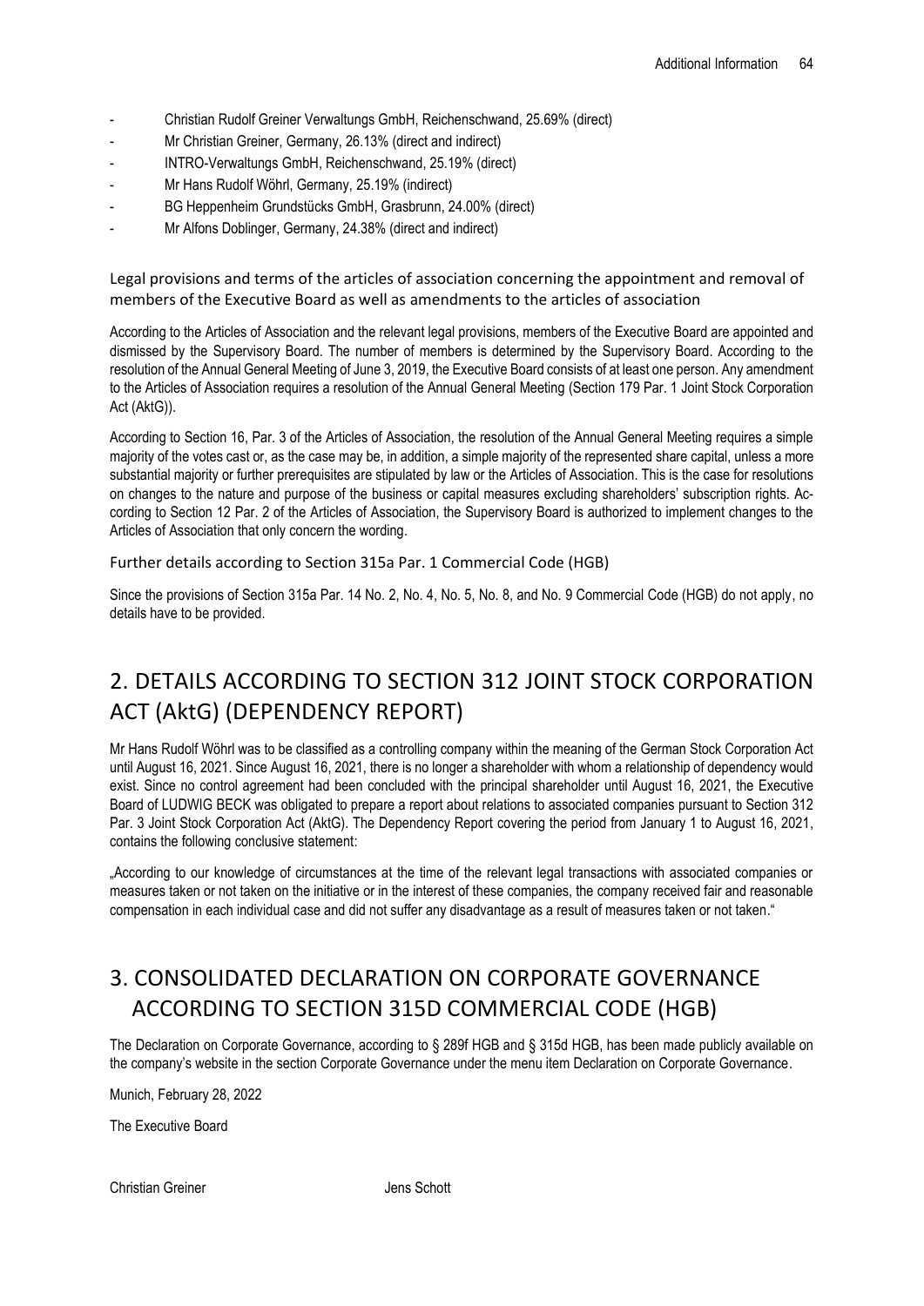- Christian Rudolf Greiner Verwaltungs GmbH, Reichenschwand, 25.69% (direct)
- Mr Christian Greiner, Germany, 26.13% (direct and indirect)
- INTRO-Verwaltungs GmbH, Reichenschwand, 25.19% (direct)
- Mr Hans Rudolf Wöhrl, Germany, 25.19% (indirect)
- BG Heppenheim Grundstücks GmbH, Grasbrunn, 24.00% (direct)
- Mr Alfons Doblinger, Germany, 24.38% (direct and indirect)

### Legal provisions and terms of the articles of association concerning the appointment and removal of members of the Executive Board as well as amendments to the articles of association

According to the Articles of Association and the relevant legal provisions, members of the Executive Board are appointed and dismissed by the Supervisory Board. The number of members is determined by the Supervisory Board. According to the resolution of the Annual General Meeting of June 3, 2019, the Executive Board consists of at least one person. Any amendment to the Articles of Association requires a resolution of the Annual General Meeting (Section 179 Par. 1 Joint Stock Corporation Act (AktG)).

According to Section 16, Par. 3 of the Articles of Association, the resolution of the Annual General Meeting requires a simple majority of the votes cast or, as the case may be, in addition, a simple majority of the represented share capital, unless a more substantial majority or further prerequisites are stipulated by law or the Articles of Association. This is the case for resolutions on changes to the nature and purpose of the business or capital measures excluding shareholders' subscription rights. According to Section 12 Par. 2 of the Articles of Association, the Supervisory Board is authorized to implement changes to the Articles of Association that only concern the wording.

### Further details according to Section 315a Par. 1 Commercial Code (HGB)

Since the provisions of Section 315a Par. 14 No. 2, No. 4, No. 5, No. 8, and No. 9 Commercial Code (HGB) do not apply, no details have to be provided.

## 2. DETAILS ACCORDING TO SECTION 312 JOINT STOCK CORPORATION ACT (AktG) (DEPENDENCY REPORT)

Mr Hans Rudolf Wöhrl was to be classified as a controlling company within the meaning of the German Stock Corporation Act until August 16, 2021. Since August 16, 2021, there is no longer a shareholder with whom a relationship of dependency would exist. Since no control agreement had been concluded with the principal shareholder until August 16, 2021, the Executive Board of LUDWIG BECK was obligated to prepare a report about relations to associated companies pursuant to Section 312 Par. 3 Joint Stock Corporation Act (AktG). The Dependency Report covering the period from January 1 to August 16, 2021, contains the following conclusive statement:

„According to our knowledge of circumstances at the time of the relevant legal transactions with associated companies or measures taken or not taken on the initiative or in the interest of these companies, the company received fair and reasonable compensation in each individual case and did not suffer any disadvantage as a result of measures taken or not taken."

## 3. CONSOLIDATED DECLARATION ON CORPORATE GOVERNANCE ACCORDING TO SECTION 315D COMMERCIAL CODE (HGB)

The Declaration on Corporate Governance, according to § 289f HGB and § 315d HGB, has been made publicly available on the company's website in the section Corporate Governance under the menu item Declaration on Corporate Governance.

Munich, February 28, 2022

The Executive Board

Christian Greiner Jens Schott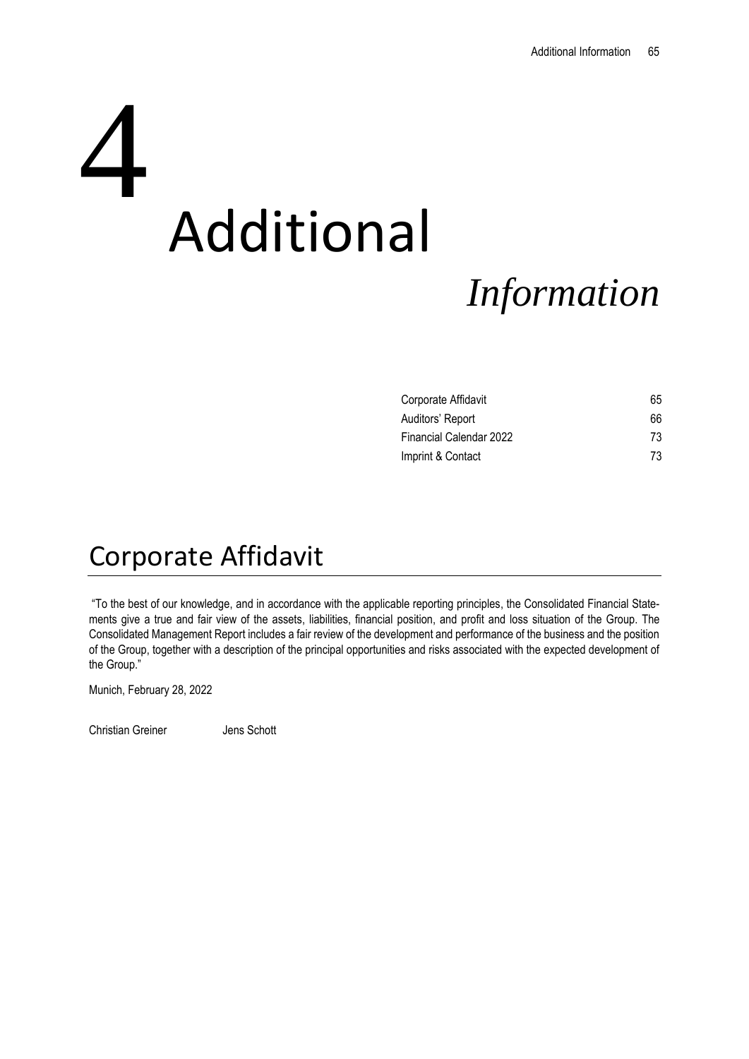# 4 Additional *Information*

| | |
|---|---|
| Corporate Affidavit | 65 |
| Auditors' Report | 66 |
| Financial Calendar 2022 | 73 |
| Imprint & Contact | 73 |

## Corporate Affidavit

"To the best of our knowledge, and in accordance with the applicable reporting principles, the Consolidated Financial Statements give a true and fair view of the assets, liabilities, financial position, and profit and loss situation of the Group. The Consolidated Management Report includes a fair review of the development and performance of the business and the position of the Group, together with a description of the principal opportunities and risks associated with the expected development of the Group."

Munich, February 28, 2022

Christian Greiner Jens Schott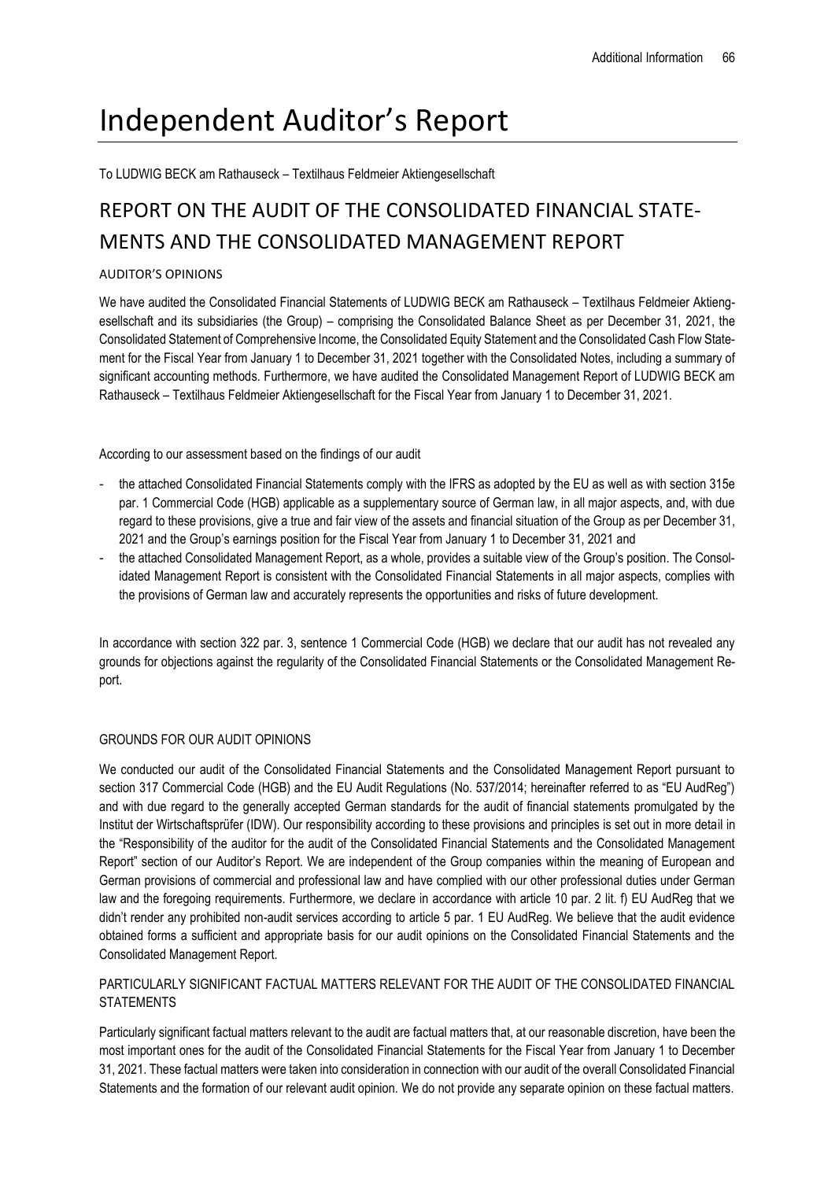# Independent Auditor's Report

To LUDWIG BECK am Rathauseck – Textilhaus Feldmeier Aktiengesellschaft

## REPORT ON THE AUDIT OF THE CONSOLIDATED FINANCIAL STATEMENTS AND THE CONSOLIDATED MANAGEMENT REPORT

### AUDITOR'S OPINIONS

We have audited the Consolidated Financial Statements of LUDWIG BECK am Rathauseck – Textilhaus Feldmeier Aktiengesellschaft and its subsidiaries (the Group) – comprising the Consolidated Balance Sheet as per December 31, 2021, the Consolidated Statement of Comprehensive Income, the Consolidated Equity Statement and the Consolidated Cash Flow Statement for the Fiscal Year from January 1 to December 31, 2021 together with the Consolidated Notes, including a summary of significant accounting methods. Furthermore, we have audited the Consolidated Management Report of LUDWIG BECK am Rathauseck – Textilhaus Feldmeier Aktiengesellschaft for the Fiscal Year from January 1 to December 31, 2021.

According to our assessment based on the findings of our audit

- the attached Consolidated Financial Statements comply with the IFRS as adopted by the EU as well as with section 315e par. 1 Commercial Code (HGB) applicable as a supplementary source of German law, in all major aspects, and, with due regard to these provisions, give a true and fair view of the assets and financial situation of the Group as per December 31, 2021 and the Group's earnings position for the Fiscal Year from January 1 to December 31, 2021 and
- the attached Consolidated Management Report, as a whole, provides a suitable view of the Group's position. The Consolidated Management Report is consistent with the Consolidated Financial Statements in all major aspects, complies with the provisions of German law and accurately represents the opportunities and risks of future development.

In accordance with section 322 par. 3, sentence 1 Commercial Code (HGB) we declare that our audit has not revealed any grounds for objections against the regularity of the Consolidated Financial Statements or the Consolidated Management Report.

### GROUNDS FOR OUR AUDIT OPINIONS

We conducted our audit of the Consolidated Financial Statements and the Consolidated Management Report pursuant to section 317 Commercial Code (HGB) and the EU Audit Regulations (No. 537/2014; hereinafter referred to as "EU AudReg") and with due regard to the generally accepted German standards for the audit of financial statements promulgated by the Institut der Wirtschaftsprüfer (IDW). Our responsibility according to these provisions and principles is set out in more detail in the "Responsibility of the auditor for the audit of the Consolidated Financial Statements and the Consolidated Management Report" section of our Auditor's Report. We are independent of the Group companies within the meaning of European and German provisions of commercial and professional law and have complied with our other professional duties under German law and the foregoing requirements. Furthermore, we declare in accordance with article 10 par. 2 lit. f) EU AudReg that we didn't render any prohibited non-audit services according to article 5 par. 1 EU AudReg. We believe that the audit evidence obtained forms a sufficient and appropriate basis for our audit opinions on the Consolidated Financial Statements and the Consolidated Management Report.

### PARTICULARLY SIGNIFICANT FACTUAL MATTERS RELEVANT FOR THE AUDIT OF THE CONSOLIDATED FINANCIAL STATEMENTS

Particularly significant factual matters relevant to the audit are factual matters that, at our reasonable discretion, have been the most important ones for the audit of the Consolidated Financial Statements for the Fiscal Year from January 1 to December 31, 2021. These factual matters were taken into consideration in connection with our audit of the overall Consolidated Financial Statements and the formation of our relevant audit opinion. We do not provide any separate opinion on these factual matters.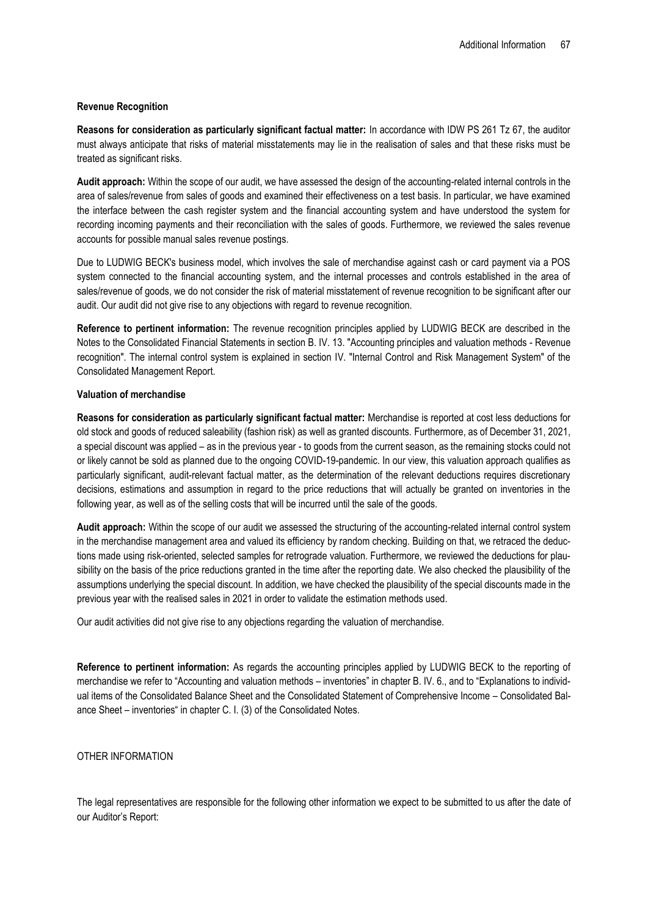**Revenue Recognition**

**Reasons for consideration as particularly significant factual matter:** In accordance with IDW PS 261 Tz 67, the auditor must always anticipate that risks of material misstatements may lie in the realisation of sales and that these risks must be treated as significant risks.

**Audit approach:** Within the scope of our audit, we have assessed the design of the accounting-related internal controls in the area of sales/revenue from sales of goods and examined their effectiveness on a test basis. In particular, we have examined the interface between the cash register system and the financial accounting system and have understood the system for recording incoming payments and their reconciliation with the sales of goods. Furthermore, we reviewed the sales revenue accounts for possible manual sales revenue postings.

Due to LUDWIG BECK's business model, which involves the sale of merchandise against cash or card payment via a POS system connected to the financial accounting system, and the internal processes and controls established in the area of sales/revenue of goods, we do not consider the risk of material misstatement of revenue recognition to be significant after our audit. Our audit did not give rise to any objections with regard to revenue recognition.

**Reference to pertinent information:** The revenue recognition principles applied by LUDWIG BECK are described in the Notes to the Consolidated Financial Statements in section B. IV. 13. "Accounting principles and valuation methods - Revenue recognition". The internal control system is explained in section IV. "Internal Control and Risk Management System" of the Consolidated Management Report.

**Valuation of merchandise**

**Reasons for consideration as particularly significant factual matter:** Merchandise is reported at cost less deductions for old stock and goods of reduced saleability (fashion risk) as well as granted discounts. Furthermore, as of December 31, 2021, a special discount was applied – as in the previous year - to goods from the current season, as the remaining stocks could not or likely cannot be sold as planned due to the ongoing COVID-19-pandemic. In our view, this valuation approach qualifies as particularly significant, audit-relevant factual matter, as the determination of the relevant deductions requires discretionary decisions, estimations and assumption in regard to the price reductions that will actually be granted on inventories in the following year, as well as of the selling costs that will be incurred until the sale of the goods.

**Audit approach:** Within the scope of our audit we assessed the structuring of the accounting-related internal control system in the merchandise management area and valued its efficiency by random checking. Building on that, we retraced the deductions made using risk-oriented, selected samples for retrograde valuation. Furthermore, we reviewed the deductions for plausibility on the basis of the price reductions granted in the time after the reporting date. We also checked the plausibility of the assumptions underlying the special discount. In addition, we have checked the plausibility of the special discounts made in the previous year with the realised sales in 2021 in order to validate the estimation methods used.

Our audit activities did not give rise to any objections regarding the valuation of merchandise.

**Reference to pertinent information:** As regards the accounting principles applied by LUDWIG BECK to the reporting of merchandise we refer to "Accounting and valuation methods – inventories" in chapter B. IV. 6., and to "Explanations to individual items of the Consolidated Balance Sheet and the Consolidated Statement of Comprehensive Income – Consolidated Balance Sheet – inventories" in chapter C. I. (3) of the Consolidated Notes.

OTHER INFORMATION

The legal representatives are responsible for the following other information we expect to be submitted to us after the date of our Auditor's Report: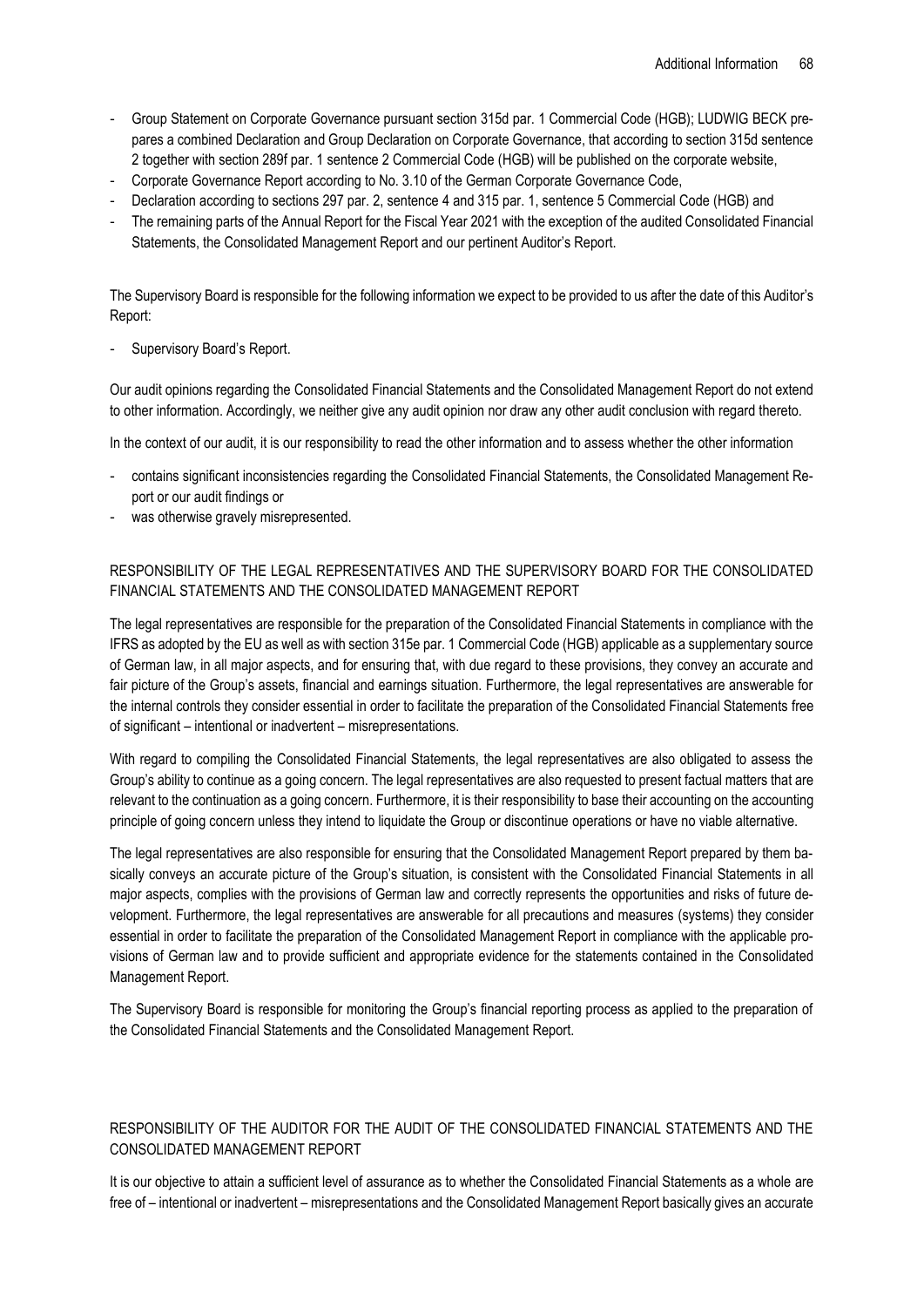- Group Statement on Corporate Governance pursuant section 315d par. 1 Commercial Code (HGB); LUDWIG BECK prepares a combined Declaration and Group Declaration on Corporate Governance, that according to section 315d sentence 2 together with section 289f par. 1 sentence 2 Commercial Code (HGB) will be published on the corporate website,
- Corporate Governance Report according to No. 3.10 of the German Corporate Governance Code,
- Declaration according to sections 297 par. 2, sentence 4 and 315 par. 1, sentence 5 Commercial Code (HGB) and
- The remaining parts of the Annual Report for the Fiscal Year 2021 with the exception of the audited Consolidated Financial Statements, the Consolidated Management Report and our pertinent Auditor's Report.

The Supervisory Board is responsible for the following information we expect to be provided to us after the date of this Auditor's Report:

- Supervisory Board's Report.

Our audit opinions regarding the Consolidated Financial Statements and the Consolidated Management Report do not extend to other information. Accordingly, we neither give any audit opinion nor draw any other audit conclusion with regard thereto.

In the context of our audit, it is our responsibility to read the other information and to assess whether the other information

- contains significant inconsistencies regarding the Consolidated Financial Statements, the Consolidated Management Report or our audit findings or
- was otherwise gravely misrepresented.

## RESPONSIBILITY OF THE LEGAL REPRESENTATIVES AND THE SUPERVISORY BOARD FOR THE CONSOLIDATED FINANCIAL STATEMENTS AND THE CONSOLIDATED MANAGEMENT REPORT

The legal representatives are responsible for the preparation of the Consolidated Financial Statements in compliance with the IFRS as adopted by the EU as well as with section 315e par. 1 Commercial Code (HGB) applicable as a supplementary source of German law, in all major aspects, and for ensuring that, with due regard to these provisions, they convey an accurate and fair picture of the Group's assets, financial and earnings situation. Furthermore, the legal representatives are answerable for the internal controls they consider essential in order to facilitate the preparation of the Consolidated Financial Statements free of significant – intentional or inadvertent – misrepresentations.

With regard to compiling the Consolidated Financial Statements, the legal representatives are also obligated to assess the Group's ability to continue as a going concern. The legal representatives are also requested to present factual matters that are relevant to the continuation as a going concern. Furthermore, it is their responsibility to base their accounting on the accounting principle of going concern unless they intend to liquidate the Group or discontinue operations or have no viable alternative.

The legal representatives are also responsible for ensuring that the Consolidated Management Report prepared by them basically conveys an accurate picture of the Group's situation, is consistent with the Consolidated Financial Statements in all major aspects, complies with the provisions of German law and correctly represents the opportunities and risks of future development. Furthermore, the legal representatives are answerable for all precautions and measures (systems) they consider essential in order to facilitate the preparation of the Consolidated Management Report in compliance with the applicable provisions of German law and to provide sufficient and appropriate evidence for the statements contained in the Consolidated Management Report.

The Supervisory Board is responsible for monitoring the Group's financial reporting process as applied to the preparation of the Consolidated Financial Statements and the Consolidated Management Report.

## RESPONSIBILITY OF THE AUDITOR FOR THE AUDIT OF THE CONSOLIDATED FINANCIAL STATEMENTS AND THE CONSOLIDATED MANAGEMENT REPORT

It is our objective to attain a sufficient level of assurance as to whether the Consolidated Financial Statements as a whole are free of – intentional or inadvertent – misrepresentations and the Consolidated Management Report basically gives an accurate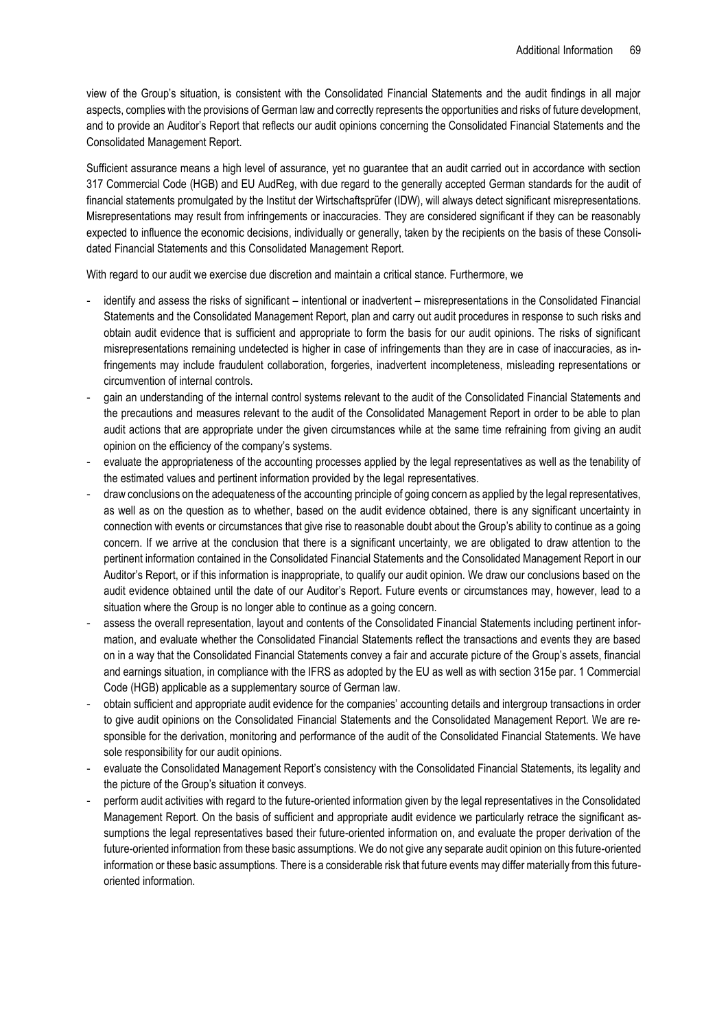view of the Group's situation, is consistent with the Consolidated Financial Statements and the audit findings in all major aspects, complies with the provisions of German law and correctly represents the opportunities and risks of future development, and to provide an Auditor's Report that reflects our audit opinions concerning the Consolidated Financial Statements and the Consolidated Management Report.

Sufficient assurance means a high level of assurance, yet no guarantee that an audit carried out in accordance with section 317 Commercial Code (HGB) and EU AudReg, with due regard to the generally accepted German standards for the audit of financial statements promulgated by the Institut der Wirtschaftsprüfer (IDW), will always detect significant misrepresentations. Misrepresentations may result from infringements or inaccuracies. They are considered significant if they can be reasonably expected to influence the economic decisions, individually or generally, taken by the recipients on the basis of these Consolidated Financial Statements and this Consolidated Management Report.

With regard to our audit we exercise due discretion and maintain a critical stance. Furthermore, we

- identify and assess the risks of significant – intentional or inadvertent – misrepresentations in the Consolidated Financial Statements and the Consolidated Management Report, plan and carry out audit procedures in response to such risks and obtain audit evidence that is sufficient and appropriate to form the basis for our audit opinions. The risks of significant misrepresentations remaining undetected is higher in case of infringements than they are in case of inaccuracies, as infringements may include fraudulent collaboration, forgeries, inadvertent incompleteness, misleading representations or circumvention of internal controls.
- gain an understanding of the internal control systems relevant to the audit of the Consolidated Financial Statements and the precautions and measures relevant to the audit of the Consolidated Management Report in order to be able to plan audit actions that are appropriate under the given circumstances while at the same time refraining from giving an audit opinion on the efficiency of the company's systems.
- evaluate the appropriateness of the accounting processes applied by the legal representatives as well as the tenability of the estimated values and pertinent information provided by the legal representatives.
- draw conclusions on the adequateness of the accounting principle of going concern as applied by the legal representatives, as well as on the question as to whether, based on the audit evidence obtained, there is any significant uncertainty in connection with events or circumstances that give rise to reasonable doubt about the Group's ability to continue as a going concern. If we arrive at the conclusion that there is a significant uncertainty, we are obligated to draw attention to the pertinent information contained in the Consolidated Financial Statements and the Consolidated Management Report in our Auditor's Report, or if this information is inappropriate, to qualify our audit opinion. We draw our conclusions based on the audit evidence obtained until the date of our Auditor's Report. Future events or circumstances may, however, lead to a situation where the Group is no longer able to continue as a going concern.
- assess the overall representation, layout and contents of the Consolidated Financial Statements including pertinent information, and evaluate whether the Consolidated Financial Statements reflect the transactions and events they are based on in a way that the Consolidated Financial Statements convey a fair and accurate picture of the Group's assets, financial and earnings situation, in compliance with the IFRS as adopted by the EU as well as with section 315e par. 1 Commercial Code (HGB) applicable as a supplementary source of German law.
- obtain sufficient and appropriate audit evidence for the companies' accounting details and intergroup transactions in order to give audit opinions on the Consolidated Financial Statements and the Consolidated Management Report. We are responsible for the derivation, monitoring and performance of the audit of the Consolidated Financial Statements. We have sole responsibility for our audit opinions.
- evaluate the Consolidated Management Report's consistency with the Consolidated Financial Statements, its legality and the picture of the Group's situation it conveys.
- perform audit activities with regard to the future-oriented information given by the legal representatives in the Consolidated Management Report. On the basis of sufficient and appropriate audit evidence we particularly retrace the significant assumptions the legal representatives based their future-oriented information on, and evaluate the proper derivation of the future-oriented information from these basic assumptions. We do not give any separate audit opinion on this future-oriented information or these basic assumptions. There is a considerable risk that future events may differ materially from this future-oriented information.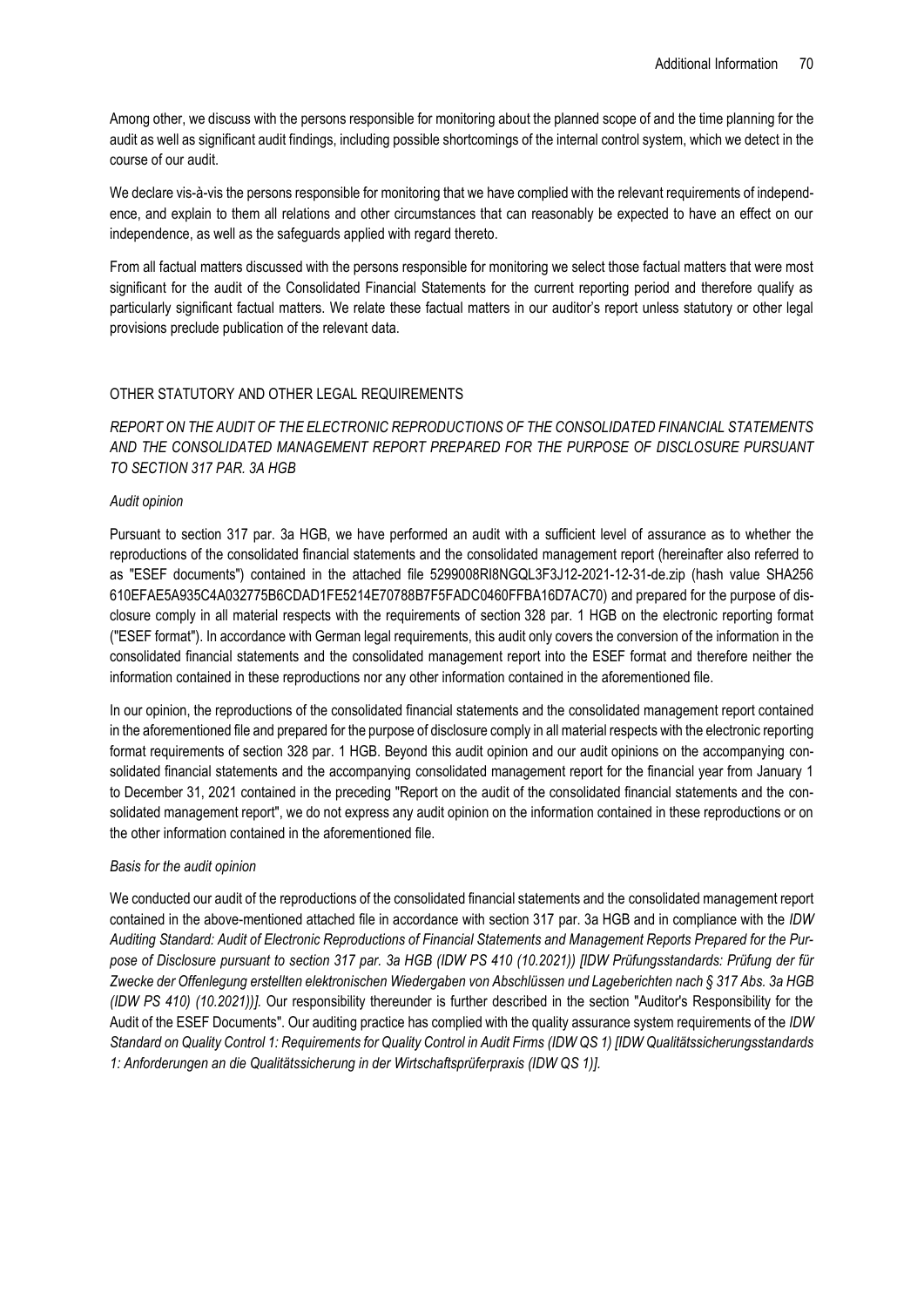Among other, we discuss with the persons responsible for monitoring about the planned scope of and the time planning for the audit as well as significant audit findings, including possible shortcomings of the internal control system, which we detect in the course of our audit.

We declare vis-à-vis the persons responsible for monitoring that we have complied with the relevant requirements of independence, and explain to them all relations and other circumstances that can reasonably be expected to have an effect on our independence, as well as the safeguards applied with regard thereto.

From all factual matters discussed with the persons responsible for monitoring we select those factual matters that were most significant for the audit of the Consolidated Financial Statements for the current reporting period and therefore qualify as particularly significant factual matters. We relate these factual matters in our auditor's report unless statutory or other legal provisions preclude publication of the relevant data.

## OTHER STATUTORY AND OTHER LEGAL REQUIREMENTS

### *REPORT ON THE AUDIT OF THE ELECTRONIC REPRODUCTIONS OF THE CONSOLIDATED FINANCIAL STATEMENTS AND THE CONSOLIDATED MANAGEMENT REPORT PREPARED FOR THE PURPOSE OF DISCLOSURE PURSUANT TO SECTION 317 PAR. 3A HGB*

*Audit opinion*

Pursuant to section 317 par. 3a HGB, we have performed an audit with a sufficient level of assurance as to whether the reproductions of the consolidated financial statements and the consolidated management report (hereinafter also referred to as "ESEF documents") contained in the attached file 5299008RI8NGQL3F3J12-2021-12-31-de.zip (hash value SHA256 610EFAE5A935C4A032775B6CDAD1FE5214E70788B7F5FADC0460FFBA16D7AC70) and prepared for the purpose of disclosure comply in all material respects with the requirements of section 328 par. 1 HGB on the electronic reporting format ("ESEF format"). In accordance with German legal requirements, this audit only covers the conversion of the information in the consolidated financial statements and the consolidated management report into the ESEF format and therefore neither the information contained in these reproductions nor any other information contained in the aforementioned file.

In our opinion, the reproductions of the consolidated financial statements and the consolidated management report contained in the aforementioned file and prepared for the purpose of disclosure comply in all material respects with the electronic reporting format requirements of section 328 par. 1 HGB. Beyond this audit opinion and our audit opinions on the accompanying consolidated financial statements and the accompanying consolidated management report for the financial year from January 1 to December 31, 2021 contained in the preceding "Report on the audit of the consolidated financial statements and the consolidated management report", we do not express any audit opinion on the information contained in these reproductions or on the other information contained in the aforementioned file.

*Basis for the audit opinion*

We conducted our audit of the reproductions of the consolidated financial statements and the consolidated management report contained in the above-mentioned attached file in accordance with section 317 par. 3a HGB and in compliance with the *IDW Auditing Standard: Audit of Electronic Reproductions of Financial Statements and Management Reports Prepared for the Purpose of Disclosure pursuant to section 317 par. 3a HGB (IDW PS 410 (10.2021)) [IDW Prüfungsstandards: Prüfung der für Zwecke der Offenlegung erstellten elektronischen Wiedergaben von Abschlüssen und Lageberichten nach § 317 Abs. 3a HGB (IDW PS 410) (10.2021))].* Our responsibility thereunder is further described in the section "Auditor's Responsibility for the Audit of the ESEF Documents". Our auditing practice has complied with the quality assurance system requirements of the *IDW Standard on Quality Control 1: Requirements for Quality Control in Audit Firms (IDW QS 1) [IDW Qualitätssicherungsstandards 1: Anforderungen an die Qualitätssicherung in der Wirtschaftsprüferpraxis (IDW QS 1)].*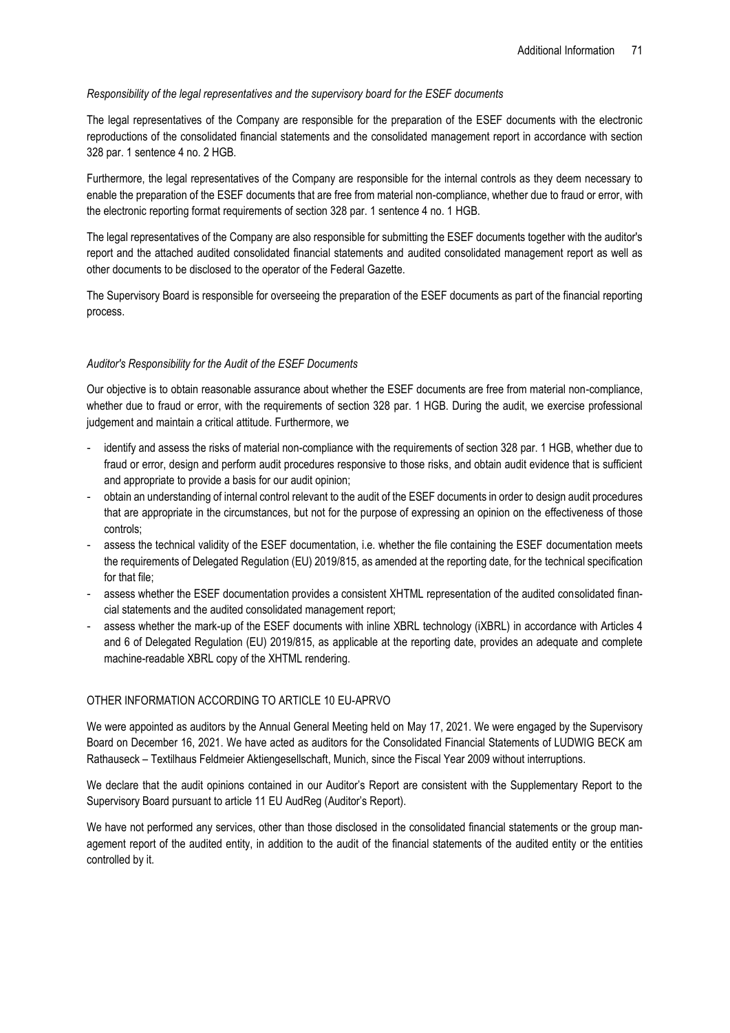*Responsibility of the legal representatives and the supervisory board for the ESEF documents*

The legal representatives of the Company are responsible for the preparation of the ESEF documents with the electronic reproductions of the consolidated financial statements and the consolidated management report in accordance with section 328 par. 1 sentence 4 no. 2 HGB.

Furthermore, the legal representatives of the Company are responsible for the internal controls as they deem necessary to enable the preparation of the ESEF documents that are free from material non-compliance, whether due to fraud or error, with the electronic reporting format requirements of section 328 par. 1 sentence 4 no. 1 HGB.

The legal representatives of the Company are also responsible for submitting the ESEF documents together with the auditor's report and the attached audited consolidated financial statements and audited consolidated management report as well as other documents to be disclosed to the operator of the Federal Gazette.

The Supervisory Board is responsible for overseeing the preparation of the ESEF documents as part of the financial reporting process.

*Auditor's Responsibility for the Audit of the ESEF Documents*

Our objective is to obtain reasonable assurance about whether the ESEF documents are free from material non-compliance, whether due to fraud or error, with the requirements of section 328 par. 1 HGB. During the audit, we exercise professional judgement and maintain a critical attitude. Furthermore, we

- identify and assess the risks of material non-compliance with the requirements of section 328 par. 1 HGB, whether due to fraud or error, design and perform audit procedures responsive to those risks, and obtain audit evidence that is sufficient and appropriate to provide a basis for our audit opinion;
- obtain an understanding of internal control relevant to the audit of the ESEF documents in order to design audit procedures that are appropriate in the circumstances, but not for the purpose of expressing an opinion on the effectiveness of those controls;
- assess the technical validity of the ESEF documentation, i.e. whether the file containing the ESEF documentation meets the requirements of Delegated Regulation (EU) 2019/815, as amended at the reporting date, for the technical specification for that file;
- assess whether the ESEF documentation provides a consistent XHTML representation of the audited consolidated financial statements and the audited consolidated management report;
- assess whether the mark-up of the ESEF documents with inline XBRL technology (iXBRL) in accordance with Articles 4 and 6 of Delegated Regulation (EU) 2019/815, as applicable at the reporting date, provides an adequate and complete machine-readable XBRL copy of the XHTML rendering.

OTHER INFORMATION ACCORDING TO ARTICLE 10 EU-APRVO

We were appointed as auditors by the Annual General Meeting held on May 17, 2021. We were engaged by the Supervisory Board on December 16, 2021. We have acted as auditors for the Consolidated Financial Statements of LUDWIG BECK am Rathauseck – Textilhaus Feldmeier Aktiengesellschaft, Munich, since the Fiscal Year 2009 without interruptions.

We declare that the audit opinions contained in our Auditor's Report are consistent with the Supplementary Report to the Supervisory Board pursuant to article 11 EU AudReg (Auditor's Report).

We have not performed any services, other than those disclosed in the consolidated financial statements or the group management report of the audited entity, in addition to the audit of the financial statements of the audited entity or the entities controlled by it.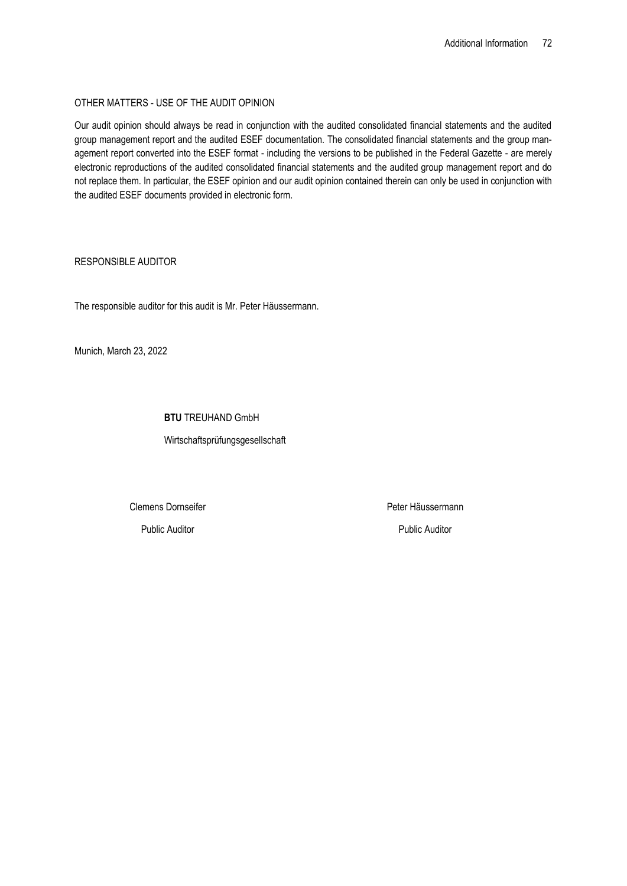## OTHER MATTERS - USE OF THE AUDIT OPINION

Our audit opinion should always be read in conjunction with the audited consolidated financial statements and the audited group management report and the audited ESEF documentation. The consolidated financial statements and the group management report converted into the ESEF format - including the versions to be published in the Federal Gazette - are merely electronic reproductions of the audited consolidated financial statements and the audited group management report and do not replace them. In particular, the ESEF opinion and our audit opinion contained therein can only be used in conjunction with the audited ESEF documents provided in electronic form.

## RESPONSIBLE AUDITOR

The responsible auditor for this audit is Mr. Peter Häussermann.

Munich, March 23, 2022

**BTU** TREUHAND GmbH

Wirtschaftsprüfungsgesellschaft

Clemens Dornseifer
Public Auditor

Peter Häussermann
Public Auditor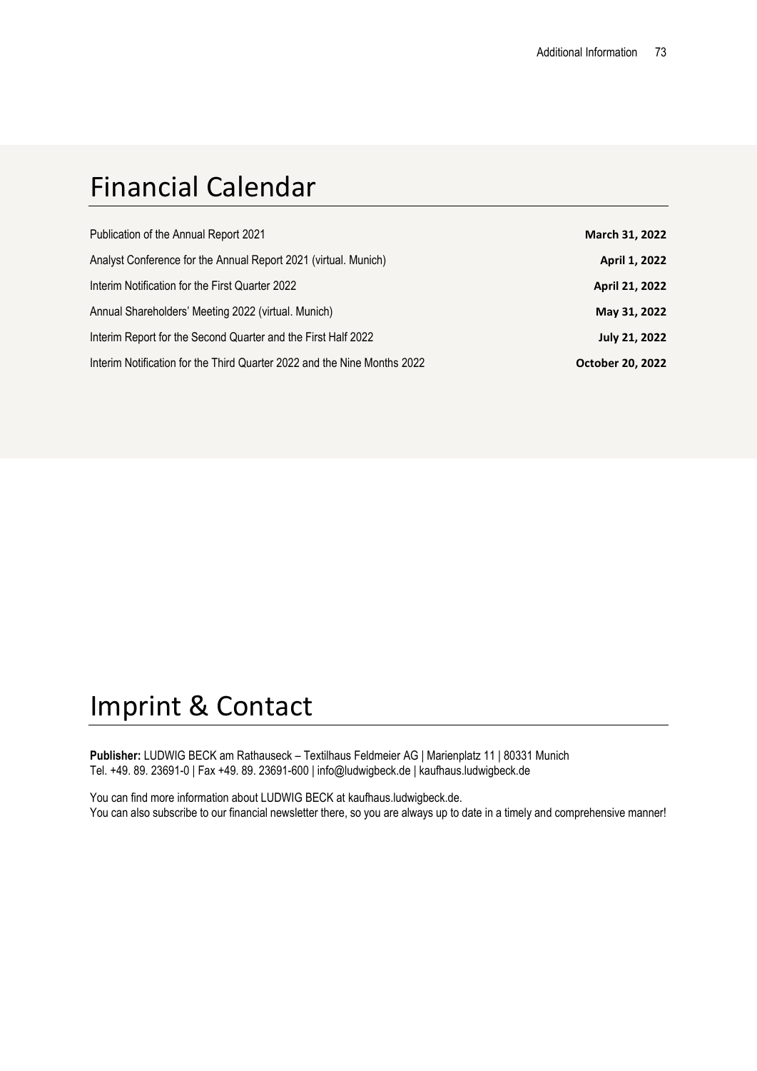# Financial Calendar

| | |
|---|---|
| Publication of the Annual Report 2021 | **March 31, 2022** |
| Analyst Conference for the Annual Report 2021 (virtual. Munich) | **April 1, 2022** |
| Interim Notification for the First Quarter 2022 | **April 21, 2022** |
| Annual Shareholders' Meeting 2022 (virtual. Munich) | **May 31, 2022** |
| Interim Report for the Second Quarter and the First Half 2022 | **July 21, 2022** |
| Interim Notification for the Third Quarter 2022 and the Nine Months 2022 | **October 20, 2022** |

# Imprint & Contact

**Publisher:** LUDWIG BECK am Rathauseck – Textilhaus Feldmeier AG | Marienplatz 11 | 80331 Munich
Tel. +49. 89. 23691-0 | Fax +49. 89. 23691-600 | info@ludwigbeck.de | kaufhaus.ludwigbeck.de

You can find more information about LUDWIG BECK at kaufhaus.ludwigbeck.de.
You can also subscribe to our financial newsletter there, so you are always up to date in a timely and comprehensive manner!